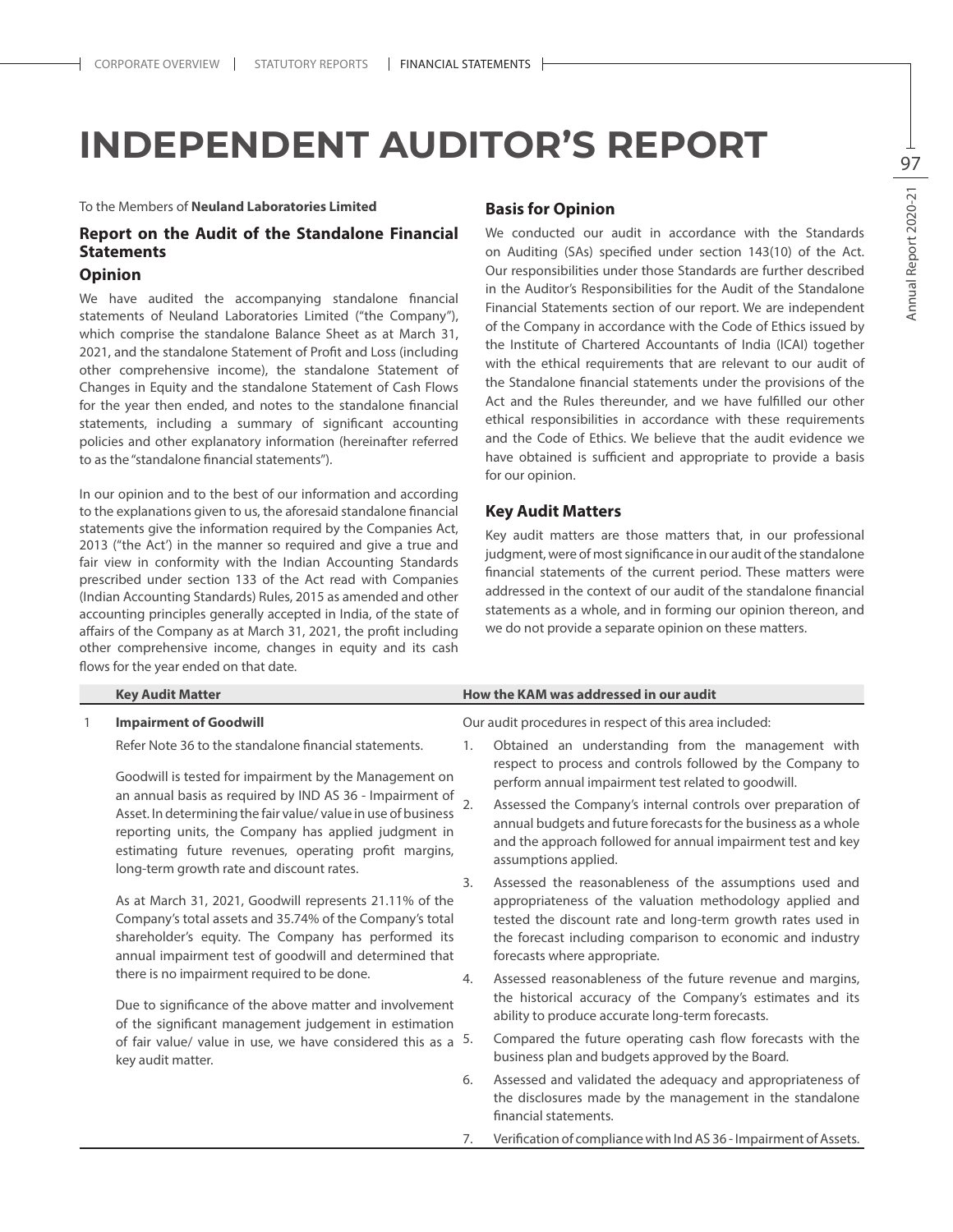# INDEPENDENT AUDITOR'S REPORT

To the Members of **Neuland Laboratories Limited**

## Report on the Audit of the Standalone Financial Statements

### Opinion

We have audited the accompanying standalone financial statements of Neuland Laboratories Limited ("the Company"), which comprise the standalone Balance Sheet as at March 31, 2021, and the standalone Statement of Profit and Loss (including other comprehensive income), the standalone Statement of Changes in Equity and the standalone Statement of Cash Flows for the year then ended, and notes to the standalone financial statements, including a summary of significant accounting policies and other explanatory information (hereinafter referred to as the "standalone financial statements").

In our opinion and to the best of our information and according to the explanations given to us, the aforesaid standalone financial statements give the information required by the Companies Act, 2013 ("the Act') in the manner so required and give a true and fair view in conformity with the Indian Accounting Standards prescribed under section 133 of the Act read with Companies (Indian Accounting Standards) Rules, 2015 as amended and other accounting principles generally accepted in India, of the state of affairs of the Company as at March 31, 2021, the profit including other comprehensive income, changes in equity and its cash flows for the year ended on that date.

### Basis for Opinion

We conducted our audit in accordance with the Standards on Auditing (SAs) specified under section 143(10) of the Act. Our responsibilities under those Standards are further described in the Auditor's Responsibilities for the Audit of the Standalone Financial Statements section of our report. We are independent of the Company in accordance with the Code of Ethics issued by the Institute of Chartered Accountants of India (ICAI) together with the ethical requirements that are relevant to our audit of the Standalone financial statements under the provisions of the Act and the Rules thereunder, and we have fulfilled our other ethical responsibilities in accordance with these requirements and the Code of Ethics. We believe that the audit evidence we have obtained is sufficient and appropriate to provide a basis for our opinion.

### Key Audit Matters

Key audit matters are those matters that, in our professional judgment, were of most significance in our audit of the standalone financial statements of the current period. These matters were addressed in the context of our audit of the standalone financial statements as a whole, and in forming our opinion thereon, and we do not provide a separate opinion on these matters.

| | Key Audit Matter | How the KAM was addressed in our audit |
|---|---|---|
| 1 | **Impairment of Goodwill**<br><br>Refer Note 36 to the standalone financial statements.<br><br>Goodwill is tested for impairment by the Management on an annual basis as required by IND AS 36 - Impairment of Asset. In determining the fair value/ value in use of business reporting units, the Company has applied judgment in estimating future revenues, operating profit margins, long-term growth rate and discount rates.<br><br>As at March 31, 2021, Goodwill represents 21.11% of the Company's total assets and 35.74% of the Company's total shareholder's equity. The Company has performed its annual impairment test of goodwill and determined that there is no impairment required to be done.<br><br>Due to significance of the above matter and involvement of the significant management judgement in estimation of fair value/ value in use, we have considered this as a key audit matter. | Our audit procedures in respect of this area included:<br><br>1. Obtained an understanding from the management with respect to process and controls followed by the Company to perform annual impairment test related to goodwill.<br>2. Assessed the Company's internal controls over preparation of annual budgets and future forecasts for the business as a whole and the approach followed for annual impairment test and key assumptions applied.<br>3. Assessed the reasonableness of the assumptions used and appropriateness of the valuation methodology applied and tested the discount rate and long-term growth rates used in the forecast including comparison to economic and industry forecasts where appropriate.<br>4. Assessed reasonableness of the future revenue and margins, the historical accuracy of the Company's estimates and its ability to produce accurate long-term forecasts.<br>5. Compared the future operating cash flow forecasts with the business plan and budgets approved by the Board.<br>6. Assessed and validated the adequacy and appropriateness of the disclosures made by the management in the standalone financial statements.<br>7. Verification of compliance with Ind AS 36 - Impairment of Assets. |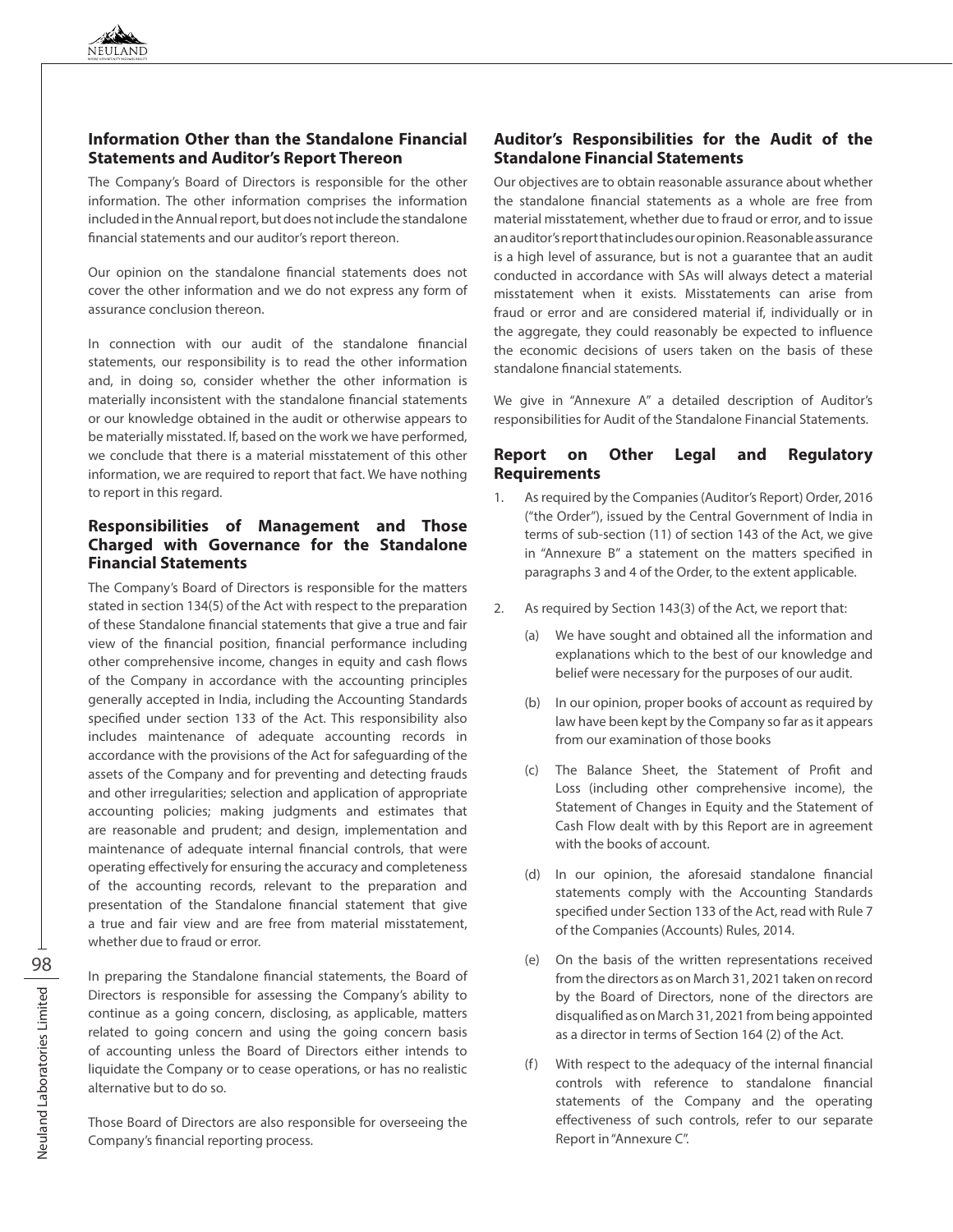### Information Other than the Standalone Financial Statements and Auditor's Report Thereon

The Company's Board of Directors is responsible for the other information. The other information comprises the information included in the Annual report, but does not include the standalone financial statements and our auditor's report thereon.

Our opinion on the standalone financial statements does not cover the other information and we do not express any form of assurance conclusion thereon.

In connection with our audit of the standalone financial statements, our responsibility is to read the other information and, in doing so, consider whether the other information is materially inconsistent with the standalone financial statements or our knowledge obtained in the audit or otherwise appears to be materially misstated. If, based on the work we have performed, we conclude that there is a material misstatement of this other information, we are required to report that fact. We have nothing to report in this regard.

### Responsibilities of Management and Those Charged with Governance for the Standalone Financial Statements

The Company's Board of Directors is responsible for the matters stated in section 134(5) of the Act with respect to the preparation of these Standalone financial statements that give a true and fair view of the financial position, financial performance including other comprehensive income, changes in equity and cash flows of the Company in accordance with the accounting principles generally accepted in India, including the Accounting Standards specified under section 133 of the Act. This responsibility also includes maintenance of adequate accounting records in accordance with the provisions of the Act for safeguarding of the assets of the Company and for preventing and detecting frauds and other irregularities; selection and application of appropriate accounting policies; making judgments and estimates that are reasonable and prudent; and design, implementation and maintenance of adequate internal financial controls, that were operating effectively for ensuring the accuracy and completeness of the accounting records, relevant to the preparation and presentation of the Standalone financial statement that give a true and fair view and are free from material misstatement, whether due to fraud or error.

In preparing the Standalone financial statements, the Board of Directors is responsible for assessing the Company's ability to continue as a going concern, disclosing, as applicable, matters related to going concern and using the going concern basis of accounting unless the Board of Directors either intends to liquidate the Company or to cease operations, or has no realistic alternative but to do so.

Those Board of Directors are also responsible for overseeing the Company's financial reporting process.

### Auditor's Responsibilities for the Audit of the Standalone Financial Statements

Our objectives are to obtain reasonable assurance about whether the standalone financial statements as a whole are free from material misstatement, whether due to fraud or error, and to issue an auditor's report that includes our opinion. Reasonable assurance is a high level of assurance, but is not a guarantee that an audit conducted in accordance with SAs will always detect a material misstatement when it exists. Misstatements can arise from fraud or error and are considered material if, individually or in the aggregate, they could reasonably be expected to influence the economic decisions of users taken on the basis of these standalone financial statements.

We give in "Annexure A" a detailed description of Auditor's responsibilities for Audit of the Standalone Financial Statements.

### Report on Other Legal and Regulatory Requirements

1. As required by the Companies (Auditor's Report) Order, 2016 ("the Order"), issued by the Central Government of India in terms of sub-section (11) of section 143 of the Act, we give in "Annexure B" a statement on the matters specified in paragraphs 3 and 4 of the Order, to the extent applicable.

2. As required by Section 143(3) of the Act, we report that:

   (a) We have sought and obtained all the information and explanations which to the best of our knowledge and belief were necessary for the purposes of our audit.

   (b) In our opinion, proper books of account as required by law have been kept by the Company so far as it appears from our examination of those books

   (c) The Balance Sheet, the Statement of Profit and Loss (including other comprehensive income), the Statement of Changes in Equity and the Statement of Cash Flow dealt with by this Report are in agreement with the books of account.

   (d) In our opinion, the aforesaid standalone financial statements comply with the Accounting Standards specified under Section 133 of the Act, read with Rule 7 of the Companies (Accounts) Rules, 2014.

   (e) On the basis of the written representations received from the directors as on March 31, 2021 taken on record by the Board of Directors, none of the directors are disqualified as on March 31, 2021 from being appointed as a director in terms of Section 164 (2) of the Act.

   (f) With respect to the adequacy of the internal financial controls with reference to standalone financial statements of the Company and the operating effectiveness of such controls, refer to our separate Report in "Annexure C".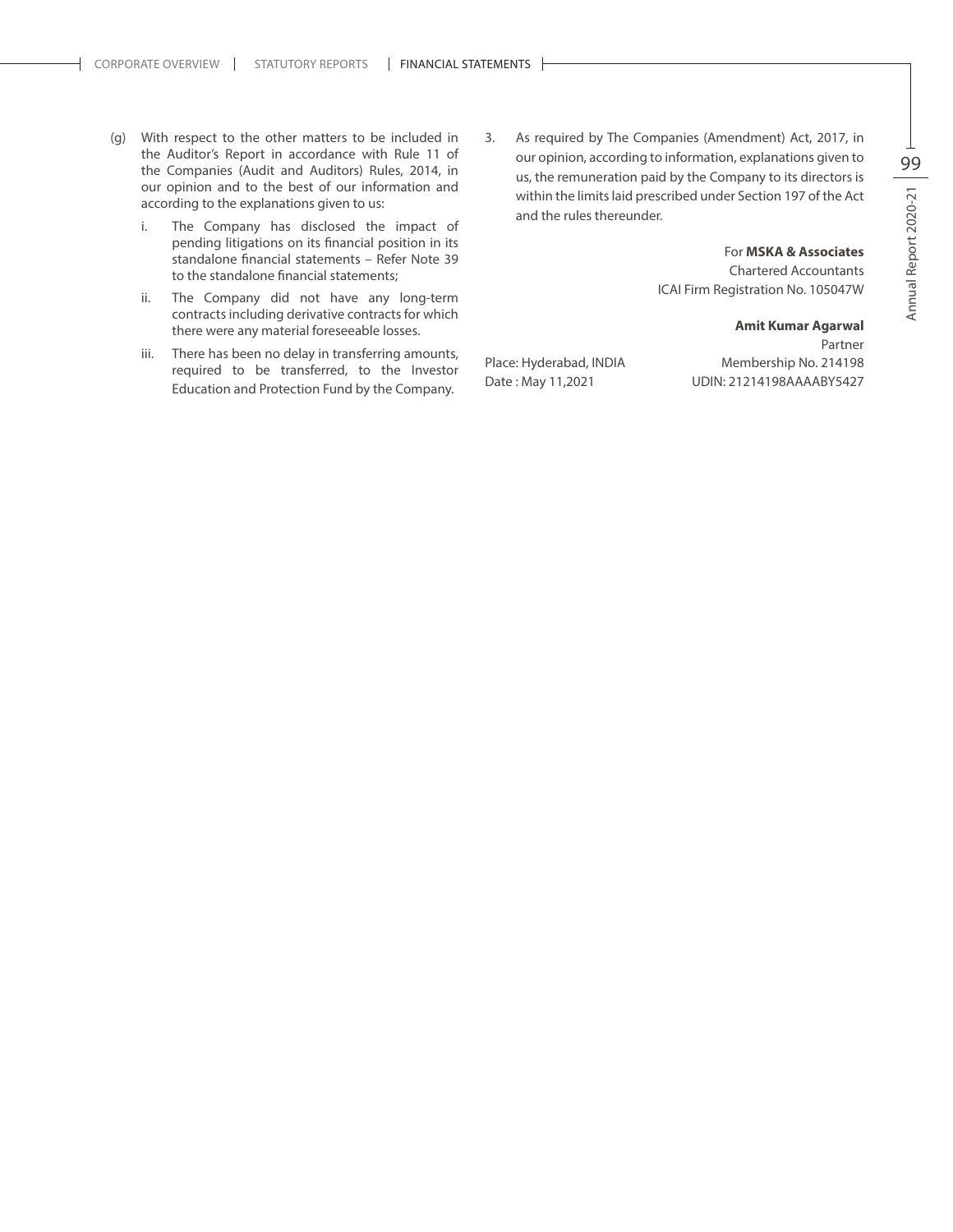(g) With respect to the other matters to be included in the Auditor's Report in accordance with Rule 11 of the Companies (Audit and Auditors) Rules, 2014, in our opinion and to the best of our information and according to the explanations given to us:

   i. The Company has disclosed the impact of pending litigations on its financial position in its standalone financial statements – Refer Note 39 to the standalone financial statements;

   ii. The Company did not have any long-term contracts including derivative contracts for which there were any material foreseeable losses.

   iii. There has been no delay in transferring amounts, required to be transferred, to the Investor Education and Protection Fund by the Company.

3. As required by The Companies (Amendment) Act, 2017, in our opinion, according to information, explanations given to us, the remuneration paid by the Company to its directors is within the limits laid prescribed under Section 197 of the Act and the rules thereunder.

For **MSKA & Associates**
Chartered Accountants
ICAI Firm Registration No. 105047W

**Amit Kumar Agarwal**
Partner
Membership No. 214198
UDIN: 21214198AAAABY5427

Place: Hyderabad, INDIA
Date : May 11,2021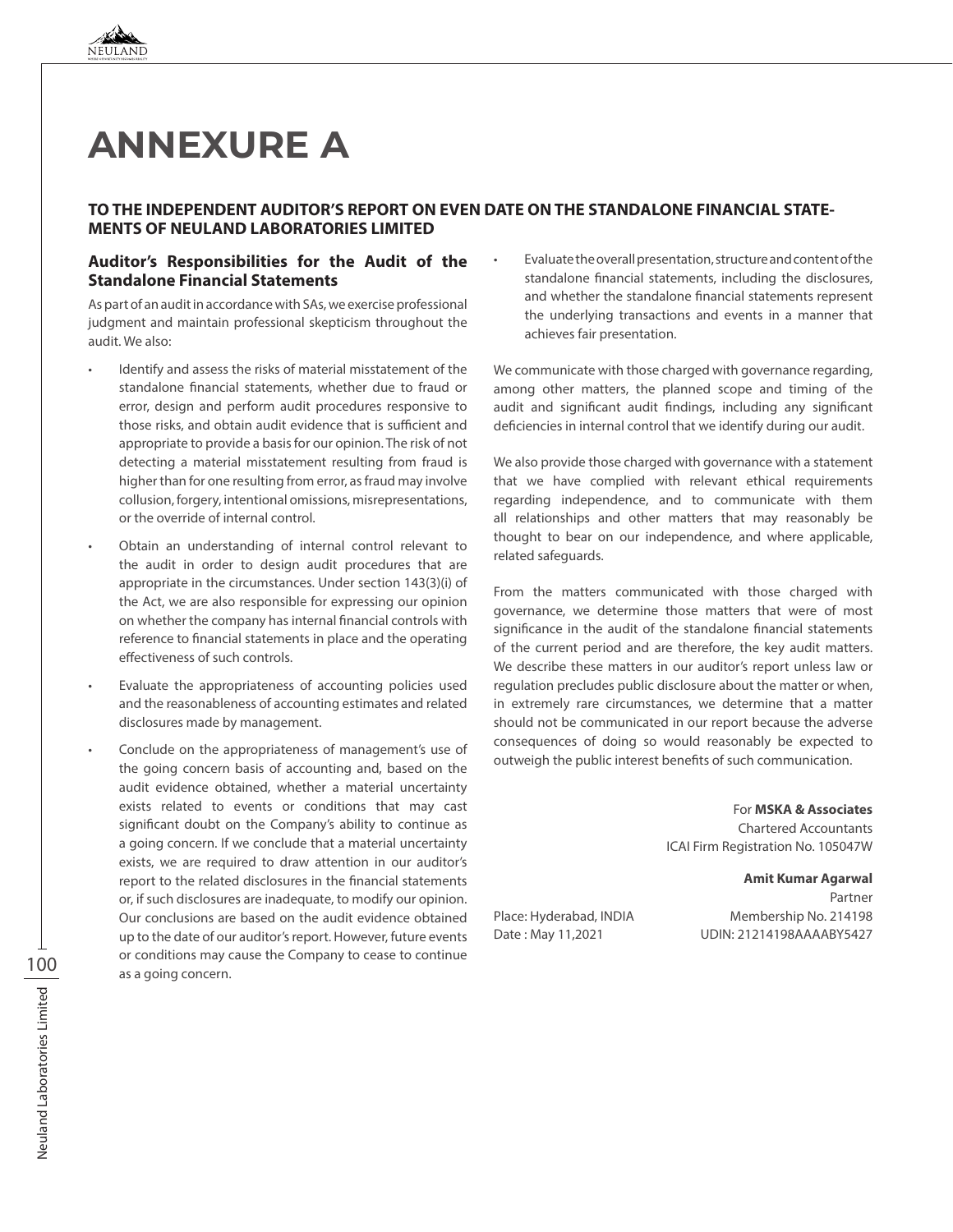# ANNEXURE A

## TO THE INDEPENDENT AUDITOR'S REPORT ON EVEN DATE ON THE STANDALONE FINANCIAL STATEMENTS OF NEULAND LABORATORIES LIMITED

### Auditor's Responsibilities for the Audit of the Standalone Financial Statements

As part of an audit in accordance with SAs, we exercise professional judgment and maintain professional skepticism throughout the audit. We also:

- Identify and assess the risks of material misstatement of the standalone financial statements, whether due to fraud or error, design and perform audit procedures responsive to those risks, and obtain audit evidence that is sufficient and appropriate to provide a basis for our opinion. The risk of not detecting a material misstatement resulting from fraud is higher than for one resulting from error, as fraud may involve collusion, forgery, intentional omissions, misrepresentations, or the override of internal control.
- Obtain an understanding of internal control relevant to the audit in order to design audit procedures that are appropriate in the circumstances. Under section 143(3)(i) of the Act, we are also responsible for expressing our opinion on whether the company has internal financial controls with reference to financial statements in place and the operating effectiveness of such controls.
- Evaluate the appropriateness of accounting policies used and the reasonableness of accounting estimates and related disclosures made by management.
- Conclude on the appropriateness of management's use of the going concern basis of accounting and, based on the audit evidence obtained, whether a material uncertainty exists related to events or conditions that may cast significant doubt on the Company's ability to continue as a going concern. If we conclude that a material uncertainty exists, we are required to draw attention in our auditor's report to the related disclosures in the financial statements or, if such disclosures are inadequate, to modify our opinion. Our conclusions are based on the audit evidence obtained up to the date of our auditor's report. However, future events or conditions may cause the Company to cease to continue as a going concern.
- Evaluate the overall presentation, structure and content of the standalone financial statements, including the disclosures, and whether the standalone financial statements represent the underlying transactions and events in a manner that achieves fair presentation.

We communicate with those charged with governance regarding, among other matters, the planned scope and timing of the audit and significant audit findings, including any significant deficiencies in internal control that we identify during our audit.

We also provide those charged with governance with a statement that we have complied with relevant ethical requirements regarding independence, and to communicate with them all relationships and other matters that may reasonably be thought to bear on our independence, and where applicable, related safeguards.

From the matters communicated with those charged with governance, we determine those matters that were of most significance in the audit of the standalone financial statements of the current period and are therefore, the key audit matters. We describe these matters in our auditor's report unless law or regulation precludes public disclosure about the matter or when, in extremely rare circumstances, we determine that a matter should not be communicated in our report because the adverse consequences of doing so would reasonably be expected to outweigh the public interest benefits of such communication.

For **MSKA & Associates**
Chartered Accountants
ICAI Firm Registration No. 105047W

**Amit Kumar Agarwal**
Partner
Membership No. 214198
UDIN: 21214198AAAABY5427

Place: Hyderabad, INDIA
Date : May 11,2021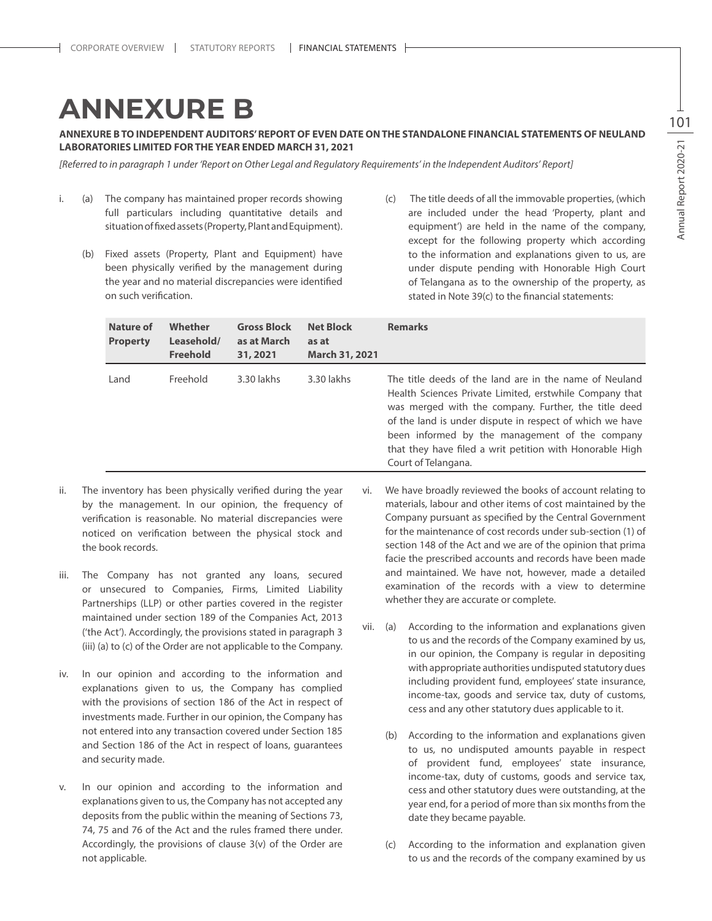# ANNEXURE B

**ANNEXURE B TO INDEPENDENT AUDITORS' REPORT OF EVEN DATE ON THE STANDALONE FINANCIAL STATEMENTS OF NEULAND LABORATORIES LIMITED FOR THE YEAR ENDED MARCH 31, 2021**

*[Referred to in paragraph 1 under 'Report on Other Legal and Regulatory Requirements' in the Independent Auditors' Report]*

i. (a) The company has maintained proper records showing full particulars including quantitative details and situation of fixed assets (Property, Plant and Equipment).

(b) Fixed assets (Property, Plant and Equipment) have been physically verified by the management during the year and no material discrepancies were identified on such verification.

(c) The title deeds of all the immovable properties, (which are included under the head 'Property, plant and equipment') are held in the name of the company, except for the following property which according to the information and explanations given to us, are under dispute pending with Honorable High Court of Telangana as to the ownership of the property, as stated in Note 39(c) to the financial statements:

| Nature of Property | Whether Leasehold/ Freehold | Gross Block as at March 31, 2021 | Net Block as at March 31, 2021 | Remarks |
|---|---|---|---|---|
| Land | Freehold | 3.30 lakhs | 3.30 lakhs | The title deeds of the land are in the name of Neuland Health Sciences Private Limited, erstwhile Company that was merged with the company. Further, the title deed of the land is under dispute in respect of which we have been informed by the management of the company that they have filed a writ petition with Honorable High Court of Telangana. |

ii. The inventory has been physically verified during the year by the management. In our opinion, the frequency of verification is reasonable. No material discrepancies were noticed on verification between the physical stock and the book records.

iii. The Company has not granted any loans, secured or unsecured to Companies, Firms, Limited Liability Partnerships (LLP) or other parties covered in the register maintained under section 189 of the Companies Act, 2013 ('the Act'). Accordingly, the provisions stated in paragraph 3 (iii) (a) to (c) of the Order are not applicable to the Company.

iv. In our opinion and according to the information and explanations given to us, the Company has complied with the provisions of section 186 of the Act in respect of investments made. Further in our opinion, the Company has not entered into any transaction covered under Section 185 and Section 186 of the Act in respect of loans, guarantees and security made.

v. In our opinion and according to the information and explanations given to us, the Company has not accepted any deposits from the public within the meaning of Sections 73, 74, 75 and 76 of the Act and the rules framed there under. Accordingly, the provisions of clause 3(v) of the Order are not applicable.

vi. We have broadly reviewed the books of account relating to materials, labour and other items of cost maintained by the Company pursuant as specified by the Central Government for the maintenance of cost records under sub-section (1) of section 148 of the Act and we are of the opinion that prima facie the prescribed accounts and records have been made and maintained. We have not, however, made a detailed examination of the records with a view to determine whether they are accurate or complete.

vii. (a) According to the information and explanations given to us and the records of the Company examined by us, in our opinion, the Company is regular in depositing with appropriate authorities undisputed statutory dues including provident fund, employees' state insurance, income-tax, goods and service tax, duty of customs, cess and any other statutory dues applicable to it.

(b) According to the information and explanations given to us, no undisputed amounts payable in respect of provident fund, employees' state insurance, income-tax, duty of customs, goods and service tax, cess and other statutory dues were outstanding, at the year end, for a period of more than six months from the date they became payable.

(c) According to the information and explanation given to us and the records of the company examined by us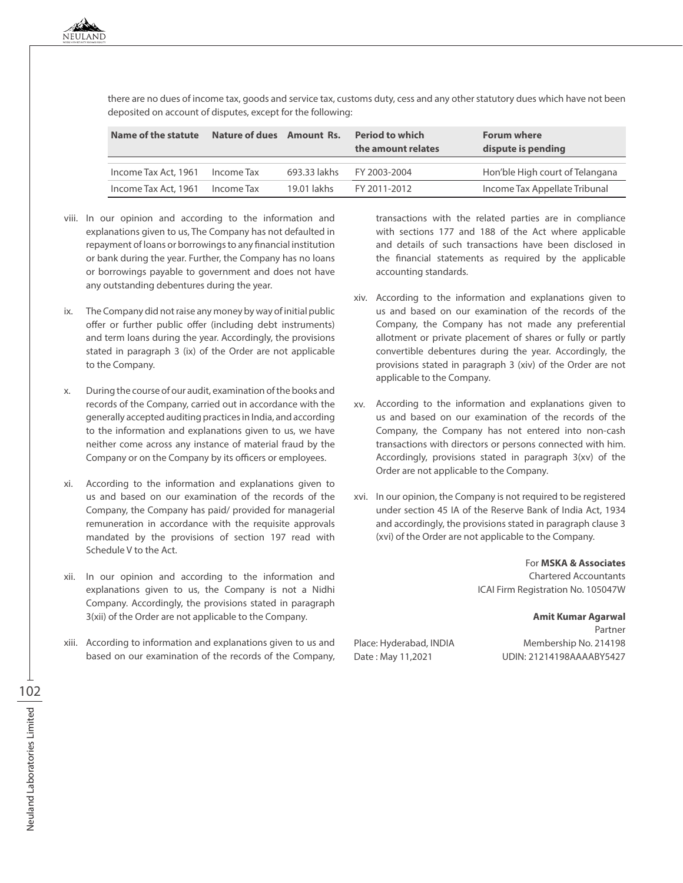there are no dues of income tax, goods and service tax, customs duty, cess and any other statutory dues which have not been deposited on account of disputes, except for the following:

| Name of the statute | Nature of dues | Amount Rs. | Period to which the amount relates | Forum where dispute is pending |
|---|---|---|---|---|
| Income Tax Act, 1961 | Income Tax | 693.33 lakhs | FY 2003-2004 | Hon'ble High court of Telangana |
| Income Tax Act, 1961 | Income Tax | 19.01 lakhs | FY 2011-2012 | Income Tax Appellate Tribunal |

viii. In our opinion and according to the information and explanations given to us, The Company has not defaulted in repayment of loans or borrowings to any financial institution or bank during the year. Further, the Company has no loans or borrowings payable to government and does not have any outstanding debentures during the year.

ix. The Company did not raise any money by way of initial public offer or further public offer (including debt instruments) and term loans during the year. Accordingly, the provisions stated in paragraph 3 (ix) of the Order are not applicable to the Company.

x. During the course of our audit, examination of the books and records of the Company, carried out in accordance with the generally accepted auditing practices in India, and according to the information and explanations given to us, we have neither come across any instance of material fraud by the Company or on the Company by its officers or employees.

xi. According to the information and explanations given to us and based on our examination of the records of the Company, the Company has paid/ provided for managerial remuneration in accordance with the requisite approvals mandated by the provisions of section 197 read with Schedule V to the Act.

xii. In our opinion and according to the information and explanations given to us, the Company is not a Nidhi Company. Accordingly, the provisions stated in paragraph 3(xii) of the Order are not applicable to the Company.

xiii. According to information and explanations given to us and based on our examination of the records of the Company, transactions with the related parties are in compliance with sections 177 and 188 of the Act where applicable and details of such transactions have been disclosed in the financial statements as required by the applicable accounting standards.

xiv. According to the information and explanations given to us and based on our examination of the records of the Company, the Company has not made any preferential allotment or private placement of shares or fully or partly convertible debentures during the year. Accordingly, the provisions stated in paragraph 3 (xiv) of the Order are not applicable to the Company.

xv. According to the information and explanations given to us and based on our examination of the records of the Company, the Company has not entered into non-cash transactions with directors or persons connected with him. Accordingly, provisions stated in paragraph 3(xv) of the Order are not applicable to the Company.

xvi. In our opinion, the Company is not required to be registered under section 45 IA of the Reserve Bank of India Act, 1934 and accordingly, the provisions stated in paragraph clause 3 (xvi) of the Order are not applicable to the Company.

For **MSKA & Associates**
Chartered Accountants
ICAI Firm Registration No. 105047W

**Amit Kumar Agarwal**
Partner
Membership No. 214198
UDIN: 21214198AAAABY5427

Place: Hyderabad, INDIA
Date : May 11,2021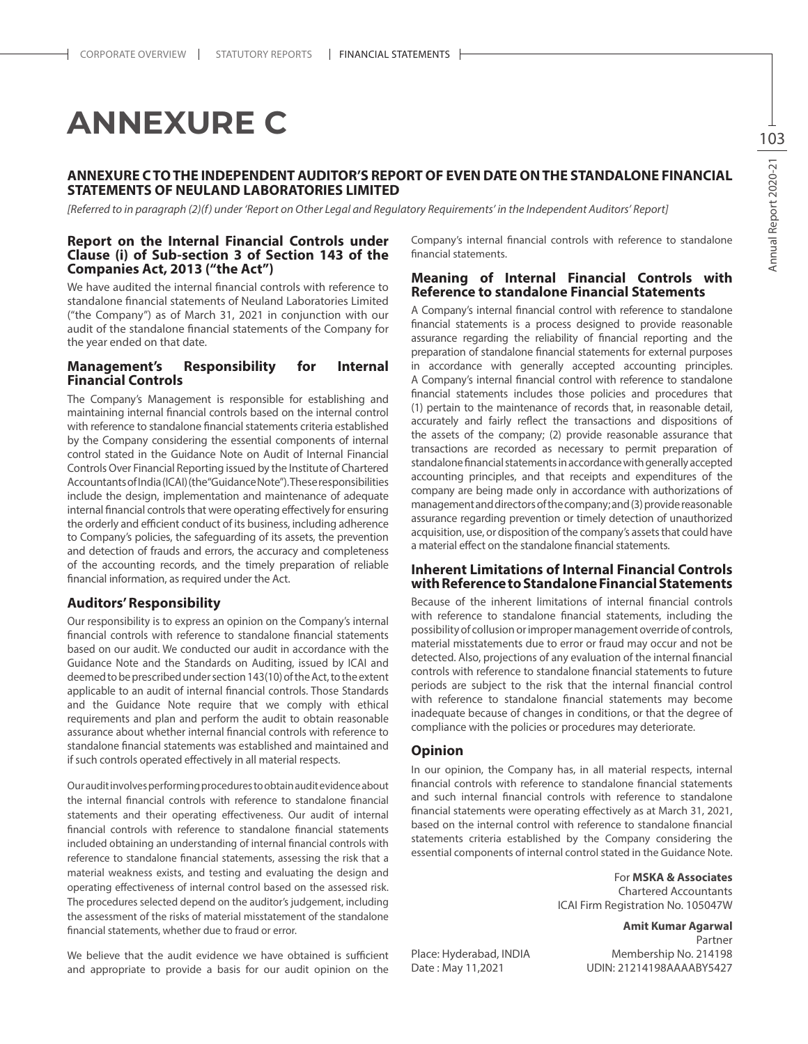# ANNEXURE C

## ANNEXURE C TO THE INDEPENDENT AUDITOR'S REPORT OF EVEN DATE ON THE STANDALONE FINANCIAL STATEMENTS OF NEULAND LABORATORIES LIMITED

*[Referred to in paragraph (2)(f) under 'Report on Other Legal and Regulatory Requirements' in the Independent Auditors' Report]*

### Report on the Internal Financial Controls under Clause (i) of Sub-section 3 of Section 143 of the Companies Act, 2013 ("the Act")

We have audited the internal financial controls with reference to standalone financial statements of Neuland Laboratories Limited ("the Company") as of March 31, 2021 in conjunction with our audit of the standalone financial statements of the Company for the year ended on that date.

### Management's Responsibility for Internal Financial Controls

The Company's Management is responsible for establishing and maintaining internal financial controls based on the internal control with reference to standalone financial statements criteria established by the Company considering the essential components of internal control stated in the Guidance Note on Audit of Internal Financial Controls Over Financial Reporting issued by the Institute of Chartered Accountants of India (ICAI) (the "Guidance Note"). These responsibilities include the design, implementation and maintenance of adequate internal financial controls that were operating effectively for ensuring the orderly and efficient conduct of its business, including adherence to Company's policies, the safeguarding of its assets, the prevention and detection of frauds and errors, the accuracy and completeness of the accounting records, and the timely preparation of reliable financial information, as required under the Act.

### Auditors' Responsibility

Our responsibility is to express an opinion on the Company's internal financial controls with reference to standalone financial statements based on our audit. We conducted our audit in accordance with the Guidance Note and the Standards on Auditing, issued by ICAI and deemed to be prescribed under section 143(10) of the Act, to the extent applicable to an audit of internal financial controls. Those Standards and the Guidance Note require that we comply with ethical requirements and plan and perform the audit to obtain reasonable assurance about whether internal financial controls with reference to standalone financial statements was established and maintained and if such controls operated effectively in all material respects.

Our audit involves performing procedures to obtain audit evidence about the internal financial controls with reference to standalone financial statements and their operating effectiveness. Our audit of internal financial controls with reference to standalone financial statements included obtaining an understanding of internal financial controls with reference to standalone financial statements, assessing the risk that a material weakness exists, and testing and evaluating the design and operating effectiveness of internal control based on the assessed risk. The procedures selected depend on the auditor's judgement, including the assessment of the risks of material misstatement of the standalone financial statements, whether due to fraud or error.

We believe that the audit evidence we have obtained is sufficient and appropriate to provide a basis for our audit opinion on the Company's internal financial controls with reference to standalone financial statements.

### Meaning of Internal Financial Controls with Reference to standalone Financial Statements

A Company's internal financial control with reference to standalone financial statements is a process designed to provide reasonable assurance regarding the reliability of financial reporting and the preparation of standalone financial statements for external purposes in accordance with generally accepted accounting principles. A Company's internal financial control with reference to standalone financial statements includes those policies and procedures that (1) pertain to the maintenance of records that, in reasonable detail, accurately and fairly reflect the transactions and dispositions of the assets of the company; (2) provide reasonable assurance that transactions are recorded as necessary to permit preparation of standalone financial statements in accordance with generally accepted accounting principles, and that receipts and expenditures of the company are being made only in accordance with authorizations of management and directors of the company; and (3) provide reasonable assurance regarding prevention or timely detection of unauthorized acquisition, use, or disposition of the company's assets that could have a material effect on the standalone financial statements.

### Inherent Limitations of Internal Financial Controls with Reference to Standalone Financial Statements

Because of the inherent limitations of internal financial controls with reference to standalone financial statements, including the possibility of collusion or improper management override of controls, material misstatements due to error or fraud may occur and not be detected. Also, projections of any evaluation of the internal financial controls with reference to standalone financial statements to future periods are subject to the risk that the internal financial control with reference to standalone financial statements may become inadequate because of changes in conditions, or that the degree of compliance with the policies or procedures may deteriorate.

### Opinion

In our opinion, the Company has, in all material respects, internal financial controls with reference to standalone financial statements and such internal financial controls with reference to standalone financial statements were operating effectively as at March 31, 2021, based on the internal control with reference to standalone financial statements criteria established by the Company considering the essential components of internal control stated in the Guidance Note.

For **MSKA & Associates**
Chartered Accountants
ICAI Firm Registration No. 105047W

**Amit Kumar Agarwal**
Partner
Membership No. 214198
UDIN: 21214198AAAABY5427

Place: Hyderabad, INDIA
Date : May 11,2021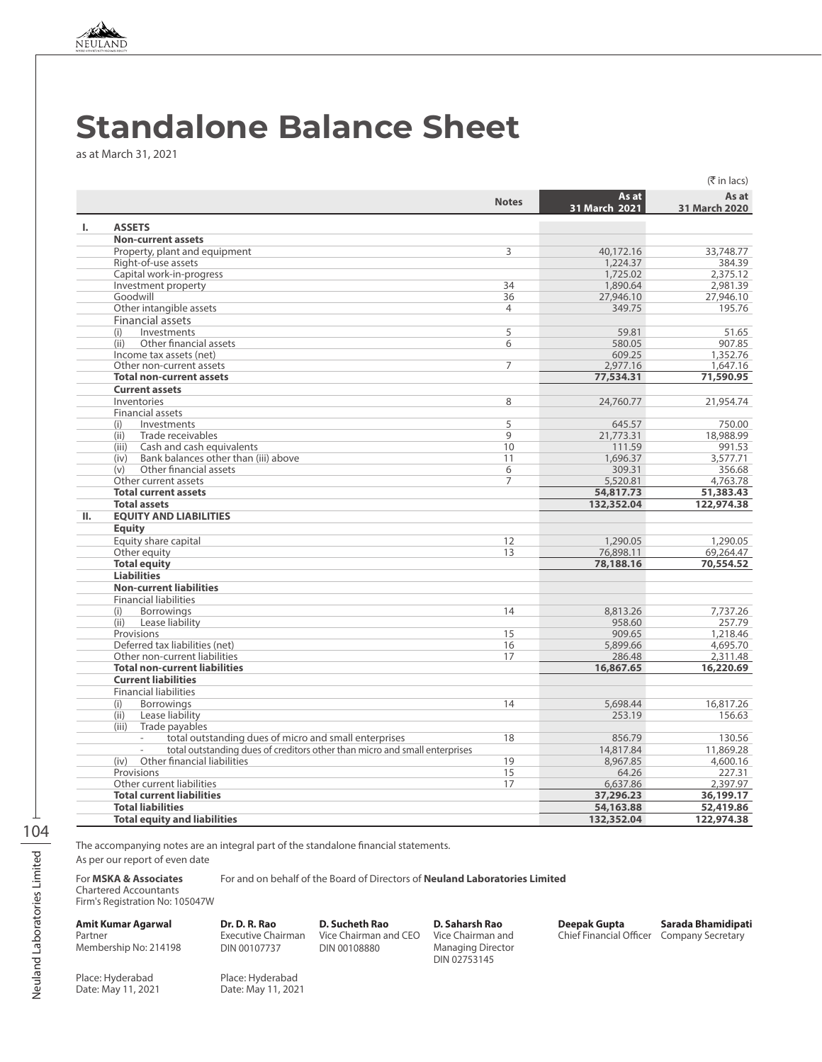# Standalone Balance Sheet

as at March 31, 2021

(₹ in lacs)

| | | Notes | As at 31 March 2021 | As at 31 March 2020 |
|---|---|---|---|---|
| **I.** | **ASSETS** | | | |
| | **Non-current assets** | | | |
| | Property, plant and equipment | 3 | 40,172.16 | 33,748.77 |
| | Right-of-use assets | | 1,224.37 | 384.39 |
| | Capital work-in-progress | | 1,725.02 | 2,375.12 |
| | Investment property | 34 | 1,890.64 | 2,981.39 |
| | Goodwill | 36 | 27,946.10 | 27,946.10 |
| | Other intangible assets | 4 | 349.75 | 195.76 |
| | Financial assets | | | |
| | (i) Investments | 5 | 59.81 | 51.65 |
| | (ii) Other financial assets | 6 | 580.05 | 907.85 |
| | Income tax assets (net) | | 609.25 | 1,352.76 |
| | Other non-current assets | 7 | 2,977.16 | 1,647.16 |
| | **Total non-current assets** | | **77,534.31** | **71,590.95** |
| | **Current assets** | | | |
| | Inventories | 8 | 24,760.77 | 21,954.74 |
| | Financial assets | | | |
| | (i) Investments | 5 | 645.57 | 750.00 |
| | (ii) Trade receivables | 9 | 21,773.31 | 18,988.99 |
| | (iii) Cash and cash equivalents | 10 | 111.59 | 991.53 |
| | (iv) Bank balances other than (iii) above | 11 | 1,696.37 | 3,577.71 |
| | (v) Other financial assets | 6 | 309.31 | 356.68 |
| | Other current assets | 7 | 5,520.81 | 4,763.78 |
| | **Total current assets** | | **54,817.73** | **51,383.43** |
| | **Total assets** | | **132,352.04** | **122,974.38** |
| **II.** | **EQUITY AND LIABILITIES** | | | |
| | **Equity** | | | |
| | Equity share capital | 12 | 1,290.05 | 1,290.05 |
| | Other equity | 13 | 76,898.11 | 69,264.47 |
| | **Total equity** | | **78,188.16** | **70,554.52** |
| | **Liabilities** | | | |
| | **Non-current liabilities** | | | |
| | Financial liabilities | | | |
| | (i) Borrowings | 14 | 8,813.26 | 7,737.26 |
| | (ii) Lease liability | | 958.60 | 257.79 |
| | Provisions | 15 | 909.65 | 1,218.46 |
| | Deferred tax liabilities (net) | 16 | 5,899.66 | 4,695.70 |
| | Other non-current liabilities | 17 | 286.48 | 2,311.48 |
| | **Total non-current liabilities** | | **16,867.65** | **16,220.69** |
| | **Current liabilities** | | | |
| | Financial liabilities | | | |
| | (i) Borrowings | 14 | 5,698.44 | 16,817.26 |
| | (ii) Lease liability | | 253.19 | 156.63 |
| | (iii) Trade payables | | | |
| | - total outstanding dues of micro and small enterprises | 18 | 856.79 | 130.56 |
| | - total outstanding dues of creditors other than micro and small enterprises | | 14,817.84 | 11,869.28 |
| | (iv) Other financial liabilities | 19 | 8,967.85 | 4,600.16 |
| | Provisions | 15 | 64.26 | 227.31 |
| | Other current liabilities | 17 | 6,637.86 | 2,397.97 |
| | **Total current liabilities** | | **37,296.23** | **36,199.17** |
| | **Total liabilities** | | **54,163.88** | **52,419.86** |
| | **Total equity and liabilities** | | **132,352.04** | **122,974.38** |

The accompanying notes are an integral part of the standalone financial statements.

As per our report of even date

For **MSKA & Associates**
Chartered Accountants
Firm's Registration No: 105047W

For and on behalf of the Board of Directors of **Neuland Laboratories Limited**

**Amit Kumar Agarwal**
Partner
Membership No: 214198

**Dr. D. R. Rao**
Executive Chairman
DIN 00107737

**D. Sucheth Rao**
Vice Chairman and CEO
DIN 00108880

**D. Saharsh Rao**
Vice Chairman and Managing Director
DIN 02753145

**Deepak Gupta**
Chief Financial Officer

**Sarada Bhamidipati**
Company Secretary

Place: Hyderabad
Date: May 11, 2021

Place: Hyderabad
Date: May 11, 2021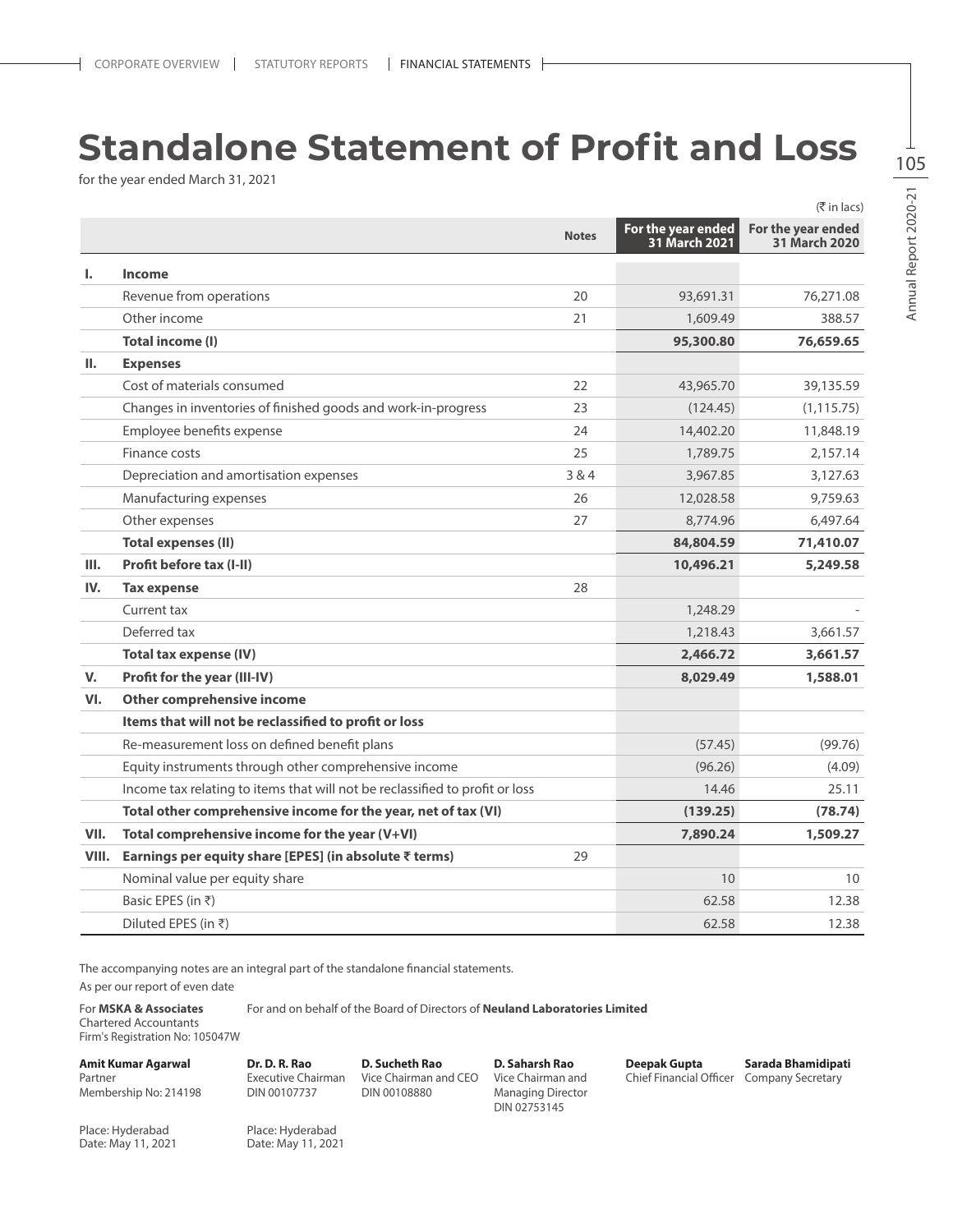# Standalone Statement of Profit and Loss

for the year ended March 31, 2021

(₹ in lacs)

| | | Notes | For the year ended 31 March 2021 | For the year ended 31 March 2020 |
|---|---|---|---|---|
| **I.** | **Income** | | | |
| | Revenue from operations | 20 | 93,691.31 | 76,271.08 |
| | Other income | 21 | 1,609.49 | 388.57 |
| | **Total income (I)** | | **95,300.80** | **76,659.65** |
| **II.** | **Expenses** | | | |
| | Cost of materials consumed | 22 | 43,965.70 | 39,135.59 |
| | Changes in inventories of finished goods and work-in-progress | 23 | (124.45) | (1,115.75) |
| | Employee benefits expense | 24 | 14,402.20 | 11,848.19 |
| | Finance costs | 25 | 1,789.75 | 2,157.14 |
| | Depreciation and amortisation expenses | 3 & 4 | 3,967.85 | 3,127.63 |
| | Manufacturing expenses | 26 | 12,028.58 | 9,759.63 |
| | Other expenses | 27 | 8,774.96 | 6,497.64 |
| | **Total expenses (II)** | | **84,804.59** | **71,410.07** |
| **III.** | **Profit before tax (I-II)** | | **10,496.21** | **5,249.58** |
| **IV.** | **Tax expense** | 28 | | |
| | Current tax | | 1,248.29 | - |
| | Deferred tax | | 1,218.43 | 3,661.57 |
| | **Total tax expense (IV)** | | **2,466.72** | **3,661.57** |
| **V.** | **Profit for the year (III-IV)** | | **8,029.49** | **1,588.01** |
| **VI.** | **Other comprehensive income** | | | |
| | **Items that will not be reclassified to profit or loss** | | | |
| | Re-measurement loss on defined benefit plans | | (57.45) | (99.76) |
| | Equity instruments through other comprehensive income | | (96.26) | (4.09) |
| | Income tax relating to items that will not be reclassified to profit or loss | | 14.46 | 25.11 |
| | **Total other comprehensive income for the year, net of tax (VI)** | | **(139.25)** | **(78.74)** |
| **VII.** | **Total comprehensive income for the year (V+VI)** | | **7,890.24** | **1,509.27** |
| **VIII.** | **Earnings per equity share [EPES] (in absolute ₹ terms)** | 29 | | |
| | Nominal value per equity share | | 10 | 10 |
| | Basic EPES (in ₹) | | 62.58 | 12.38 |
| | Diluted EPES (in ₹) | | 62.58 | 12.38 |

The accompanying notes are an integral part of the standalone financial statements.

As per our report of even date

For **MSKA & Associates**
Chartered Accountants
Firm's Registration No: 105047W

For and on behalf of the Board of Directors of **Neuland Laboratories Limited**

**Amit Kumar Agarwal**
Partner
Membership No: 214198

**Dr. D. R. Rao**
Executive Chairman
DIN 00107737

**D. Sucheth Rao**
Vice Chairman and CEO
DIN 00108880

**D. Saharsh Rao**
Vice Chairman and Managing Director
DIN 02753145

**Deepak Gupta**
Chief Financial Officer

**Sarada Bhamidipati**
Company Secretary

Place: Hyderabad
Date: May 11, 2021

Place: Hyderabad
Date: May 11, 2021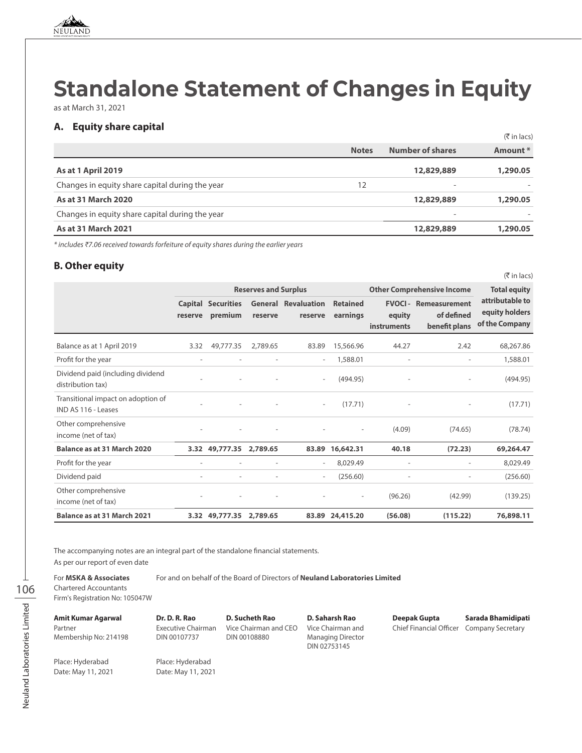# Standalone Statement of Changes in Equity

as at March 31, 2021

## A. Equity share capital

(₹ in lacs)

| | Notes | Number of shares | Amount * |
|---|---|---|---|
| **As at 1 April 2019** | | **12,829,889** | **1,290.05** |
| Changes in equity share capital during the year | 12 | - | - |
| **As at 31 March 2020** | | **12,829,889** | **1,290.05** |
| Changes in equity share capital during the year | | - | - |
| **As at 31 March 2021** | | **12,829,889** | **1,290.05** |

*\* includes ₹7.06 received towards forfeiture of equity shares during the earlier years*

## B. Other equity

(₹ in lacs)

| | Reserves and Surplus | | | | | Other Comprehensive Income | | Total equity attributable to equity holders of the Company |
|---|---|---|---|---|---|---|---|---|
| | Capital reserve | Securities premium | General reserve | Revaluation reserve | Retained earnings | FVOCI - equity instruments | Remeasurement of defined benefit plans | |
| Balance as at 1 April 2019 | 3.32 | 49,777.35 | 2,789.65 | 83.89 | 15,566.96 | 44.27 | 2.42 | 68,267.86 |
| Profit for the year | - | - | - | - | 1,588.01 | - | - | 1,588.01 |
| Dividend paid (including dividend distribution tax) | - | - | - | - | (494.95) | - | - | (494.95) |
| Transitional impact on adoption of IND AS 116 - Leases | - | - | - | - | (17.71) | - | - | (17.71) |
| Other comprehensive income (net of tax) | - | - | - | - | - | (4.09) | (74.65) | (78.74) |
| **Balance as at 31 March 2020** | **3.32** | **49,777.35** | **2,789.65** | **83.89** | **16,642.31** | **40.18** | **(72.23)** | **69,264.47** |
| Profit for the year | - | - | - | - | 8,029.49 | - | - | 8,029.49 |
| Dividend paid | - | - | - | - | (256.60) | - | - | (256.60) |
| Other comprehensive income (net of tax) | - | - | - | - | - | (96.26) | (42.99) | (139.25) |
| **Balance as at 31 March 2021** | **3.32** | **49,777.35** | **2,789.65** | **83.89** | **24,415.20** | **(56.08)** | **(115.22)** | **76,898.11** |

The accompanying notes are an integral part of the standalone financial statements.

As per our report of even date

For **MSKA & Associates**
Chartered Accountants
Firm's Registration No: 105047W

For and on behalf of the Board of Directors of **Neuland Laboratories Limited**

**Amit Kumar Agarwal**
Partner
Membership No: 214198

**Dr. D. R. Rao**
Executive Chairman
DIN 00107737

**D. Sucheth Rao**
Vice Chairman and CEO
DIN 00108880

**D. Saharsh Rao**
Vice Chairman and Managing Director
DIN 02753145

**Deepak Gupta**
Chief Financial Officer

**Sarada Bhamidipati**
Company Secretary

Place: Hyderabad
Date: May 11, 2021

Place: Hyderabad
Date: May 11, 2021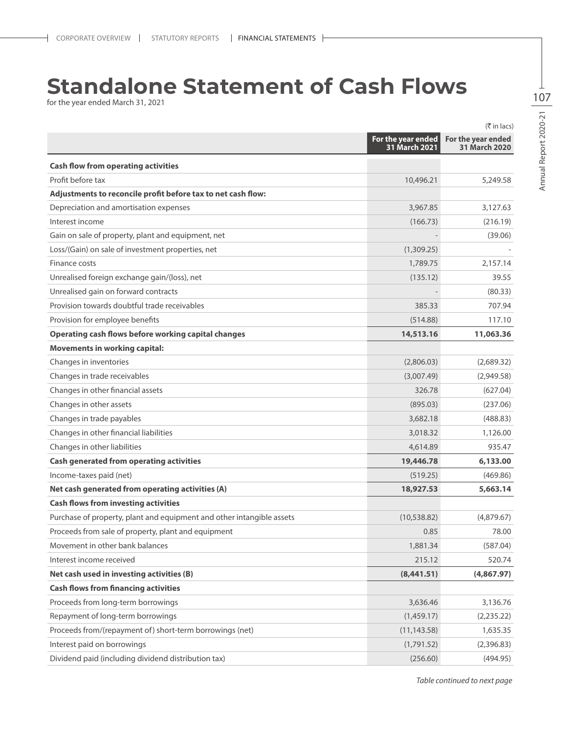# Standalone Statement of Cash Flows

for the year ended March 31, 2021

(₹ in lacs)

| | For the year ended 31 March 2021 | For the year ended 31 March 2020 |
|---|---|---|
| **Cash flow from operating activities** | | |
| Profit before tax | 10,496.21 | 5,249.58 |
| **Adjustments to reconcile profit before tax to net cash flow:** | | |
| Depreciation and amortisation expenses | 3,967.85 | 3,127.63 |
| Interest income | (166.73) | (216.19) |
| Gain on sale of property, plant and equipment, net | - | (39.06) |
| Loss/(Gain) on sale of investment properties, net | (1,309.25) | - |
| Finance costs | 1,789.75 | 2,157.14 |
| Unrealised foreign exchange gain/(loss), net | (135.12) | 39.55 |
| Unrealised gain on forward contracts | - | (80.33) |
| Provision towards doubtful trade receivables | 385.33 | 707.94 |
| Provision for employee benefits | (514.88) | 117.10 |
| **Operating cash flows before working capital changes** | **14,513.16** | **11,063.36** |
| **Movements in working capital:** | | |
| Changes in inventories | (2,806.03) | (2,689.32) |
| Changes in trade receivables | (3,007.49) | (2,949.58) |
| Changes in other financial assets | 326.78 | (627.04) |
| Changes in other assets | (895.03) | (237.06) |
| Changes in trade payables | 3,682.18 | (488.83) |
| Changes in other financial liabilities | 3,018.32 | 1,126.00 |
| Changes in other liabilities | 4,614.89 | 935.47 |
| **Cash generated from operating activities** | **19,446.78** | **6,133.00** |
| Income-taxes paid (net) | (519.25) | (469.86) |
| **Net cash generated from operating activities (A)** | **18,927.53** | **5,663.14** |
| **Cash flows from investing activities** | | |
| Purchase of property, plant and equipment and other intangible assets | (10,538.82) | (4,879.67) |
| Proceeds from sale of property, plant and equipment | 0.85 | 78.00 |
| Movement in other bank balances | 1,881.34 | (587.04) |
| Interest income received | 215.12 | 520.74 |
| **Net cash used in investing activities (B)** | **(8,441.51)** | **(4,867.97)** |
| **Cash flows from financing activities** | | |
| Proceeds from long-term borrowings | 3,636.46 | 3,136.76 |
| Repayment of long-term borrowings | (1,459.17) | (2,235.22) |
| Proceeds from/(repayment of) short-term borrowings (net) | (11,143.58) | 1,635.35 |
| Interest paid on borrowings | (1,791.52) | (2,396.83) |
| Dividend paid (including dividend distribution tax) | (256.60) | (494.95) |

*Table continued to next page*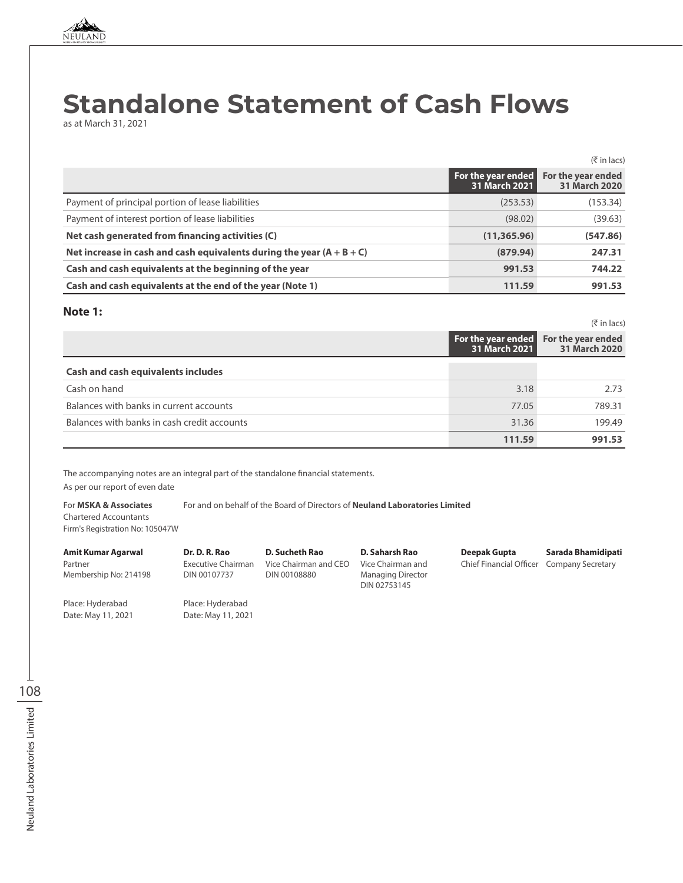# Standalone Statement of Cash Flows

as at March 31, 2021

(₹ in lacs)

| | For the year ended 31 March 2021 | For the year ended 31 March 2020 |
|---|---|---|
| Payment of principal portion of lease liabilities | (253.53) | (153.34) |
| Payment of interest portion of lease liabilities | (98.02) | (39.63) |
| **Net cash generated from financing activities (C)** | **(11,365.96)** | **(547.86)** |
| **Net increase in cash and cash equivalents during the year (A + B + C)** | **(879.94)** | **247.31** |
| **Cash and cash equivalents at the beginning of the year** | **991.53** | **744.22** |
| **Cash and cash equivalents at the end of the year (Note 1)** | **111.59** | **991.53** |

**Note 1:**

(₹ in lacs)

| | For the year ended 31 March 2021 | For the year ended 31 March 2020 |
|---|---|---|
| **Cash and cash equivalents includes** | | |
| Cash on hand | 3.18 | 2.73 |
| Balances with banks in current accounts | 77.05 | 789.31 |
| Balances with banks in cash credit accounts | 31.36 | 199.49 |
| | **111.59** | **991.53** |

The accompanying notes are an integral part of the standalone financial statements.

As per our report of even date

For **MSKA & Associates**
Chartered Accountants
Firm's Registration No: 105047W

For and on behalf of the Board of Directors of **Neuland Laboratories Limited**

**Amit Kumar Agarwal**
Partner
Membership No: 214198

**Dr. D. R. Rao**
Executive Chairman
DIN 00107737

**D. Sucheth Rao**
Vice Chairman and CEO
DIN 00108880

**D. Saharsh Rao**
Vice Chairman and Managing Director
DIN 02753145

**Deepak Gupta**
Chief Financial Officer

**Sarada Bhamidipati**
Company Secretary

Place: Hyderabad
Date: May 11, 2021

Place: Hyderabad
Date: May 11, 2021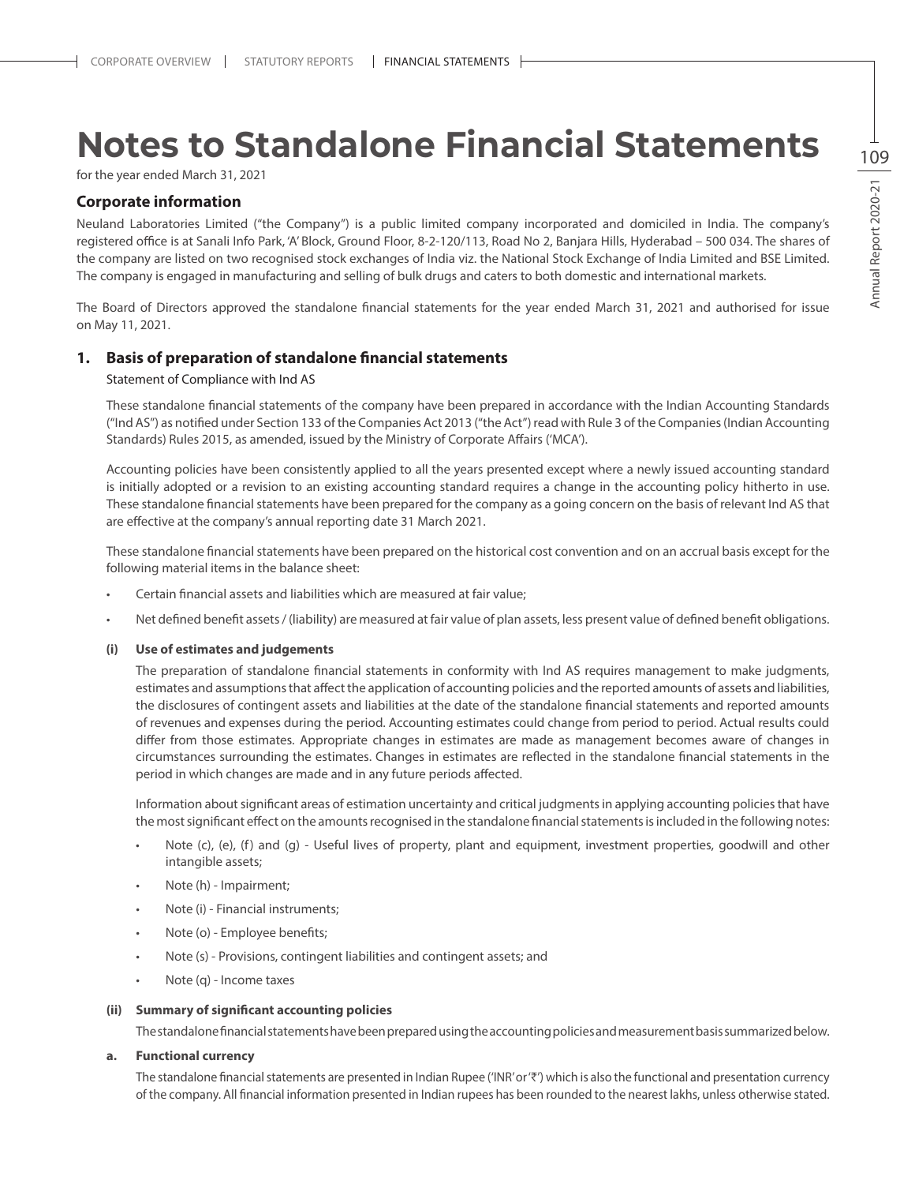# Notes to Standalone Financial Statements

for the year ended March 31, 2021

## Corporate information

Neuland Laboratories Limited ("the Company") is a public limited company incorporated and domiciled in India. The company's registered office is at Sanali Info Park, 'A' Block, Ground Floor, 8-2-120/113, Road No 2, Banjara Hills, Hyderabad – 500 034. The shares of the company are listed on two recognised stock exchanges of India viz. the National Stock Exchange of India Limited and BSE Limited. The company is engaged in manufacturing and selling of bulk drugs and caters to both domestic and international markets.

The Board of Directors approved the standalone financial statements for the year ended March 31, 2021 and authorised for issue on May 11, 2021.

## 1. Basis of preparation of standalone financial statements

Statement of Compliance with Ind AS

These standalone financial statements of the company have been prepared in accordance with the Indian Accounting Standards ("Ind AS") as notified under Section 133 of the Companies Act 2013 ("the Act") read with Rule 3 of the Companies (Indian Accounting Standards) Rules 2015, as amended, issued by the Ministry of Corporate Affairs ('MCA').

Accounting policies have been consistently applied to all the years presented except where a newly issued accounting standard is initially adopted or a revision to an existing accounting standard requires a change in the accounting policy hitherto in use. These standalone financial statements have been prepared for the company as a going concern on the basis of relevant Ind AS that are effective at the company's annual reporting date 31 March 2021.

These standalone financial statements have been prepared on the historical cost convention and on an accrual basis except for the following material items in the balance sheet:

- Certain financial assets and liabilities which are measured at fair value;
- Net defined benefit assets / (liability) are measured at fair value of plan assets, less present value of defined benefit obligations.

### (i) Use of estimates and judgements

The preparation of standalone financial statements in conformity with Ind AS requires management to make judgments, estimates and assumptions that affect the application of accounting policies and the reported amounts of assets and liabilities, the disclosures of contingent assets and liabilities at the date of the standalone financial statements and reported amounts of revenues and expenses during the period. Accounting estimates could change from period to period. Actual results could differ from those estimates. Appropriate changes in estimates are made as management becomes aware of changes in circumstances surrounding the estimates. Changes in estimates are reflected in the standalone financial statements in the period in which changes are made and in any future periods affected.

Information about significant areas of estimation uncertainty and critical judgments in applying accounting policies that have the most significant effect on the amounts recognised in the standalone financial statements is included in the following notes:

- Note (c), (e), (f) and (g) - Useful lives of property, plant and equipment, investment properties, goodwill and other intangible assets;
- Note (h) - Impairment;
- Note (i) - Financial instruments;
- Note (o) - Employee benefits;
- Note (s) - Provisions, contingent liabilities and contingent assets; and
- Note (q) - Income taxes

### (ii) Summary of significant accounting policies

The standalone financial statements have been prepared using the accounting policies and measurement basis summarized below.

### a. Functional currency

The standalone financial statements are presented in Indian Rupee ('INR' or '₹') which is also the functional and presentation currency of the company. All financial information presented in Indian rupees has been rounded to the nearest lakhs, unless otherwise stated.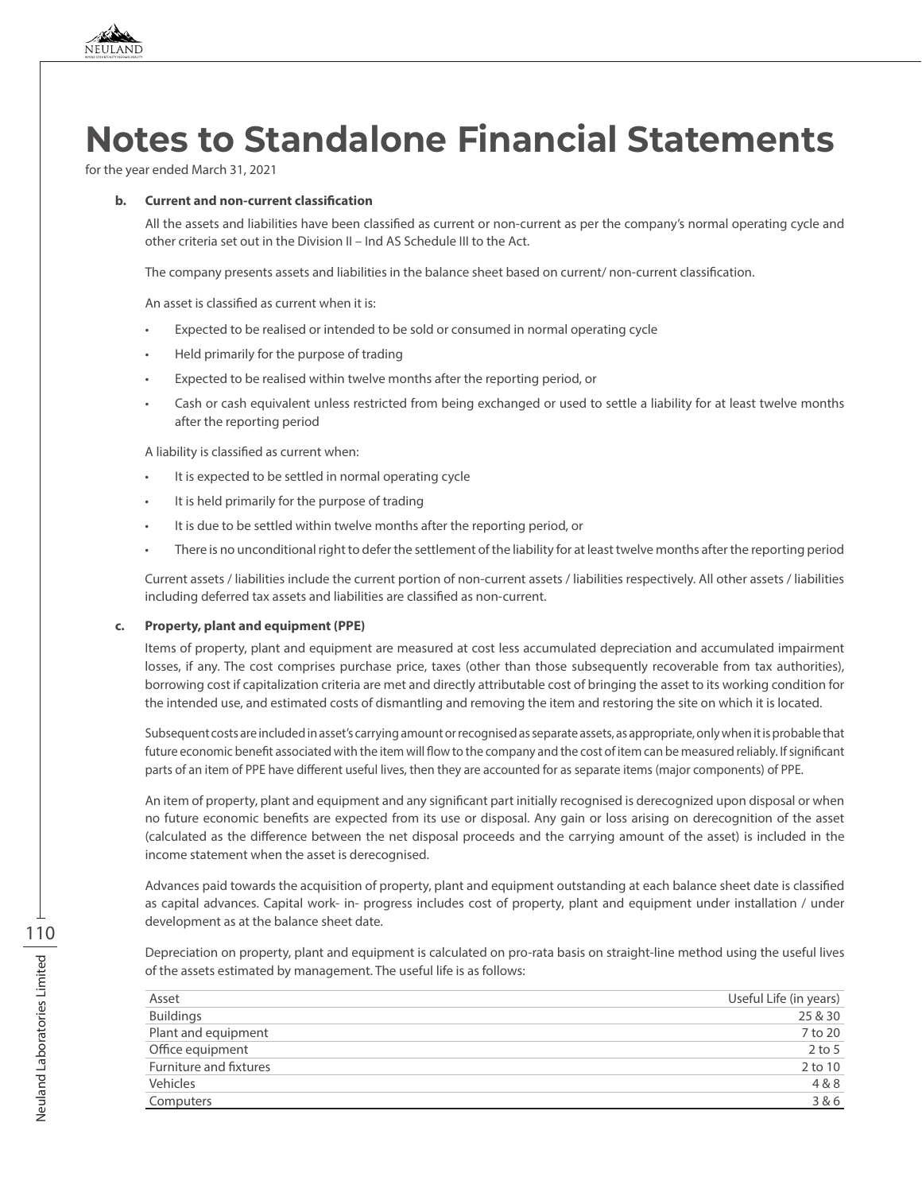# Notes to Standalone Financial Statements

for the year ended March 31, 2021

**b. Current and non-current classification**

All the assets and liabilities have been classified as current or non-current as per the company's normal operating cycle and other criteria set out in the Division II – Ind AS Schedule III to the Act.

The company presents assets and liabilities in the balance sheet based on current/ non-current classification.

An asset is classified as current when it is:

- Expected to be realised or intended to be sold or consumed in normal operating cycle
- Held primarily for the purpose of trading
- Expected to be realised within twelve months after the reporting period, or
- Cash or cash equivalent unless restricted from being exchanged or used to settle a liability for at least twelve months after the reporting period

A liability is classified as current when:

- It is expected to be settled in normal operating cycle
- It is held primarily for the purpose of trading
- It is due to be settled within twelve months after the reporting period, or
- There is no unconditional right to defer the settlement of the liability for at least twelve months after the reporting period

Current assets / liabilities include the current portion of non-current assets / liabilities respectively. All other assets / liabilities including deferred tax assets and liabilities are classified as non-current.

**c. Property, plant and equipment (PPE)**

Items of property, plant and equipment are measured at cost less accumulated depreciation and accumulated impairment losses, if any. The cost comprises purchase price, taxes (other than those subsequently recoverable from tax authorities), borrowing cost if capitalization criteria are met and directly attributable cost of bringing the asset to its working condition for the intended use, and estimated costs of dismantling and removing the item and restoring the site on which it is located.

Subsequent costs are included in asset's carrying amount or recognised as separate assets, as appropriate, only when it is probable that future economic benefit associated with the item will flow to the company and the cost of item can be measured reliably. If significant parts of an item of PPE have different useful lives, then they are accounted for as separate items (major components) of PPE.

An item of property, plant and equipment and any significant part initially recognised is derecognized upon disposal or when no future economic benefits are expected from its use or disposal. Any gain or loss arising on derecognition of the asset (calculated as the difference between the net disposal proceeds and the carrying amount of the asset) is included in the income statement when the asset is derecognised.

Advances paid towards the acquisition of property, plant and equipment outstanding at each balance sheet date is classified as capital advances. Capital work- in- progress includes cost of property, plant and equipment under installation / under development as at the balance sheet date.

Depreciation on property, plant and equipment is calculated on pro-rata basis on straight-line method using the useful lives of the assets estimated by management. The useful life is as follows:

| Asset | Useful Life (in years) |
|---|---|
| Buildings | 25 & 30 |
| Plant and equipment | 7 to 20 |
| Office equipment | 2 to 5 |
| Furniture and fixtures | 2 to 10 |
| Vehicles | 4 & 8 |
| Computers | 3 & 6 |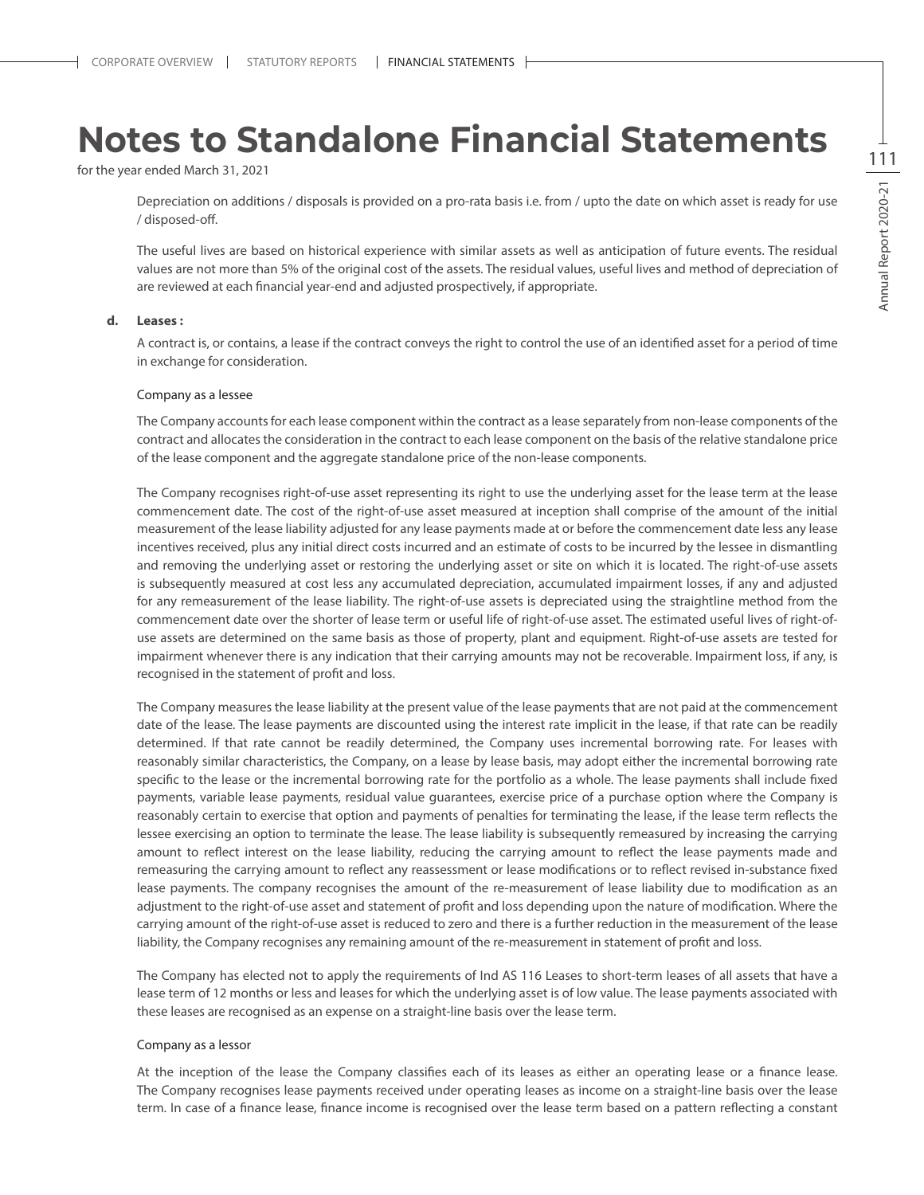# Notes to Standalone Financial Statements

for the year ended March 31, 2021

Depreciation on additions / disposals is provided on a pro-rata basis i.e. from / upto the date on which asset is ready for use / disposed-off.

The useful lives are based on historical experience with similar assets as well as anticipation of future events. The residual values are not more than 5% of the original cost of the assets. The residual values, useful lives and method of depreciation of are reviewed at each financial year-end and adjusted prospectively, if appropriate.

**d. Leases :**

A contract is, or contains, a lease if the contract conveys the right to control the use of an identified asset for a period of time in exchange for consideration.

Company as a lessee

The Company accounts for each lease component within the contract as a lease separately from non-lease components of the contract and allocates the consideration in the contract to each lease component on the basis of the relative standalone price of the lease component and the aggregate standalone price of the non-lease components.

The Company recognises right-of-use asset representing its right to use the underlying asset for the lease term at the lease commencement date. The cost of the right-of-use asset measured at inception shall comprise of the amount of the initial measurement of the lease liability adjusted for any lease payments made at or before the commencement date less any lease incentives received, plus any initial direct costs incurred and an estimate of costs to be incurred by the lessee in dismantling and removing the underlying asset or restoring the underlying asset or site on which it is located. The right-of-use assets is subsequently measured at cost less any accumulated depreciation, accumulated impairment losses, if any and adjusted for any remeasurement of the lease liability. The right-of-use assets is depreciated using the straightline method from the commencement date over the shorter of lease term or useful life of right-of-use asset. The estimated useful lives of right-of-use assets are determined on the same basis as those of property, plant and equipment. Right-of-use assets are tested for impairment whenever there is any indication that their carrying amounts may not be recoverable. Impairment loss, if any, is recognised in the statement of profit and loss.

The Company measures the lease liability at the present value of the lease payments that are not paid at the commencement date of the lease. The lease payments are discounted using the interest rate implicit in the lease, if that rate can be readily determined. If that rate cannot be readily determined, the Company uses incremental borrowing rate. For leases with reasonably similar characteristics, the Company, on a lease by lease basis, may adopt either the incremental borrowing rate specific to the lease or the incremental borrowing rate for the portfolio as a whole. The lease payments shall include fixed payments, variable lease payments, residual value guarantees, exercise price of a purchase option where the Company is reasonably certain to exercise that option and payments of penalties for terminating the lease, if the lease term reflects the lessee exercising an option to terminate the lease. The lease liability is subsequently remeasured by increasing the carrying amount to reflect interest on the lease liability, reducing the carrying amount to reflect the lease payments made and remeasuring the carrying amount to reflect any reassessment or lease modifications or to reflect revised in-substance fixed lease payments. The company recognises the amount of the re-measurement of lease liability due to modification as an adjustment to the right-of-use asset and statement of profit and loss depending upon the nature of modification. Where the carrying amount of the right-of-use asset is reduced to zero and there is a further reduction in the measurement of the lease liability, the Company recognises any remaining amount of the re-measurement in statement of profit and loss.

The Company has elected not to apply the requirements of Ind AS 116 Leases to short-term leases of all assets that have a lease term of 12 months or less and leases for which the underlying asset is of low value. The lease payments associated with these leases are recognised as an expense on a straight-line basis over the lease term.

Company as a lessor

At the inception of the lease the Company classifies each of its leases as either an operating lease or a finance lease. The Company recognises lease payments received under operating leases as income on a straight-line basis over the lease term. In case of a finance lease, finance income is recognised over the lease term based on a pattern reflecting a constant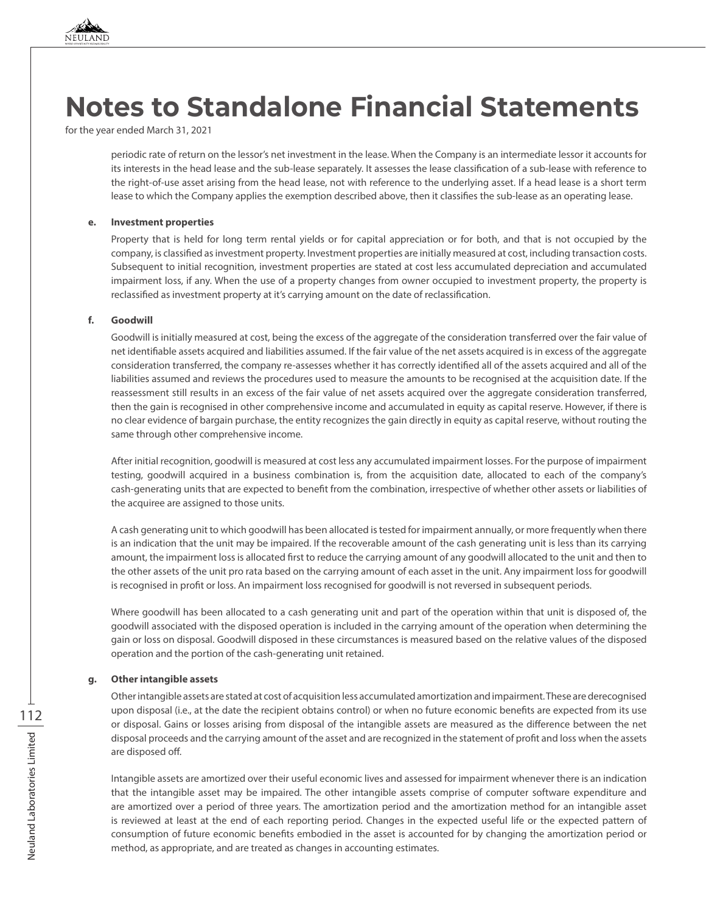# Notes to Standalone Financial Statements

for the year ended March 31, 2021

periodic rate of return on the lessor's net investment in the lease. When the Company is an intermediate lessor it accounts for its interests in the head lease and the sub-lease separately. It assesses the lease classification of a sub-lease with reference to the right-of-use asset arising from the head lease, not with reference to the underlying asset. If a head lease is a short term lease to which the Company applies the exemption described above, then it classifies the sub-lease as an operating lease.

**e. Investment properties**

Property that is held for long term rental yields or for capital appreciation or for both, and that is not occupied by the company, is classified as investment property. Investment properties are initially measured at cost, including transaction costs. Subsequent to initial recognition, investment properties are stated at cost less accumulated depreciation and accumulated impairment loss, if any. When the use of a property changes from owner occupied to investment property, the property is reclassified as investment property at it's carrying amount on the date of reclassification.

**f. Goodwill**

Goodwill is initially measured at cost, being the excess of the aggregate of the consideration transferred over the fair value of net identifiable assets acquired and liabilities assumed. If the fair value of the net assets acquired is in excess of the aggregate consideration transferred, the company re-assesses whether it has correctly identified all of the assets acquired and all of the liabilities assumed and reviews the procedures used to measure the amounts to be recognised at the acquisition date. If the reassessment still results in an excess of the fair value of net assets acquired over the aggregate consideration transferred, then the gain is recognised in other comprehensive income and accumulated in equity as capital reserve. However, if there is no clear evidence of bargain purchase, the entity recognizes the gain directly in equity as capital reserve, without routing the same through other comprehensive income.

After initial recognition, goodwill is measured at cost less any accumulated impairment losses. For the purpose of impairment testing, goodwill acquired in a business combination is, from the acquisition date, allocated to each of the company's cash-generating units that are expected to benefit from the combination, irrespective of whether other assets or liabilities of the acquiree are assigned to those units.

A cash generating unit to which goodwill has been allocated is tested for impairment annually, or more frequently when there is an indication that the unit may be impaired. If the recoverable amount of the cash generating unit is less than its carrying amount, the impairment loss is allocated first to reduce the carrying amount of any goodwill allocated to the unit and then to the other assets of the unit pro rata based on the carrying amount of each asset in the unit. Any impairment loss for goodwill is recognised in profit or loss. An impairment loss recognised for goodwill is not reversed in subsequent periods.

Where goodwill has been allocated to a cash generating unit and part of the operation within that unit is disposed of, the goodwill associated with the disposed operation is included in the carrying amount of the operation when determining the gain or loss on disposal. Goodwill disposed in these circumstances is measured based on the relative values of the disposed operation and the portion of the cash-generating unit retained.

**g. Other intangible assets**

Other intangible assets are stated at cost of acquisition less accumulated amortization and impairment. These are derecognised upon disposal (i.e., at the date the recipient obtains control) or when no future economic benefits are expected from its use or disposal. Gains or losses arising from disposal of the intangible assets are measured as the difference between the net disposal proceeds and the carrying amount of the asset and are recognized in the statement of profit and loss when the assets are disposed off.

Intangible assets are amortized over their useful economic lives and assessed for impairment whenever there is an indication that the intangible asset may be impaired. The other intangible assets comprise of computer software expenditure and are amortized over a period of three years. The amortization period and the amortization method for an intangible asset is reviewed at least at the end of each reporting period. Changes in the expected useful life or the expected pattern of consumption of future economic benefits embodied in the asset is accounted for by changing the amortization period or method, as appropriate, and are treated as changes in accounting estimates.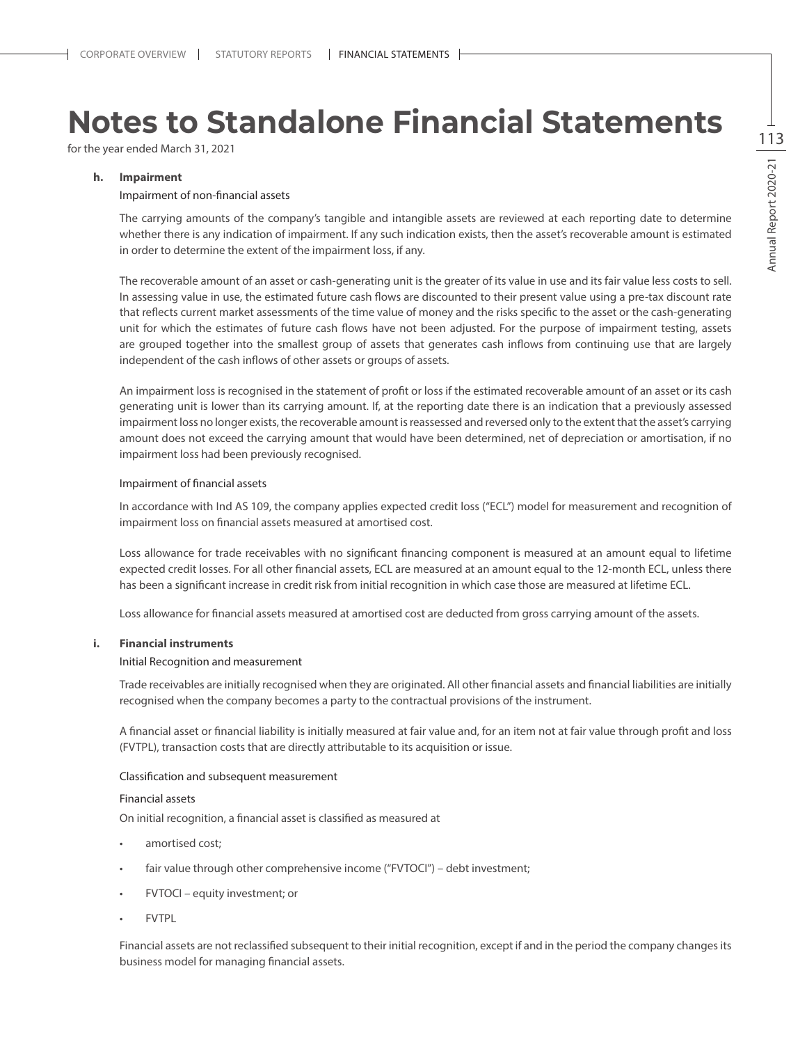# Notes to Standalone Financial Statements

for the year ended March 31, 2021

**h. Impairment**

Impairment of non-financial assets

The carrying amounts of the company's tangible and intangible assets are reviewed at each reporting date to determine whether there is any indication of impairment. If any such indication exists, then the asset's recoverable amount is estimated in order to determine the extent of the impairment loss, if any.

The recoverable amount of an asset or cash-generating unit is the greater of its value in use and its fair value less costs to sell. In assessing value in use, the estimated future cash flows are discounted to their present value using a pre-tax discount rate that reflects current market assessments of the time value of money and the risks specific to the asset or the cash-generating unit for which the estimates of future cash flows have not been adjusted. For the purpose of impairment testing, assets are grouped together into the smallest group of assets that generates cash inflows from continuing use that are largely independent of the cash inflows of other assets or groups of assets.

An impairment loss is recognised in the statement of profit or loss if the estimated recoverable amount of an asset or its cash generating unit is lower than its carrying amount. If, at the reporting date there is an indication that a previously assessed impairment loss no longer exists, the recoverable amount is reassessed and reversed only to the extent that the asset's carrying amount does not exceed the carrying amount that would have been determined, net of depreciation or amortisation, if no impairment loss had been previously recognised.

Impairment of financial assets

In accordance with Ind AS 109, the company applies expected credit loss ("ECL") model for measurement and recognition of impairment loss on financial assets measured at amortised cost.

Loss allowance for trade receivables with no significant financing component is measured at an amount equal to lifetime expected credit losses. For all other financial assets, ECL are measured at an amount equal to the 12-month ECL, unless there has been a significant increase in credit risk from initial recognition in which case those are measured at lifetime ECL.

Loss allowance for financial assets measured at amortised cost are deducted from gross carrying amount of the assets.

**i. Financial instruments**

Initial Recognition and measurement

Trade receivables are initially recognised when they are originated. All other financial assets and financial liabilities are initially recognised when the company becomes a party to the contractual provisions of the instrument.

A financial asset or financial liability is initially measured at fair value and, for an item not at fair value through profit and loss (FVTPL), transaction costs that are directly attributable to its acquisition or issue.

Classification and subsequent measurement

Financial assets

On initial recognition, a financial asset is classified as measured at

- amortised cost;
- fair value through other comprehensive income ("FVTOCI") – debt investment;
- FVTOCI – equity investment; or
- FVTPL

Financial assets are not reclassified subsequent to their initial recognition, except if and in the period the company changes its business model for managing financial assets.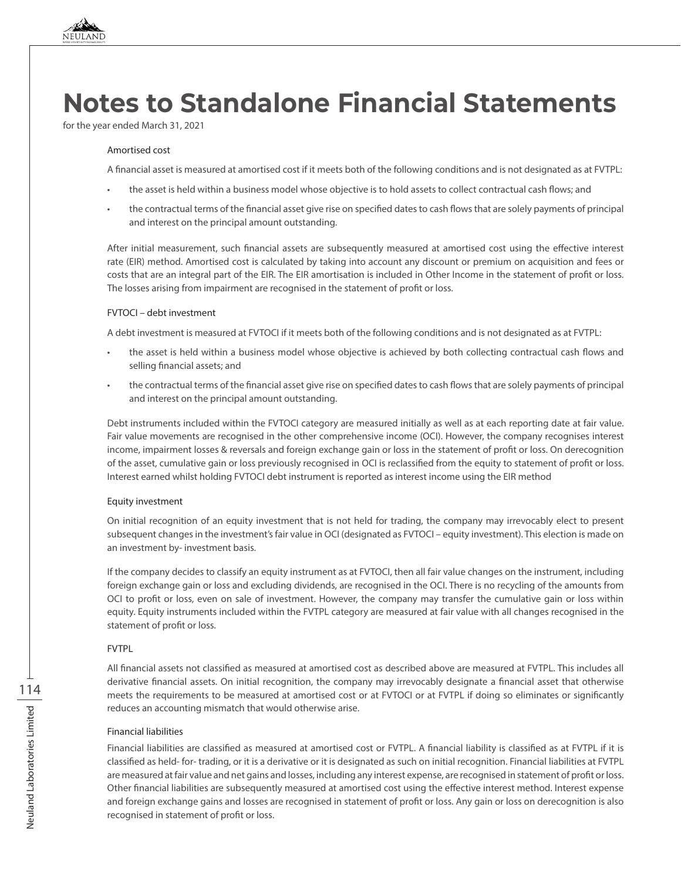# Notes to Standalone Financial Statements

for the year ended March 31, 2021

Amortised cost

A financial asset is measured at amortised cost if it meets both of the following conditions and is not designated as at FVTPL:

- the asset is held within a business model whose objective is to hold assets to collect contractual cash flows; and
- the contractual terms of the financial asset give rise on specified dates to cash flows that are solely payments of principal and interest on the principal amount outstanding.

After initial measurement, such financial assets are subsequently measured at amortised cost using the effective interest rate (EIR) method. Amortised cost is calculated by taking into account any discount or premium on acquisition and fees or costs that are an integral part of the EIR. The EIR amortisation is included in Other Income in the statement of profit or loss. The losses arising from impairment are recognised in the statement of profit or loss.

FVTOCI – debt investment

A debt investment is measured at FVTOCI if it meets both of the following conditions and is not designated as at FVTPL:

- the asset is held within a business model whose objective is achieved by both collecting contractual cash flows and selling financial assets; and
- the contractual terms of the financial asset give rise on specified dates to cash flows that are solely payments of principal and interest on the principal amount outstanding.

Debt instruments included within the FVTOCI category are measured initially as well as at each reporting date at fair value. Fair value movements are recognised in the other comprehensive income (OCI). However, the company recognises interest income, impairment losses & reversals and foreign exchange gain or loss in the statement of profit or loss. On derecognition of the asset, cumulative gain or loss previously recognised in OCI is reclassified from the equity to statement of profit or loss. Interest earned whilst holding FVTOCI debt instrument is reported as interest income using the EIR method

Equity investment

On initial recognition of an equity investment that is not held for trading, the company may irrevocably elect to present subsequent changes in the investment's fair value in OCI (designated as FVTOCI – equity investment). This election is made on an investment by- investment basis.

If the company decides to classify an equity instrument as at FVTOCI, then all fair value changes on the instrument, including foreign exchange gain or loss and excluding dividends, are recognised in the OCI. There is no recycling of the amounts from OCI to profit or loss, even on sale of investment. However, the company may transfer the cumulative gain or loss within equity. Equity instruments included within the FVTPL category are measured at fair value with all changes recognised in the statement of profit or loss.

FVTPL

All financial assets not classified as measured at amortised cost as described above are measured at FVTPL. This includes all derivative financial assets. On initial recognition, the company may irrevocably designate a financial asset that otherwise meets the requirements to be measured at amortised cost or at FVTOCI or at FVTPL if doing so eliminates or significantly reduces an accounting mismatch that would otherwise arise.

Financial liabilities

Financial liabilities are classified as measured at amortised cost or FVTPL. A financial liability is classified as at FVTPL if it is classified as held- for- trading, or it is a derivative or it is designated as such on initial recognition. Financial liabilities at FVTPL are measured at fair value and net gains and losses, including any interest expense, are recognised in statement of profit or loss. Other financial liabilities are subsequently measured at amortised cost using the effective interest method. Interest expense and foreign exchange gains and losses are recognised in statement of profit or loss. Any gain or loss on derecognition is also recognised in statement of profit or loss.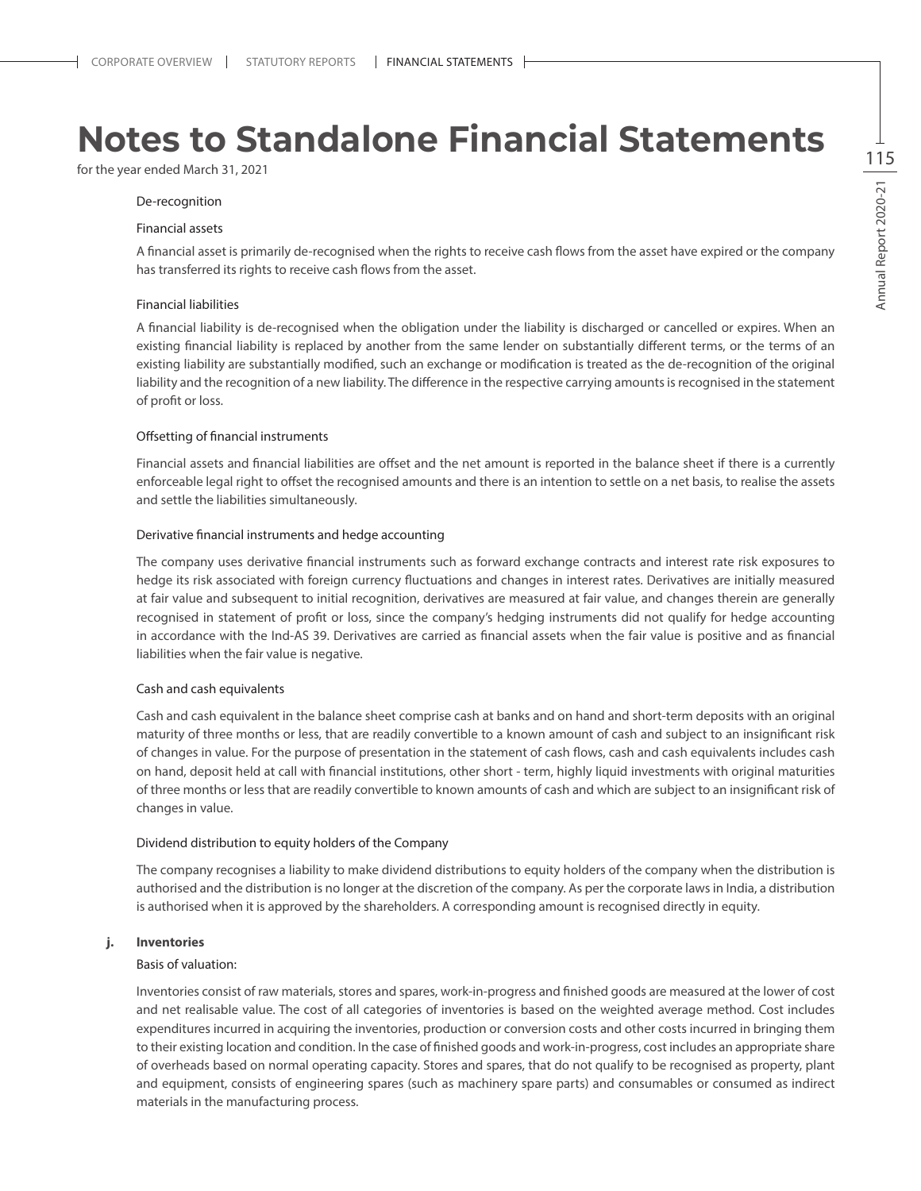# Notes to Standalone Financial Statements

for the year ended March 31, 2021

De-recognition

Financial assets

A financial asset is primarily de-recognised when the rights to receive cash flows from the asset have expired or the company has transferred its rights to receive cash flows from the asset.

Financial liabilities

A financial liability is de-recognised when the obligation under the liability is discharged or cancelled or expires. When an existing financial liability is replaced by another from the same lender on substantially different terms, or the terms of an existing liability are substantially modified, such an exchange or modification is treated as the de-recognition of the original liability and the recognition of a new liability. The difference in the respective carrying amounts is recognised in the statement of profit or loss.

Offsetting of financial instruments

Financial assets and financial liabilities are offset and the net amount is reported in the balance sheet if there is a currently enforceable legal right to offset the recognised amounts and there is an intention to settle on a net basis, to realise the assets and settle the liabilities simultaneously.

Derivative financial instruments and hedge accounting

The company uses derivative financial instruments such as forward exchange contracts and interest rate risk exposures to hedge its risk associated with foreign currency fluctuations and changes in interest rates. Derivatives are initially measured at fair value and subsequent to initial recognition, derivatives are measured at fair value, and changes therein are generally recognised in statement of profit or loss, since the company's hedging instruments did not qualify for hedge accounting in accordance with the Ind-AS 39. Derivatives are carried as financial assets when the fair value is positive and as financial liabilities when the fair value is negative.

Cash and cash equivalents

Cash and cash equivalent in the balance sheet comprise cash at banks and on hand and short-term deposits with an original maturity of three months or less, that are readily convertible to a known amount of cash and subject to an insignificant risk of changes in value. For the purpose of presentation in the statement of cash flows, cash and cash equivalents includes cash on hand, deposit held at call with financial institutions, other short - term, highly liquid investments with original maturities of three months or less that are readily convertible to known amounts of cash and which are subject to an insignificant risk of changes in value.

Dividend distribution to equity holders of the Company

The company recognises a liability to make dividend distributions to equity holders of the company when the distribution is authorised and the distribution is no longer at the discretion of the company. As per the corporate laws in India, a distribution is authorised when it is approved by the shareholders. A corresponding amount is recognised directly in equity.

**j. Inventories**

Basis of valuation:

Inventories consist of raw materials, stores and spares, work-in-progress and finished goods are measured at the lower of cost and net realisable value. The cost of all categories of inventories is based on the weighted average method. Cost includes expenditures incurred in acquiring the inventories, production or conversion costs and other costs incurred in bringing them to their existing location and condition. In the case of finished goods and work-in-progress, cost includes an appropriate share of overheads based on normal operating capacity. Stores and spares, that do not qualify to be recognised as property, plant and equipment, consists of engineering spares (such as machinery spare parts) and consumables or consumed as indirect materials in the manufacturing process.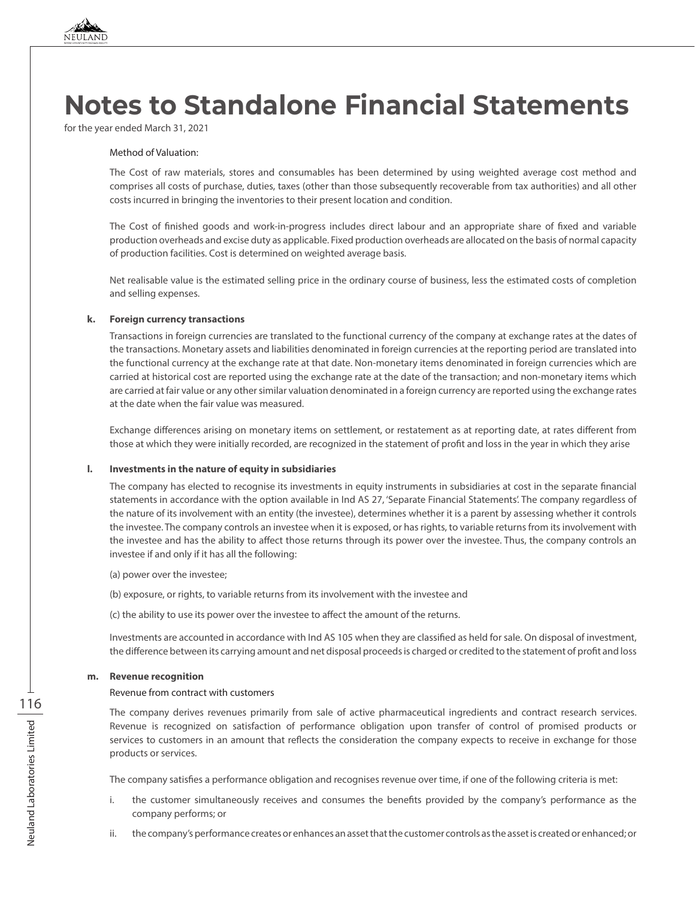# Notes to Standalone Financial Statements

for the year ended March 31, 2021

Method of Valuation:

The Cost of raw materials, stores and consumables has been determined by using weighted average cost method and comprises all costs of purchase, duties, taxes (other than those subsequently recoverable from tax authorities) and all other costs incurred in bringing the inventories to their present location and condition.

The Cost of finished goods and work-in-progress includes direct labour and an appropriate share of fixed and variable production overheads and excise duty as applicable. Fixed production overheads are allocated on the basis of normal capacity of production facilities. Cost is determined on weighted average basis.

Net realisable value is the estimated selling price in the ordinary course of business, less the estimated costs of completion and selling expenses.

**k. Foreign currency transactions**

Transactions in foreign currencies are translated to the functional currency of the company at exchange rates at the dates of the transactions. Monetary assets and liabilities denominated in foreign currencies at the reporting period are translated into the functional currency at the exchange rate at that date. Non-monetary items denominated in foreign currencies which are carried at historical cost are reported using the exchange rate at the date of the transaction; and non-monetary items which are carried at fair value or any other similar valuation denominated in a foreign currency are reported using the exchange rates at the date when the fair value was measured.

Exchange differences arising on monetary items on settlement, or restatement as at reporting date, at rates different from those at which they were initially recorded, are recognized in the statement of profit and loss in the year in which they arise

**l. Investments in the nature of equity in subsidiaries**

The company has elected to recognise its investments in equity instruments in subsidiaries at cost in the separate financial statements in accordance with the option available in Ind AS 27, 'Separate Financial Statements'. The company regardless of the nature of its involvement with an entity (the investee), determines whether it is a parent by assessing whether it controls the investee. The company controls an investee when it is exposed, or has rights, to variable returns from its involvement with the investee and has the ability to affect those returns through its power over the investee. Thus, the company controls an investee if and only if it has all the following:

(a) power over the investee;

(b) exposure, or rights, to variable returns from its involvement with the investee and

(c) the ability to use its power over the investee to affect the amount of the returns.

Investments are accounted in accordance with Ind AS 105 when they are classified as held for sale. On disposal of investment, the difference between its carrying amount and net disposal proceeds is charged or credited to the statement of profit and loss

**m. Revenue recognition**

Revenue from contract with customers

The company derives revenues primarily from sale of active pharmaceutical ingredients and contract research services. Revenue is recognized on satisfaction of performance obligation upon transfer of control of promised products or services to customers in an amount that reflects the consideration the company expects to receive in exchange for those products or services.

The company satisfies a performance obligation and recognises revenue over time, if one of the following criteria is met:

i. the customer simultaneously receives and consumes the benefits provided by the company's performance as the company performs; or

ii. the company's performance creates or enhances an asset that the customer controls as the asset is created or enhanced; or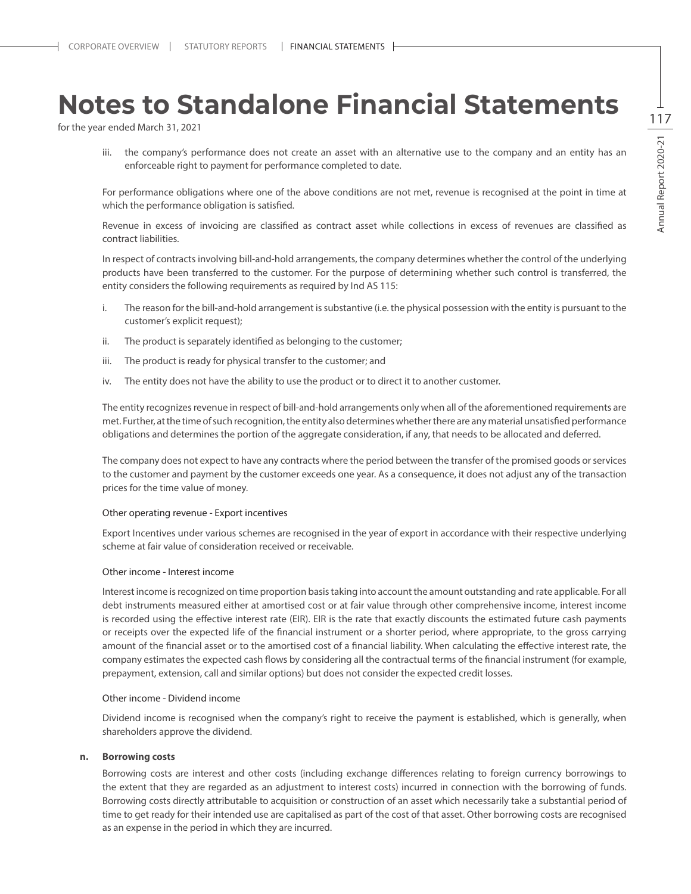iii. the company's performance does not create an asset with an alternative use to the company and an entity has an enforceable right to payment for performance completed to date.

For performance obligations where one of the above conditions are not met, revenue is recognised at the point in time at which the performance obligation is satisfied.

Revenue in excess of invoicing are classified as contract asset while collections in excess of revenues are classified as contract liabilities.

In respect of contracts involving bill-and-hold arrangements, the company determines whether the control of the underlying products have been transferred to the customer. For the purpose of determining whether such control is transferred, the entity considers the following requirements as required by Ind AS 115:

i. The reason for the bill-and-hold arrangement is substantive (i.e. the physical possession with the entity is pursuant to the customer's explicit request);

ii. The product is separately identified as belonging to the customer;

iii. The product is ready for physical transfer to the customer; and

iv. The entity does not have the ability to use the product or to direct it to another customer.

The entity recognizes revenue in respect of bill-and-hold arrangements only when all of the aforementioned requirements are met. Further, at the time of such recognition, the entity also determines whether there are any material unsatisfied performance obligations and determines the portion of the aggregate consideration, if any, that needs to be allocated and deferred.

The company does not expect to have any contracts where the period between the transfer of the promised goods or services to the customer and payment by the customer exceeds one year. As a consequence, it does not adjust any of the transaction prices for the time value of money.

Other operating revenue - Export incentives

Export Incentives under various schemes are recognised in the year of export in accordance with their respective underlying scheme at fair value of consideration received or receivable.

Other income - Interest income

Interest income is recognized on time proportion basis taking into account the amount outstanding and rate applicable. For all debt instruments measured either at amortised cost or at fair value through other comprehensive income, interest income is recorded using the effective interest rate (EIR). EIR is the rate that exactly discounts the estimated future cash payments or receipts over the expected life of the financial instrument or a shorter period, where appropriate, to the gross carrying amount of the financial asset or to the amortised cost of a financial liability. When calculating the effective interest rate, the company estimates the expected cash flows by considering all the contractual terms of the financial instrument (for example, prepayment, extension, call and similar options) but does not consider the expected credit losses.

Other income - Dividend income

Dividend income is recognised when the company's right to receive the payment is established, which is generally, when shareholders approve the dividend.

**n. Borrowing costs**

Borrowing costs are interest and other costs (including exchange differences relating to foreign currency borrowings to the extent that they are regarded as an adjustment to interest costs) incurred in connection with the borrowing of funds. Borrowing costs directly attributable to acquisition or construction of an asset which necessarily take a substantial period of time to get ready for their intended use are capitalised as part of the cost of that asset. Other borrowing costs are recognised as an expense in the period in which they are incurred.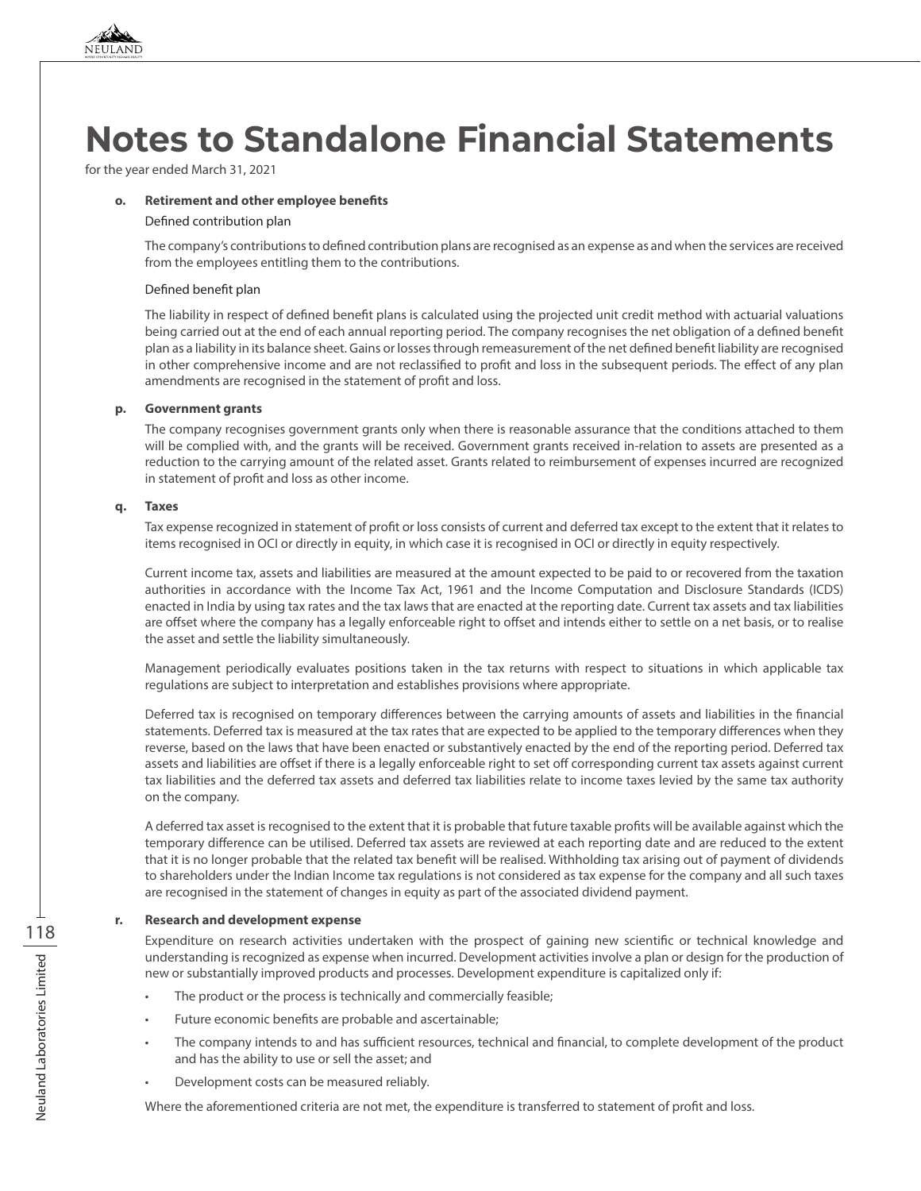# Notes to Standalone Financial Statements

for the year ended March 31, 2021

**o. Retirement and other employee benefits**

Defined contribution plan

The company's contributions to defined contribution plans are recognised as an expense as and when the services are received from the employees entitling them to the contributions.

Defined benefit plan

The liability in respect of defined benefit plans is calculated using the projected unit credit method with actuarial valuations being carried out at the end of each annual reporting period. The company recognises the net obligation of a defined benefit plan as a liability in its balance sheet. Gains or losses through remeasurement of the net defined benefit liability are recognised in other comprehensive income and are not reclassified to profit and loss in the subsequent periods. The effect of any plan amendments are recognised in the statement of profit and loss.

**p. Government grants**

The company recognises government grants only when there is reasonable assurance that the conditions attached to them will be complied with, and the grants will be received. Government grants received in-relation to assets are presented as a reduction to the carrying amount of the related asset. Grants related to reimbursement of expenses incurred are recognized in statement of profit and loss as other income.

**q. Taxes**

Tax expense recognized in statement of profit or loss consists of current and deferred tax except to the extent that it relates to items recognised in OCI or directly in equity, in which case it is recognised in OCI or directly in equity respectively.

Current income tax, assets and liabilities are measured at the amount expected to be paid to or recovered from the taxation authorities in accordance with the Income Tax Act, 1961 and the Income Computation and Disclosure Standards (ICDS) enacted in India by using tax rates and the tax laws that are enacted at the reporting date. Current tax assets and tax liabilities are offset where the company has a legally enforceable right to offset and intends either to settle on a net basis, or to realise the asset and settle the liability simultaneously.

Management periodically evaluates positions taken in the tax returns with respect to situations in which applicable tax regulations are subject to interpretation and establishes provisions where appropriate.

Deferred tax is recognised on temporary differences between the carrying amounts of assets and liabilities in the financial statements. Deferred tax is measured at the tax rates that are expected to be applied to the temporary differences when they reverse, based on the laws that have been enacted or substantively enacted by the end of the reporting period. Deferred tax assets and liabilities are offset if there is a legally enforceable right to set off corresponding current tax assets against current tax liabilities and the deferred tax assets and deferred tax liabilities relate to income taxes levied by the same tax authority on the company.

A deferred tax asset is recognised to the extent that it is probable that future taxable profits will be available against which the temporary difference can be utilised. Deferred tax assets are reviewed at each reporting date and are reduced to the extent that it is no longer probable that the related tax benefit will be realised. Withholding tax arising out of payment of dividends to shareholders under the Indian Income tax regulations is not considered as tax expense for the company and all such taxes are recognised in the statement of changes in equity as part of the associated dividend payment.

**r. Research and development expense**

Expenditure on research activities undertaken with the prospect of gaining new scientific or technical knowledge and understanding is recognized as expense when incurred. Development activities involve a plan or design for the production of new or substantially improved products and processes. Development expenditure is capitalized only if:

- The product or the process is technically and commercially feasible;
- Future economic benefits are probable and ascertainable;
- The company intends to and has sufficient resources, technical and financial, to complete development of the product and has the ability to use or sell the asset; and
- Development costs can be measured reliably.

Where the aforementioned criteria are not met, the expenditure is transferred to statement of profit and loss.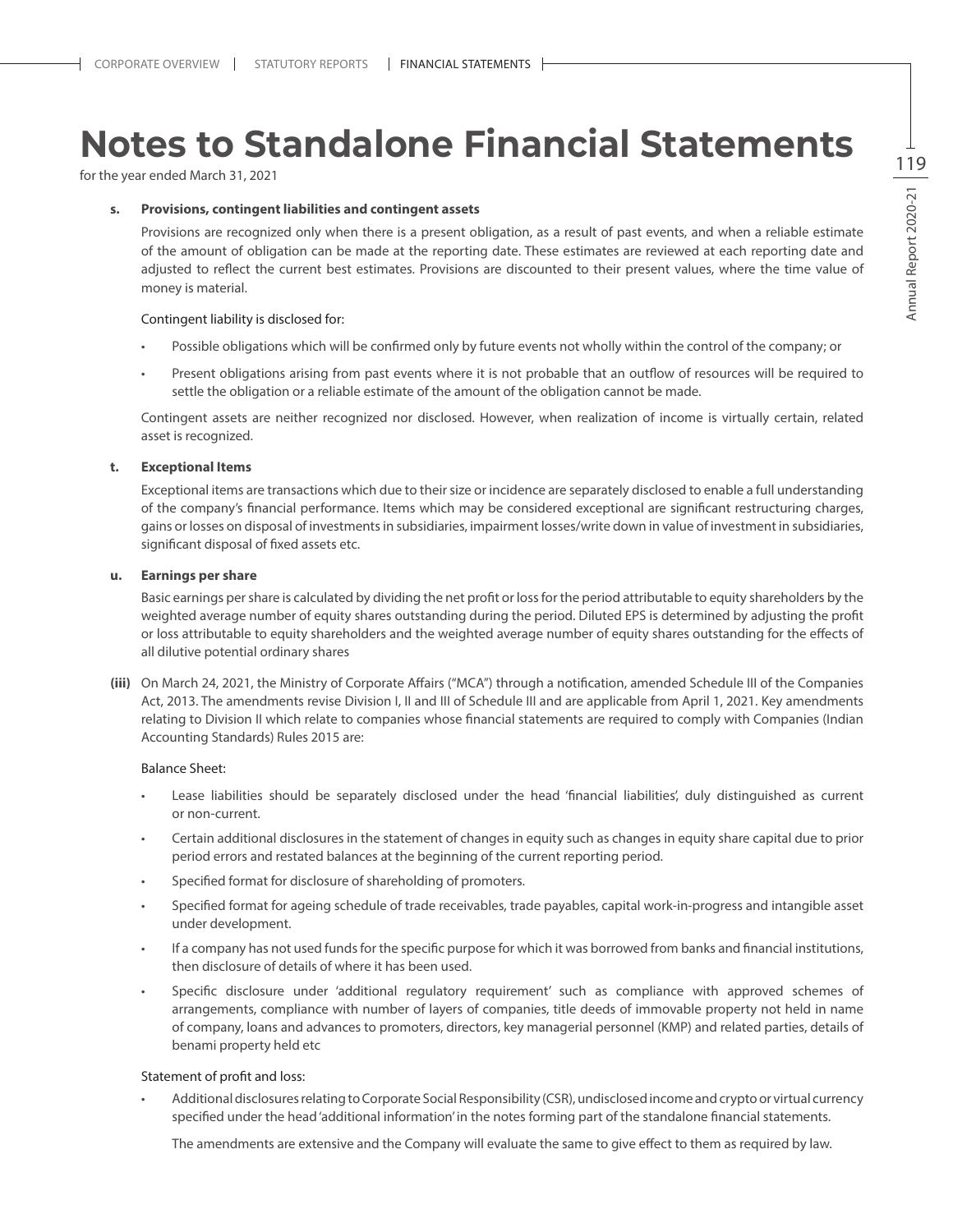# Notes to Standalone Financial Statements

for the year ended March 31, 2021

**s. Provisions, contingent liabilities and contingent assets**

Provisions are recognized only when there is a present obligation, as a result of past events, and when a reliable estimate of the amount of obligation can be made at the reporting date. These estimates are reviewed at each reporting date and adjusted to reflect the current best estimates. Provisions are discounted to their present values, where the time value of money is material.

Contingent liability is disclosed for:

- Possible obligations which will be confirmed only by future events not wholly within the control of the company; or
- Present obligations arising from past events where it is not probable that an outflow of resources will be required to settle the obligation or a reliable estimate of the amount of the obligation cannot be made.

Contingent assets are neither recognized nor disclosed. However, when realization of income is virtually certain, related asset is recognized.

**t. Exceptional Items**

Exceptional items are transactions which due to their size or incidence are separately disclosed to enable a full understanding of the company's financial performance. Items which may be considered exceptional are significant restructuring charges, gains or losses on disposal of investments in subsidiaries, impairment losses/write down in value of investment in subsidiaries, significant disposal of fixed assets etc.

**u. Earnings per share**

Basic earnings per share is calculated by dividing the net profit or loss for the period attributable to equity shareholders by the weighted average number of equity shares outstanding during the period. Diluted EPS is determined by adjusting the profit or loss attributable to equity shareholders and the weighted average number of equity shares outstanding for the effects of all dilutive potential ordinary shares

**(iii)** On March 24, 2021, the Ministry of Corporate Affairs ("MCA") through a notification, amended Schedule III of the Companies Act, 2013. The amendments revise Division I, II and III of Schedule III and are applicable from April 1, 2021. Key amendments relating to Division II which relate to companies whose financial statements are required to comply with Companies (Indian Accounting Standards) Rules 2015 are:

Balance Sheet:

- Lease liabilities should be separately disclosed under the head 'financial liabilities', duly distinguished as current or non-current.
- Certain additional disclosures in the statement of changes in equity such as changes in equity share capital due to prior period errors and restated balances at the beginning of the current reporting period.
- Specified format for disclosure of shareholding of promoters.
- Specified format for ageing schedule of trade receivables, trade payables, capital work-in-progress and intangible asset under development.
- If a company has not used funds for the specific purpose for which it was borrowed from banks and financial institutions, then disclosure of details of where it has been used.
- Specific disclosure under 'additional regulatory requirement' such as compliance with approved schemes of arrangements, compliance with number of layers of companies, title deeds of immovable property not held in name of company, loans and advances to promoters, directors, key managerial personnel (KMP) and related parties, details of benami property held etc

Statement of profit and loss:

- Additional disclosures relating to Corporate Social Responsibility (CSR), undisclosed income and crypto or virtual currency specified under the head 'additional information' in the notes forming part of the standalone financial statements.

  The amendments are extensive and the Company will evaluate the same to give effect to them as required by law.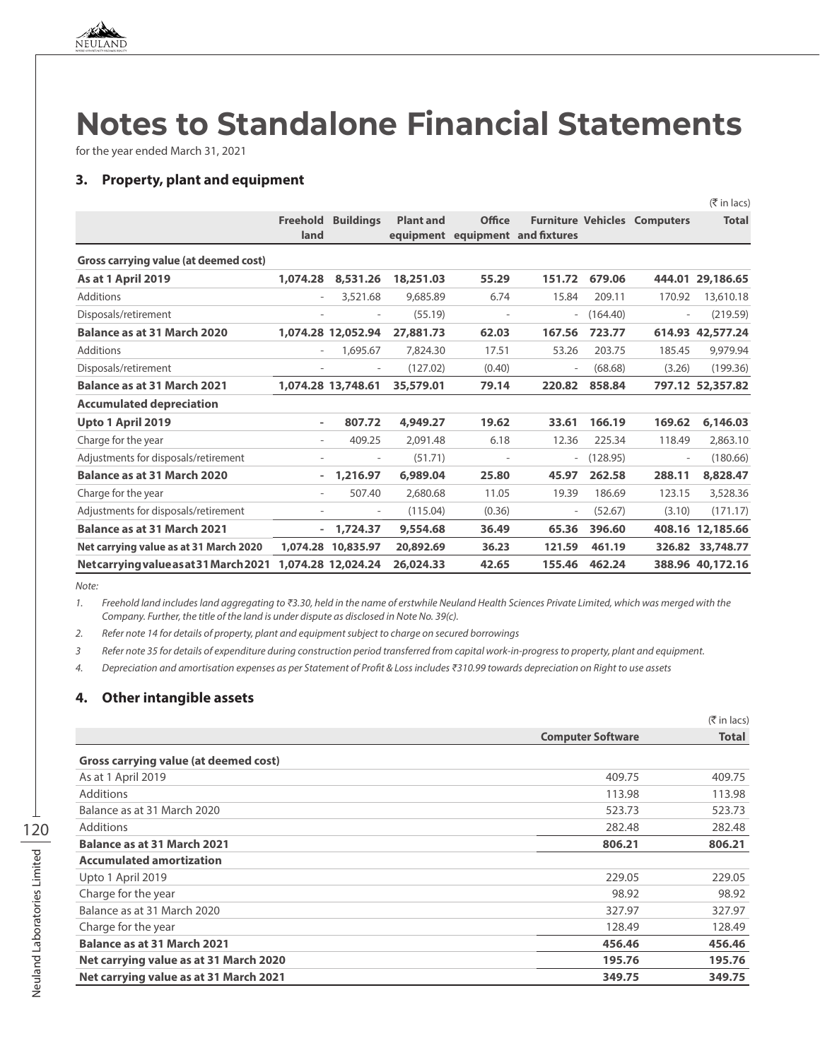# Notes to Standalone Financial Statements

for the year ended March 31, 2021

## 3. Property, plant and equipment

(₹ in lacs)

| | Freehold land | Buildings | Plant and equipment | Office equipment | Furniture and fixtures | Vehicles | Computers | Total |
|---|---|---|---|---|---|---|---|---|
| **Gross carrying value (at deemed cost)** | | | | | | | | |
| **As at 1 April 2019** | **1,074.28** | **8,531.26** | **18,251.03** | **55.29** | **151.72** | **679.06** | **444.01** | **29,186.65** |
| Additions | - | 3,521.68 | 9,685.89 | 6.74 | 15.84 | 209.11 | 170.92 | 13,610.18 |
| Disposals/retirement | - | - | (55.19) | - | - | (164.40) | - | (219.59) |
| **Balance as at 31 March 2020** | **1,074.28** | **12,052.94** | **27,881.73** | **62.03** | **167.56** | **723.77** | **614.93** | **42,577.24** |
| Additions | - | 1,695.67 | 7,824.30 | 17.51 | 53.26 | 203.75 | 185.45 | 9,979.94 |
| Disposals/retirement | - | - | (127.02) | (0.40) | - | (68.68) | (3.26) | (199.36) |
| **Balance as at 31 March 2021** | **1,074.28** | **13,748.61** | **35,579.01** | **79.14** | **220.82** | **858.84** | **797.12** | **52,357.82** |
| **Accumulated depreciation** | | | | | | | | |
| **Upto 1 April 2019** | **-** | **807.72** | **4,949.27** | **19.62** | **33.61** | **166.19** | **169.62** | **6,146.03** |
| Charge for the year | - | 409.25 | 2,091.48 | 6.18 | 12.36 | 225.34 | 118.49 | 2,863.10 |
| Adjustments for disposals/retirement | - | - | (51.71) | - | - | (128.95) | - | (180.66) |
| **Balance as at 31 March 2020** | **-** | **1,216.97** | **6,989.04** | **25.80** | **45.97** | **262.58** | **288.11** | **8,828.47** |
| Charge for the year | - | 507.40 | 2,680.68 | 11.05 | 19.39 | 186.69 | 123.15 | 3,528.36 |
| Adjustments for disposals/retirement | - | - | (115.04) | (0.36) | - | (52.67) | (3.10) | (171.17) |
| **Balance as at 31 March 2021** | **-** | **1,724.37** | **9,554.68** | **36.49** | **65.36** | **396.60** | **408.16** | **12,185.66** |
| **Net carrying value as at 31 March 2020** | **1,074.28** | **10,835.97** | **20,892.69** | **36.23** | **121.59** | **461.19** | **326.82** | **33,748.77** |
| **Net carrying value as at 31 March 2021** | **1,074.28** | **12,024.24** | **26,024.33** | **42.65** | **155.46** | **462.24** | **388.96** | **40,172.16** |

*Note:*

1. *Freehold land includes land aggregating to ₹3.30, held in the name of erstwhile Neuland Health Sciences Private Limited, which was merged with the Company. Further, the title of the land is under dispute as disclosed in Note No. 39(c).*
2. *Refer note 14 for details of property, plant and equipment subject to charge on secured borrowings*
3. *Refer note 35 for details of expenditure during construction period transferred from capital work-in-progress to property, plant and equipment.*
4. *Depreciation and amortisation expenses as per Statement of Profit & Loss includes ₹310.99 towards depreciation on Right to use assets*

## 4. Other intangible assets

(₹ in lacs)

| | Computer Software | Total |
|---|---|---|
| **Gross carrying value (at deemed cost)** | | |
| As at 1 April 2019 | 409.75 | 409.75 |
| Additions | 113.98 | 113.98 |
| Balance as at 31 March 2020 | 523.73 | 523.73 |
| Additions | 282.48 | 282.48 |
| **Balance as at 31 March 2021** | **806.21** | **806.21** |
| **Accumulated amortization** | | |
| Upto 1 April 2019 | 229.05 | 229.05 |
| Charge for the year | 98.92 | 98.92 |
| Balance as at 31 March 2020 | 327.97 | 327.97 |
| Charge for the year | 128.49 | 128.49 |
| **Balance as at 31 March 2021** | **456.46** | **456.46** |
| **Net carrying value as at 31 March 2020** | **195.76** | **195.76** |
| **Net carrying value as at 31 March 2021** | **349.75** | **349.75** |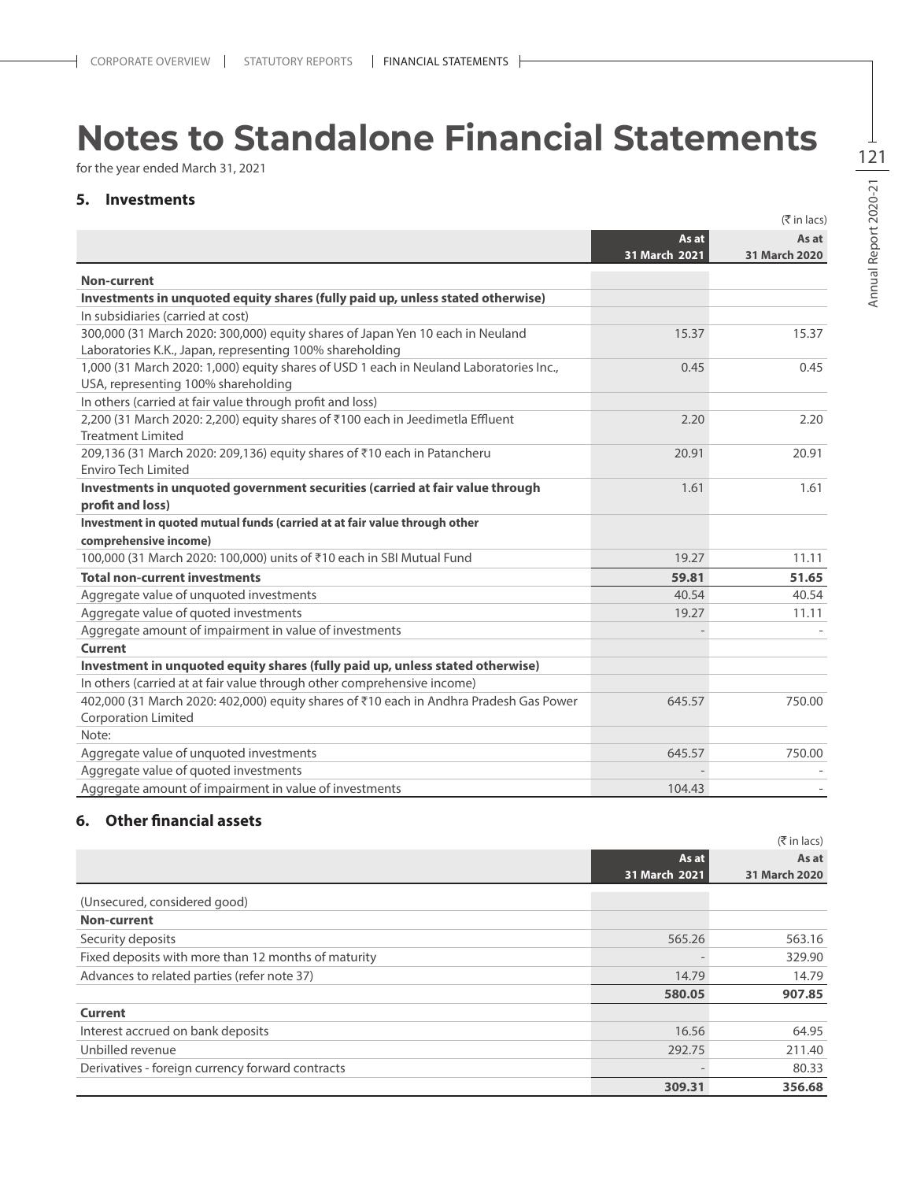# Notes to Standalone Financial Statements

for the year ended March 31, 2021

## 5. Investments

(₹ in lacs)

| | As at 31 March 2021 | As at 31 March 2020 |
|---|---|---|
| **Non-current** | | |
| **Investments in unquoted equity shares (fully paid up, unless stated otherwise)** | | |
| In subsidiaries (carried at cost) | | |
| 300,000 (31 March 2020: 300,000) equity shares of Japan Yen 10 each in Neuland Laboratories K.K., Japan, representing 100% shareholding | 15.37 | 15.37 |
| 1,000 (31 March 2020: 1,000) equity shares of USD 1 each in Neuland Laboratories Inc., USA, representing 100% shareholding | 0.45 | 0.45 |
| In others (carried at fair value through profit and loss) | | |
| 2,200 (31 March 2020: 2,200) equity shares of ₹100 each in Jeedimetla Effluent Treatment Limited | 2.20 | 2.20 |
| 209,136 (31 March 2020: 209,136) equity shares of ₹10 each in Patancheru Enviro Tech Limited | 20.91 | 20.91 |
| **Investments in unquoted government securities (carried at fair value through profit and loss)** | 1.61 | 1.61 |
| **Investment in quoted mutual funds (carried at at fair value through other comprehensive income)** | | |
| 100,000 (31 March 2020: 100,000) units of ₹10 each in SBI Mutual Fund | 19.27 | 11.11 |
| **Total non-current investments** | **59.81** | **51.65** |
| Aggregate value of unquoted investments | 40.54 | 40.54 |
| Aggregate value of quoted investments | 19.27 | 11.11 |
| Aggregate amount of impairment in value of investments | - | - |
| **Current** | | |
| **Investment in unquoted equity shares (fully paid up, unless stated otherwise)** | | |
| In others (carried at at fair value through other comprehensive income) | | |
| 402,000 (31 March 2020: 402,000) equity shares of ₹10 each in Andhra Pradesh Gas Power Corporation Limited | 645.57 | 750.00 |
| Note: | | |
| Aggregate value of unquoted investments | 645.57 | 750.00 |
| Aggregate value of quoted investments | - | - |
| Aggregate amount of impairment in value of investments | 104.43 | - |

## 6. Other financial assets

(₹ in lacs)

| | As at 31 March 2021 | As at 31 March 2020 |
|---|---|---|
| (Unsecured, considered good) | | |
| **Non-current** | | |
| Security deposits | 565.26 | 563.16 |
| Fixed deposits with more than 12 months of maturity | - | 329.90 |
| Advances to related parties (refer note 37) | 14.79 | 14.79 |
| | **580.05** | **907.85** |
| **Current** | | |
| Interest accrued on bank deposits | 16.56 | 64.95 |
| Unbilled revenue | 292.75 | 211.40 |
| Derivatives - foreign currency forward contracts | - | 80.33 |
| | **309.31** | **356.68** |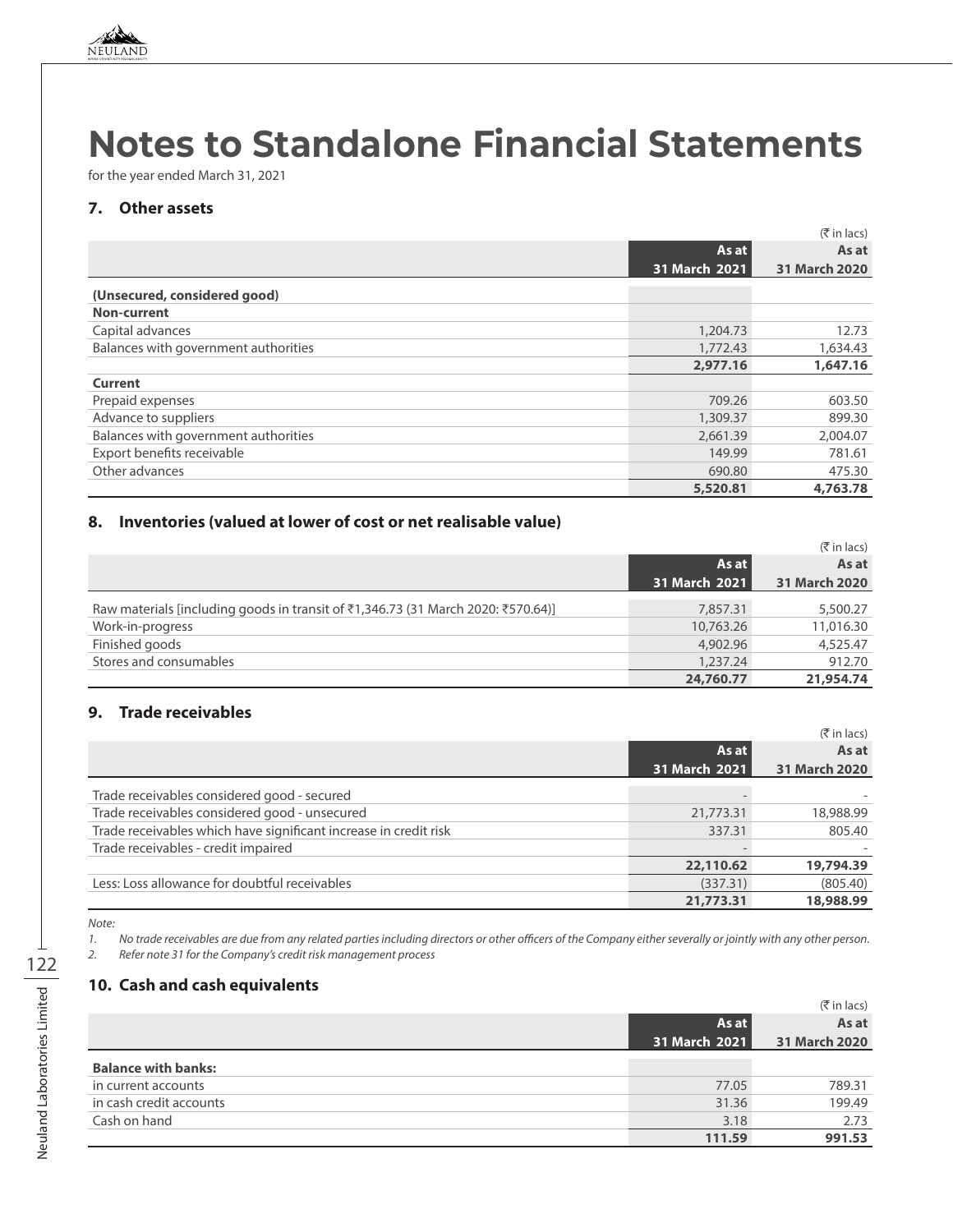# Notes to Standalone Financial Statements

for the year ended March 31, 2021

## 7. Other assets

(₹ in lacs)

| | As at 31 March 2021 | As at 31 March 2020 |
|---|---|---|
| **(Unsecured, considered good)** | | |
| **Non-current** | | |
| Capital advances | 1,204.73 | 12.73 |
| Balances with government authorities | 1,772.43 | 1,634.43 |
| | **2,977.16** | **1,647.16** |
| **Current** | | |
| Prepaid expenses | 709.26 | 603.50 |
| Advance to suppliers | 1,309.37 | 899.30 |
| Balances with government authorities | 2,661.39 | 2,004.07 |
| Export benefits receivable | 149.99 | 781.61 |
| Other advances | 690.80 | 475.30 |
| | **5,520.81** | **4,763.78** |

## 8. Inventories (valued at lower of cost or net realisable value)

(₹ in lacs)

| | As at 31 March 2021 | As at 31 March 2020 |
|---|---|---|
| Raw materials [including goods in transit of ₹1,346.73 (31 March 2020: ₹570.64)] | 7,857.31 | 5,500.27 |
| Work-in-progress | 10,763.26 | 11,016.30 |
| Finished goods | 4,902.96 | 4,525.47 |
| Stores and consumables | 1,237.24 | 912.70 |
| | **24,760.77** | **21,954.74** |

## 9. Trade receivables

(₹ in lacs)

| | As at 31 March 2021 | As at 31 March 2020 |
|---|---|---|
| Trade receivables considered good - secured | - | - |
| Trade receivables considered good - unsecured | 21,773.31 | 18,988.99 |
| Trade receivables which have significant increase in credit risk | 337.31 | 805.40 |
| Trade receivables - credit impaired | - | - |
| | **22,110.62** | **19,794.39** |
| Less: Loss allowance for doubtful receivables | (337.31) | (805.40) |
| | **21,773.31** | **18,988.99** |

*Note:*

1. *No trade receivables are due from any related parties including directors or other officers of the Company either severally or jointly with any other person.*
2. *Refer note 31 for the Company's credit risk management process*

## 10. Cash and cash equivalents

(₹ in lacs)

| | As at 31 March 2021 | As at 31 March 2020 |
|---|---|---|
| **Balance with banks:** | | |
| in current accounts | 77.05 | 789.31 |
| in cash credit accounts | 31.36 | 199.49 |
| Cash on hand | 3.18 | 2.73 |
| | **111.59** | **991.53** |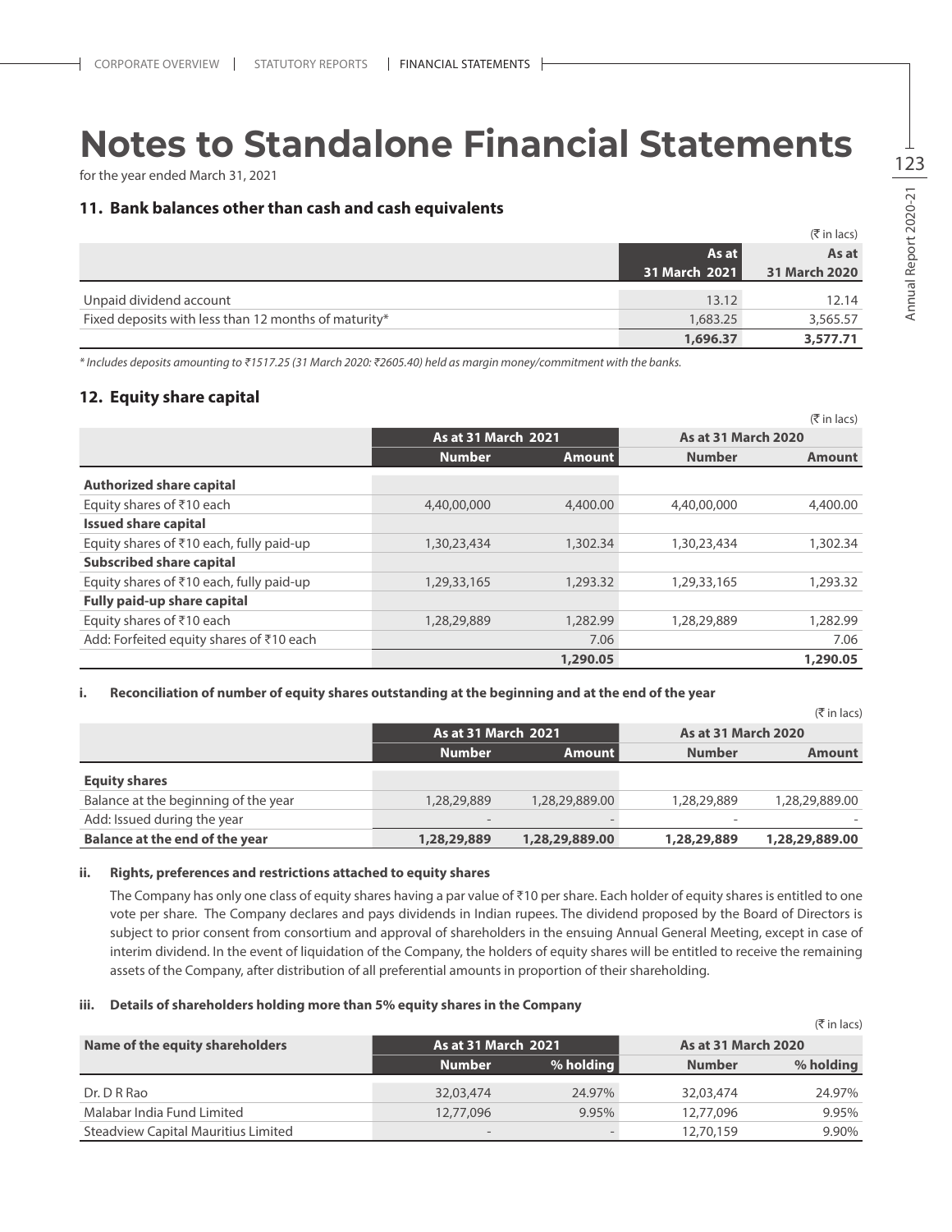# Notes to Standalone Financial Statements

for the year ended March 31, 2021

## 11. Bank balances other than cash and cash equivalents

(₹ in lacs)

| | As at 31 March 2021 | As at 31 March 2020 |
|---|---|---|
| Unpaid dividend account | 13.12 | 12.14 |
| Fixed deposits with less than 12 months of maturity* | 1,683.25 | 3,565.57 |
| | **1,696.37** | **3,577.71** |

*\* Includes deposits amounting to ₹1517.25 (31 March 2020: ₹2605.40) held as margin money/commitment with the banks.*

## 12. Equity share capital

(₹ in lacs)

| | As at 31 March 2021 | | As at 31 March 2020 | |
|---|---|---|---|---|
| | Number | Amount | Number | Amount |
| **Authorized share capital** | | | | |
| Equity shares of ₹10 each | 4,40,00,000 | 4,400.00 | 4,40,00,000 | 4,400.00 |
| **Issued share capital** | | | | |
| Equity shares of ₹10 each, fully paid-up | 1,30,23,434 | 1,302.34 | 1,30,23,434 | 1,302.34 |
| **Subscribed share capital** | | | | |
| Equity shares of ₹10 each, fully paid-up | 1,29,33,165 | 1,293.32 | 1,29,33,165 | 1,293.32 |
| **Fully paid-up share capital** | | | | |
| Equity shares of ₹10 each | 1,28,29,889 | 1,282.99 | 1,28,29,889 | 1,282.99 |
| Add: Forfeited equity shares of ₹10 each | | 7.06 | | 7.06 |
| | | **1,290.05** | | **1,290.05** |

### i. Reconciliation of number of equity shares outstanding at the beginning and at the end of the year

(₹ in lacs)

| | As at 31 March 2021 | | As at 31 March 2020 | |
|---|---|---|---|---|
| | Number | Amount | Number | Amount |
| **Equity shares** | | | | |
| Balance at the beginning of the year | 1,28,29,889 | 1,28,29,889.00 | 1,28,29,889 | 1,28,29,889.00 |
| Add: Issued during the year | - | - | - | - |
| **Balance at the end of the year** | **1,28,29,889** | **1,28,29,889.00** | **1,28,29,889** | **1,28,29,889.00** |

### ii. Rights, preferences and restrictions attached to equity shares

The Company has only one class of equity shares having a par value of ₹10 per share. Each holder of equity shares is entitled to one vote per share. The Company declares and pays dividends in Indian rupees. The dividend proposed by the Board of Directors is subject to prior consent from consortium and approval of shareholders in the ensuing Annual General Meeting, except in case of interim dividend. In the event of liquidation of the Company, the holders of equity shares will be entitled to receive the remaining assets of the Company, after distribution of all preferential amounts in proportion of their shareholding.

### iii. Details of shareholders holding more than 5% equity shares in the Company

(₹ in lacs)

| Name of the equity shareholders | As at 31 March 2021 | | As at 31 March 2020 | |
|---|---|---|---|---|
| | Number | % holding | Number | % holding |
| Dr. D R Rao | 32,03,474 | 24.97% | 32,03,474 | 24.97% |
| Malabar India Fund Limited | 12,77,096 | 9.95% | 12,77,096 | 9.95% |
| Steadview Capital Mauritius Limited | - | - | 12,70,159 | 9.90% |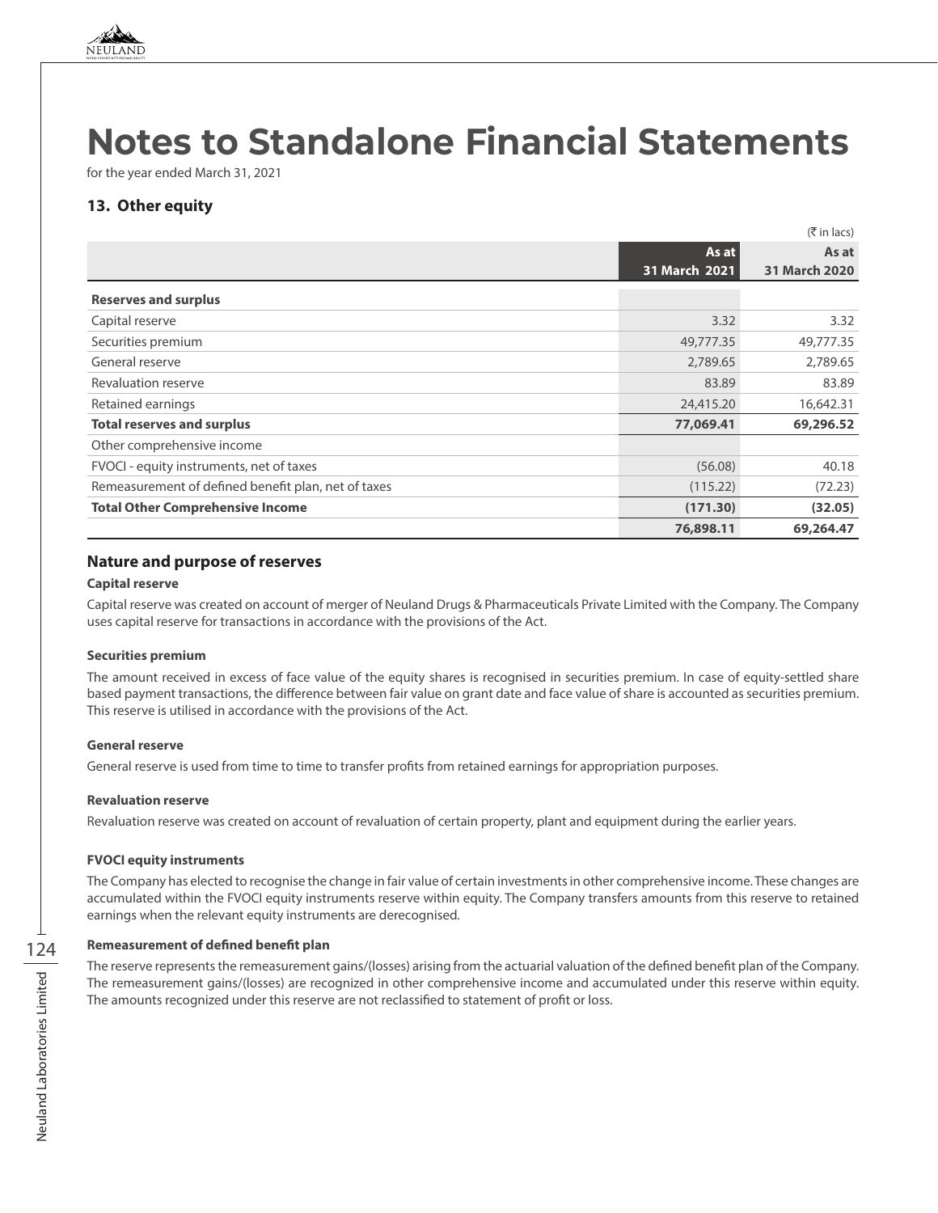# Notes to Standalone Financial Statements

for the year ended March 31, 2021

## 13. Other equity

(₹ in lacs)

| | As at 31 March 2021 | As at 31 March 2020 |
|---|---|---|
| **Reserves and surplus** | | |
| Capital reserve | 3.32 | 3.32 |
| Securities premium | 49,777.35 | 49,777.35 |
| General reserve | 2,789.65 | 2,789.65 |
| Revaluation reserve | 83.89 | 83.89 |
| Retained earnings | 24,415.20 | 16,642.31 |
| **Total reserves and surplus** | **77,069.41** | **69,296.52** |
| Other comprehensive income | | |
| FVOCI - equity instruments, net of taxes | (56.08) | 40.18 |
| Remeasurement of defined benefit plan, net of taxes | (115.22) | (72.23) |
| **Total Other Comprehensive Income** | **(171.30)** | **(32.05)** |
| | **76,898.11** | **69,264.47** |

### Nature and purpose of reserves

**Capital reserve**

Capital reserve was created on account of merger of Neuland Drugs & Pharmaceuticals Private Limited with the Company. The Company uses capital reserve for transactions in accordance with the provisions of the Act.

**Securities premium**

The amount received in excess of face value of the equity shares is recognised in securities premium. In case of equity-settled share based payment transactions, the difference between fair value on grant date and face value of share is accounted as securities premium. This reserve is utilised in accordance with the provisions of the Act.

**General reserve**

General reserve is used from time to time to transfer profits from retained earnings for appropriation purposes.

**Revaluation reserve**

Revaluation reserve was created on account of revaluation of certain property, plant and equipment during the earlier years.

**FVOCI equity instruments**

The Company has elected to recognise the change in fair value of certain investments in other comprehensive income. These changes are accumulated within the FVOCI equity instruments reserve within equity. The Company transfers amounts from this reserve to retained earnings when the relevant equity instruments are derecognised.

**Remeasurement of defined benefit plan**

The reserve represents the remeasurement gains/(losses) arising from the actuarial valuation of the defined benefit plan of the Company. The remeasurement gains/(losses) are recognized in other comprehensive income and accumulated under this reserve within equity. The amounts recognized under this reserve are not reclassified to statement of profit or loss.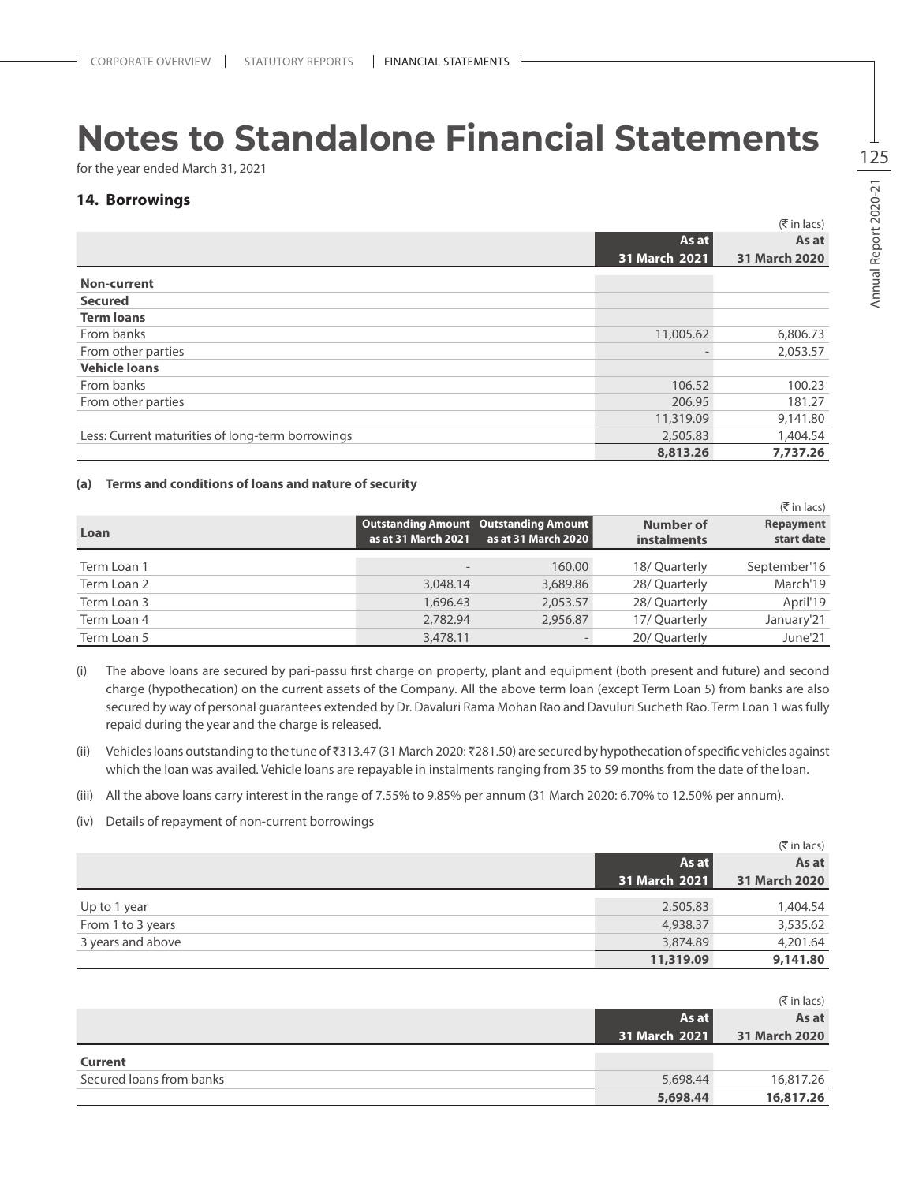# Notes to Standalone Financial Statements

for the year ended March 31, 2021

### 14. Borrowings

(₹ in lacs)

| | As at 31 March 2021 | As at 31 March 2020 |
|---|---|---|
| **Non-current** | | |
| **Secured** | | |
| **Term loans** | | |
| From banks | 11,005.62 | 6,806.73 |
| From other parties | - | 2,053.57 |
| **Vehicle loans** | | |
| From banks | 106.52 | 100.23 |
| From other parties | 206.95 | 181.27 |
| | 11,319.09 | 9,141.80 |
| Less: Current maturities of long-term borrowings | 2,505.83 | 1,404.54 |
| | **8,813.26** | **7,737.26** |

**(a) Terms and conditions of loans and nature of security**

(₹ in lacs)

| Loan | Outstanding Amount as at 31 March 2021 | Outstanding Amount as at 31 March 2020 | Number of instalments | Repayment start date |
|---|---|---|---|---|
| Term Loan 1 | - | 160.00 | 18/ Quarterly | September'16 |
| Term Loan 2 | 3,048.14 | 3,689.86 | 28/ Quarterly | March'19 |
| Term Loan 3 | 1,696.43 | 2,053.57 | 28/ Quarterly | April'19 |
| Term Loan 4 | 2,782.94 | 2,956.87 | 17/ Quarterly | January'21 |
| Term Loan 5 | 3,478.11 | - | 20/ Quarterly | June'21 |

(i) The above loans are secured by pari-passu first charge on property, plant and equipment (both present and future) and second charge (hypothecation) on the current assets of the Company. All the above term loan (except Term Loan 5) from banks are also secured by way of personal guarantees extended by Dr. Davaluri Rama Mohan Rao and Davuluri Sucheth Rao. Term Loan 1 was fully repaid during the year and the charge is released.

(ii) Vehicles loans outstanding to the tune of ₹313.47 (31 March 2020: ₹281.50) are secured by hypothecation of specific vehicles against which the loan was availed. Vehicle loans are repayable in instalments ranging from 35 to 59 months from the date of the loan.

(iii) All the above loans carry interest in the range of 7.55% to 9.85% per annum (31 March 2020: 6.70% to 12.50% per annum).

(iv) Details of repayment of non-current borrowings

(₹ in lacs)

| | As at 31 March 2021 | As at 31 March 2020 |
|---|---|---|
| Up to 1 year | 2,505.83 | 1,404.54 |
| From 1 to 3 years | 4,938.37 | 3,535.62 |
| 3 years and above | 3,874.89 | 4,201.64 |
| | **11,319.09** | **9,141.80** |

(₹ in lacs)

| | As at 31 March 2021 | As at 31 March 2020 |
|---|---|---|
| **Current** | | |
| Secured loans from banks | 5,698.44 | 16,817.26 |
| | **5,698.44** | **16,817.26** |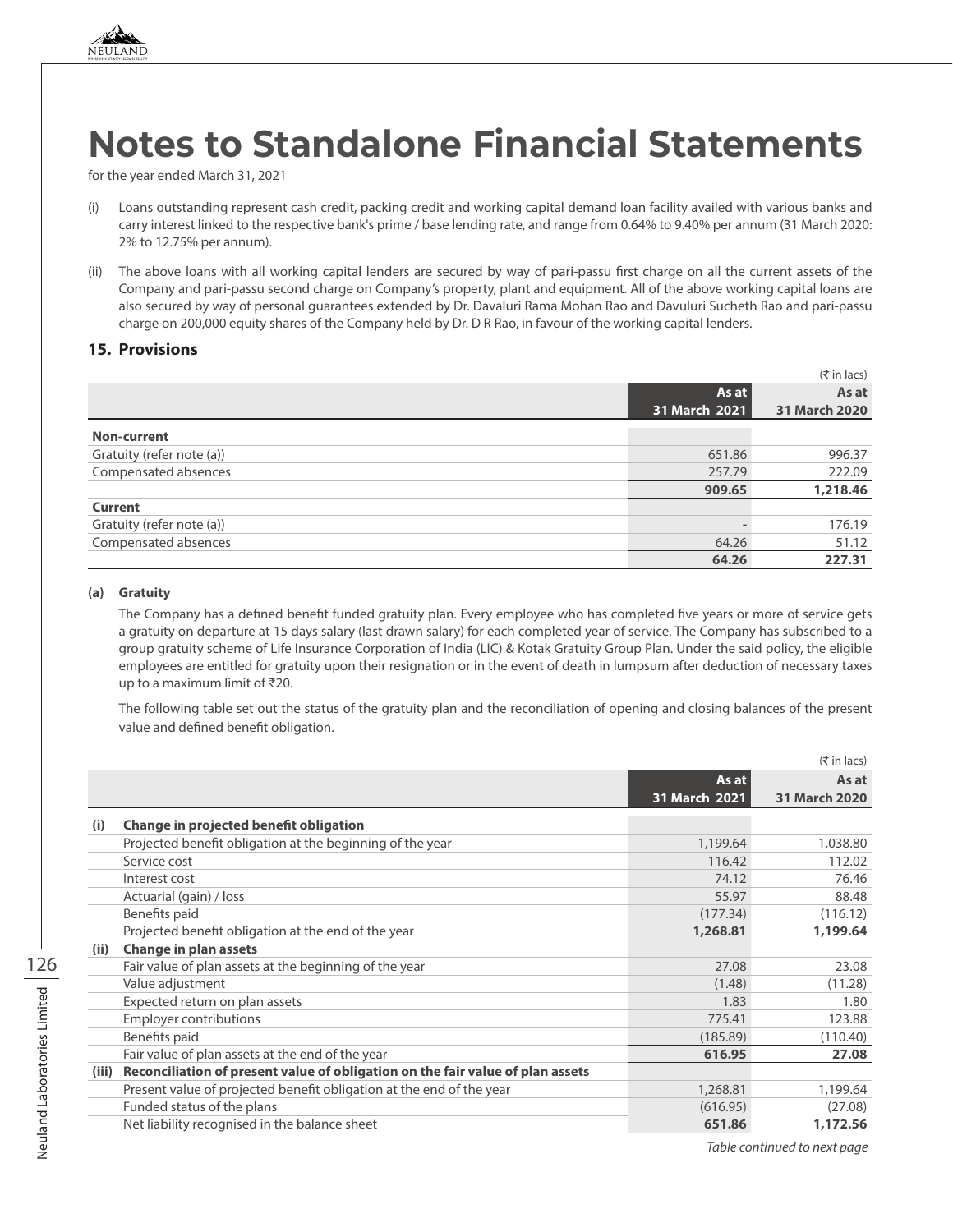# Notes to Standalone Financial Statements

for the year ended March 31, 2021

(i) Loans outstanding represent cash credit, packing credit and working capital demand loan facility availed with various banks and carry interest linked to the respective bank's prime / base lending rate, and range from 0.64% to 9.40% per annum (31 March 2020: 2% to 12.75% per annum).

(ii) The above loans with all working capital lenders are secured by way of pari-passu first charge on all the current assets of the Company and pari-passu second charge on Company's property, plant and equipment. All of the above working capital loans are also secured by way of personal guarantees extended by Dr. Davaluri Rama Mohan Rao and Davuluri Sucheth Rao and pari-passu charge on 200,000 equity shares of the Company held by Dr. D R Rao, in favour of the working capital lenders.

## 15. Provisions

(₹ in lacs)

| | As at 31 March 2021 | As at 31 March 2020 |
|---|---|---|
| **Non-current** | | |
| Gratuity (refer note (a)) | 651.86 | 996.37 |
| Compensated absences | 257.79 | 222.09 |
| | **909.65** | **1,218.46** |
| **Current** | | |
| Gratuity (refer note (a)) | - | 176.19 |
| Compensated absences | 64.26 | 51.12 |
| | **64.26** | **227.31** |

**(a) Gratuity**

The Company has a defined benefit funded gratuity plan. Every employee who has completed five years or more of service gets a gratuity on departure at 15 days salary (last drawn salary) for each completed year of service. The Company has subscribed to a group gratuity scheme of Life Insurance Corporation of India (LIC) & Kotak Gratuity Group Plan. Under the said policy, the eligible employees are entitled for gratuity upon their resignation or in the event of death in lumpsum after deduction of necessary taxes up to a maximum limit of ₹20.

The following table set out the status of the gratuity plan and the reconciliation of opening and closing balances of the present value and defined benefit obligation.

(₹ in lacs)

| | | As at 31 March 2021 | As at 31 March 2020 |
|---|---|---|---|
| **(i)** | **Change in projected benefit obligation** | | |
| | Projected benefit obligation at the beginning of the year | 1,199.64 | 1,038.80 |
| | Service cost | 116.42 | 112.02 |
| | Interest cost | 74.12 | 76.46 |
| | Actuarial (gain) / loss | 55.97 | 88.48 |
| | Benefits paid | (177.34) | (116.12) |
| | Projected benefit obligation at the end of the year | **1,268.81** | **1,199.64** |
| **(ii)** | **Change in plan assets** | | |
| | Fair value of plan assets at the beginning of the year | 27.08 | 23.08 |
| | Value adjustment | (1.48) | (11.28) |
| | Expected return on plan assets | 1.83 | 1.80 |
| | Employer contributions | 775.41 | 123.88 |
| | Benefits paid | (185.89) | (110.40) |
| | Fair value of plan assets at the end of the year | **616.95** | **27.08** |
| **(iii)** | **Reconciliation of present value of obligation on the fair value of plan assets** | | |
| | Present value of projected benefit obligation at the end of the year | 1,268.81 | 1,199.64 |
| | Funded status of the plans | (616.95) | (27.08) |
| | Net liability recognised in the balance sheet | **651.86** | **1,172.56** |

*Table continued to next page*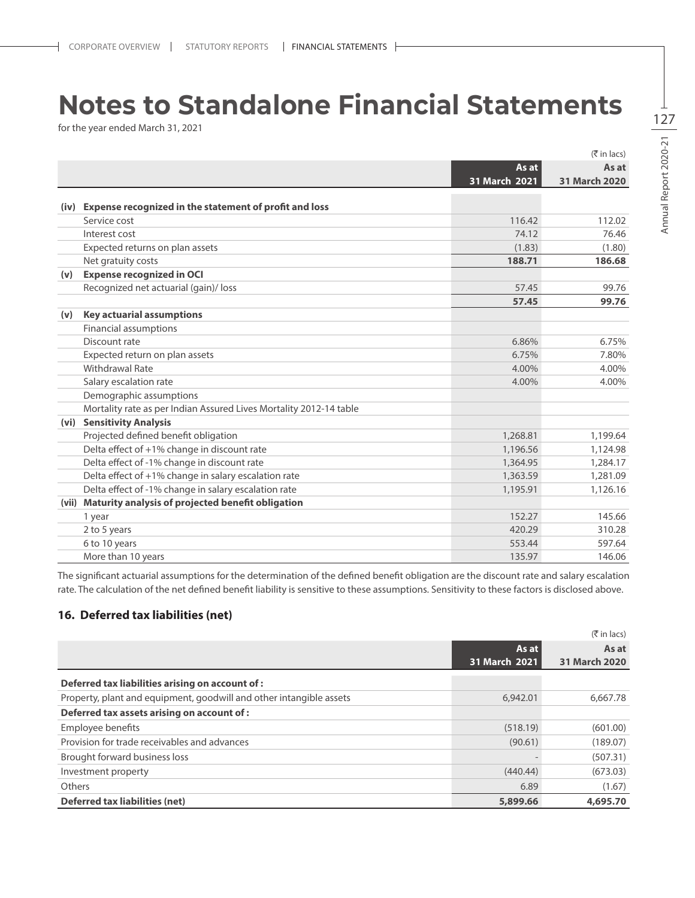# Notes to Standalone Financial Statements

for the year ended March 31, 2021

(₹ in lacs)

| | | As at 31 March 2021 | As at 31 March 2020 |
|---|---|---|---|
| **(iv)** | **Expense recognized in the statement of profit and loss** | | |
| | Service cost | 116.42 | 112.02 |
| | Interest cost | 74.12 | 76.46 |
| | Expected returns on plan assets | (1.83) | (1.80) |
| | Net gratuity costs | **188.71** | **186.68** |
| **(v)** | **Expense recognized in OCI** | | |
| | Recognized net actuarial (gain)/ loss | 57.45 | 99.76 |
| | | **57.45** | **99.76** |
| **(v)** | **Key actuarial assumptions** | | |
| | Financial assumptions | | |
| | Discount rate | 6.86% | 6.75% |
| | Expected return on plan assets | 6.75% | 7.80% |
| | Withdrawal Rate | 4.00% | 4.00% |
| | Salary escalation rate | 4.00% | 4.00% |
| | Demographic assumptions | | |
| | Mortality rate as per Indian Assured Lives Mortality 2012-14 table | | |
| **(vi)** | **Sensitivity Analysis** | | |
| | Projected defined benefit obligation | 1,268.81 | 1,199.64 |
| | Delta effect of +1% change in discount rate | 1,196.56 | 1,124.98 |
| | Delta effect of -1% change in discount rate | 1,364.95 | 1,284.17 |
| | Delta effect of +1% change in salary escalation rate | 1,363.59 | 1,281.09 |
| | Delta effect of -1% change in salary escalation rate | 1,195.91 | 1,126.16 |
| **(vii)** | **Maturity analysis of projected benefit obligation** | | |
| | 1 year | 152.27 | 145.66 |
| | 2 to 5 years | 420.29 | 310.28 |
| | 6 to 10 years | 553.44 | 597.64 |
| | More than 10 years | 135.97 | 146.06 |

The significant actuarial assumptions for the determination of the defined benefit obligation are the discount rate and salary escalation rate. The calculation of the net defined benefit liability is sensitive to these assumptions. Sensitivity to these factors is disclosed above.

## 16. Deferred tax liabilities (net)

(₹ in lacs)

| | As at 31 March 2021 | As at 31 March 2020 |
|---|---|---|
| **Deferred tax liabilities arising on account of :** | | |
| Property, plant and equipment, goodwill and other intangible assets | 6,942.01 | 6,667.78 |
| **Deferred tax assets arising on account of :** | | |
| Employee benefits | (518.19) | (601.00) |
| Provision for trade receivables and advances | (90.61) | (189.07) |
| Brought forward business loss | - | (507.31) |
| Investment property | (440.44) | (673.03) |
| Others | 6.89 | (1.67) |
| **Deferred tax liabilities (net)** | **5,899.66** | **4,695.70** |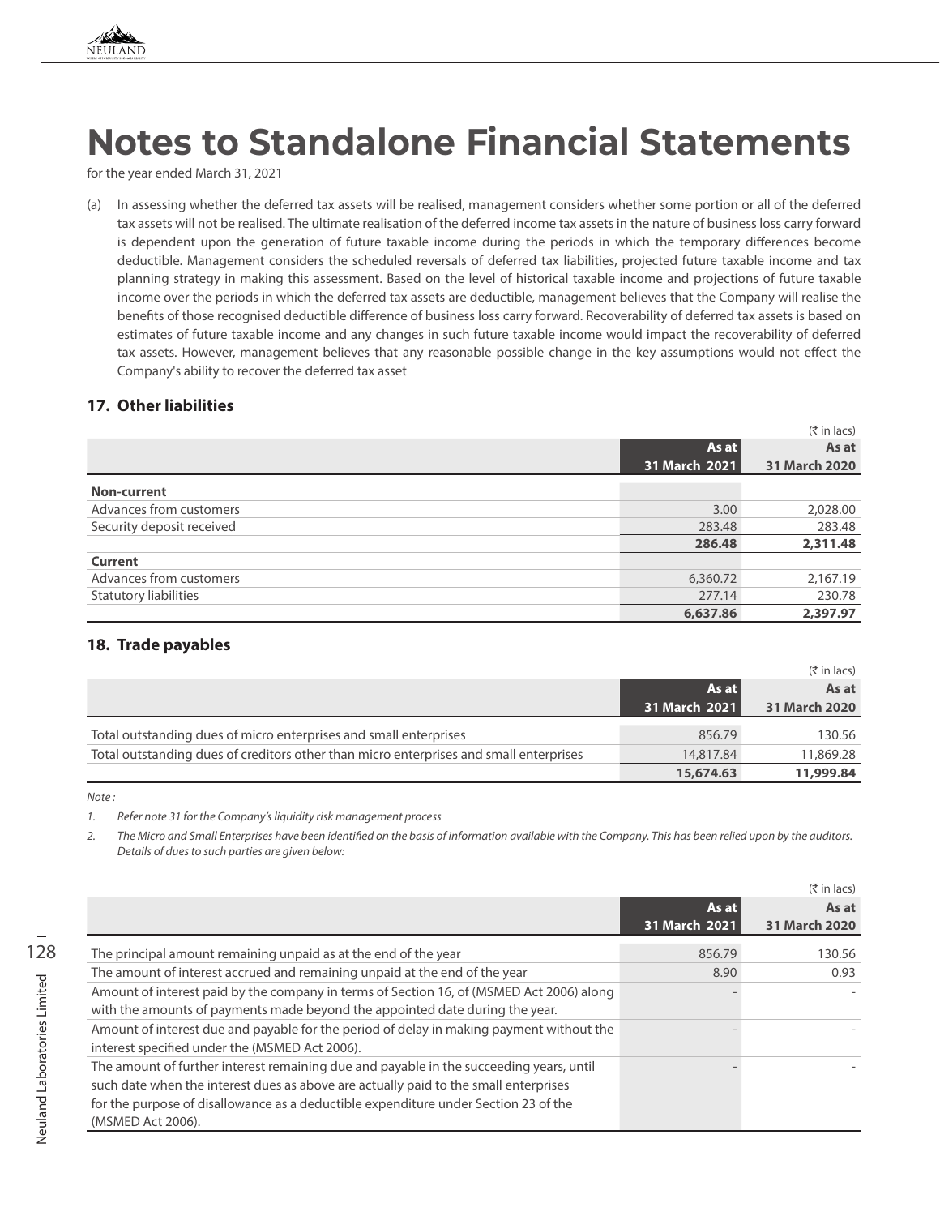# Notes to Standalone Financial Statements

for the year ended March 31, 2021

(a) In assessing whether the deferred tax assets will be realised, management considers whether some portion or all of the deferred tax assets will not be realised. The ultimate realisation of the deferred income tax assets in the nature of business loss carry forward is dependent upon the generation of future taxable income during the periods in which the temporary differences become deductible. Management considers the scheduled reversals of deferred tax liabilities, projected future taxable income and tax planning strategy in making this assessment. Based on the level of historical taxable income and projections of future taxable income over the periods in which the deferred tax assets are deductible, management believes that the Company will realise the benefits of those recognised deductible difference of business loss carry forward. Recoverability of deferred tax assets is based on estimates of future taxable income and any changes in such future taxable income would impact the recoverability of deferred tax assets. However, management believes that any reasonable possible change in the key assumptions would not effect the Company's ability to recover the deferred tax asset

## 17. Other liabilities

(₹ in lacs)

| | As at 31 March 2021 | As at 31 March 2020 |
|---|---|---|
| **Non-current** | | |
| Advances from customers | 3.00 | 2,028.00 |
| Security deposit received | 283.48 | 283.48 |
| | **286.48** | **2,311.48** |
| **Current** | | |
| Advances from customers | 6,360.72 | 2,167.19 |
| Statutory liabilities | 277.14 | 230.78 |
| | **6,637.86** | **2,397.97** |

## 18. Trade payables

(₹ in lacs)

| | As at 31 March 2021 | As at 31 March 2020 |
|---|---|---|
| Total outstanding dues of micro enterprises and small enterprises | 856.79 | 130.56 |
| Total outstanding dues of creditors other than micro enterprises and small enterprises | 14,817.84 | 11,869.28 |
| | **15,674.63** | **11,999.84** |

*Note :*

1. *Refer note 31 for the Company's liquidity risk management process*
2. *The Micro and Small Enterprises have been identified on the basis of information available with the Company. This has been relied upon by the auditors. Details of dues to such parties are given below:*

(₹ in lacs)

| | As at 31 March 2021 | As at 31 March 2020 |
|---|---|---|
| The principal amount remaining unpaid as at the end of the year | 856.79 | 130.56 |
| The amount of interest accrued and remaining unpaid at the end of the year | 8.90 | 0.93 |
| Amount of interest paid by the company in terms of Section 16, of (MSMED Act 2006) along with the amounts of payments made beyond the appointed date during the year. | - | - |
| Amount of interest due and payable for the period of delay in making payment without the interest specified under the (MSMED Act 2006). | - | - |
| The amount of further interest remaining due and payable in the succeeding years, until such date when the interest dues as above are actually paid to the small enterprises for the purpose of disallowance as a deductible expenditure under Section 23 of the (MSMED Act 2006). | - | - |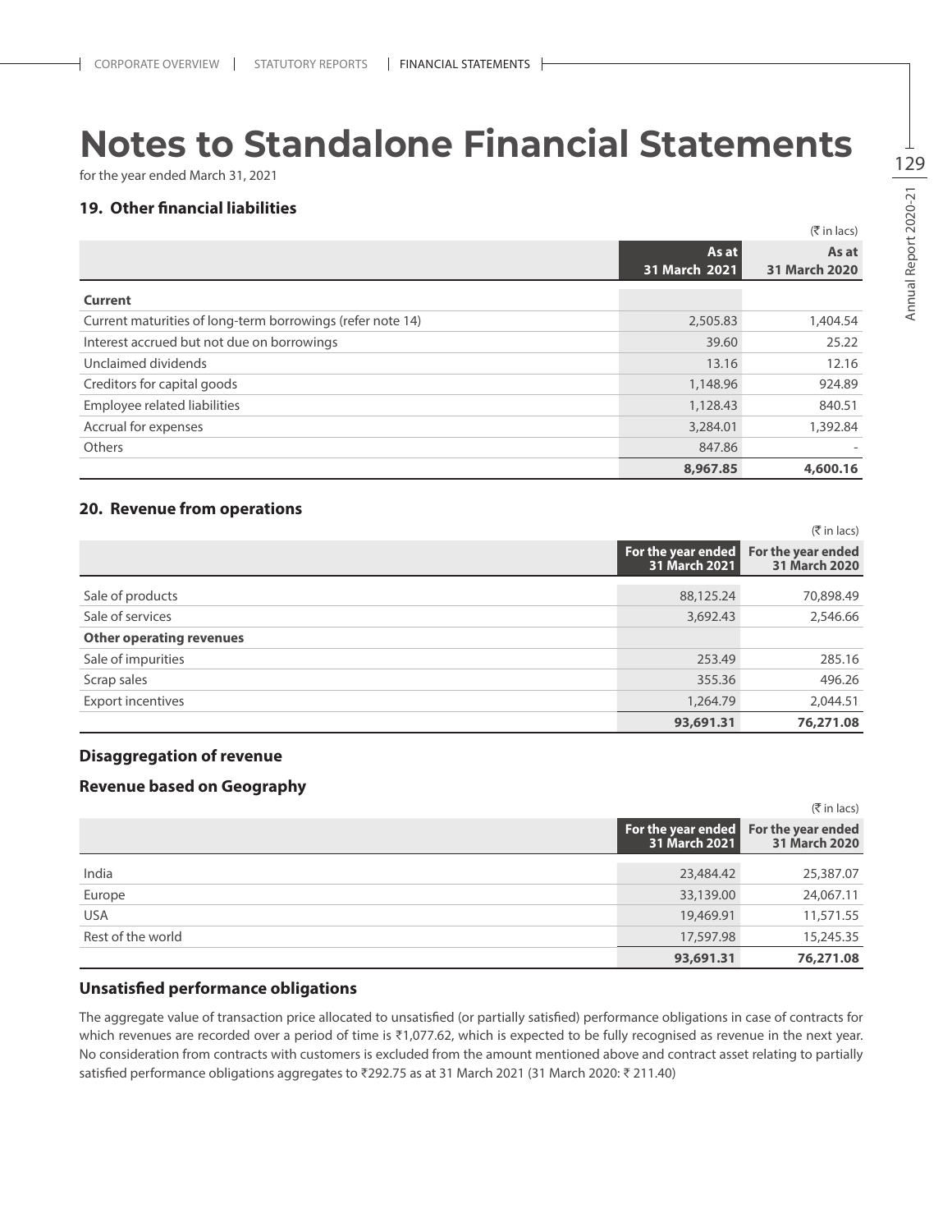# Notes to Standalone Financial Statements

for the year ended March 31, 2021

### 19. Other financial liabilities

(₹ in lacs)

| | As at 31 March 2021 | As at 31 March 2020 |
|---|---|---|
| **Current** | | |
| Current maturities of long-term borrowings (refer note 14) | 2,505.83 | 1,404.54 |
| Interest accrued but not due on borrowings | 39.60 | 25.22 |
| Unclaimed dividends | 13.16 | 12.16 |
| Creditors for capital goods | 1,148.96 | 924.89 |
| Employee related liabilities | 1,128.43 | 840.51 |
| Accrual for expenses | 3,284.01 | 1,392.84 |
| Others | 847.86 | - |
| | **8,967.85** | **4,600.16** |

### 20. Revenue from operations

(₹ in lacs)

| | For the year ended 31 March 2021 | For the year ended 31 March 2020 |
|---|---|---|
| Sale of products | 88,125.24 | 70,898.49 |
| Sale of services | 3,692.43 | 2,546.66 |
| **Other operating revenues** | | |
| Sale of impurities | 253.49 | 285.16 |
| Scrap sales | 355.36 | 496.26 |
| Export incentives | 1,264.79 | 2,044.51 |
| | **93,691.31** | **76,271.08** |

### Disaggregation of revenue

### Revenue based on Geography

(₹ in lacs)

| | For the year ended 31 March 2021 | For the year ended 31 March 2020 |
|---|---|---|
| India | 23,484.42 | 25,387.07 |
| Europe | 33,139.00 | 24,067.11 |
| USA | 19,469.91 | 11,571.55 |
| Rest of the world | 17,597.98 | 15,245.35 |
| | **93,691.31** | **76,271.08** |

### Unsatisfied performance obligations

The aggregate value of transaction price allocated to unsatisfied (or partially satisfied) performance obligations in case of contracts for which revenues are recorded over a period of time is ₹1,077.62, which is expected to be fully recognised as revenue in the next year. No consideration from contracts with customers is excluded from the amount mentioned above and contract asset relating to partially satisfied performance obligations aggregates to ₹292.75 as at 31 March 2021 (31 March 2020: ₹ 211.40)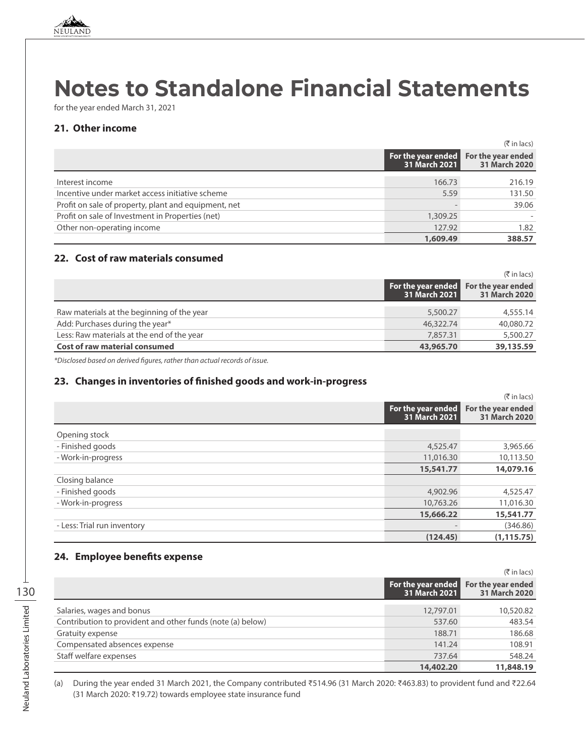# Notes to Standalone Financial Statements

for the year ended March 31, 2021

## 21. Other income

(₹ in lacs)

| | For the year ended 31 March 2021 | For the year ended 31 March 2020 |
|---|---|---|
| Interest income | 166.73 | 216.19 |
| Incentive under market access initiative scheme | 5.59 | 131.50 |
| Profit on sale of property, plant and equipment, net | - | 39.06 |
| Profit on sale of Investment in Properties (net) | 1,309.25 | - |
| Other non-operating income | 127.92 | 1.82 |
| | **1,609.49** | **388.57** |

## 22. Cost of raw materials consumed

(₹ in lacs)

| | For the year ended 31 March 2021 | For the year ended 31 March 2020 |
|---|---|---|
| Raw materials at the beginning of the year | 5,500.27 | 4,555.14 |
| Add: Purchases during the year* | 46,322.74 | 40,080.72 |
| Less: Raw materials at the end of the year | 7,857.31 | 5,500.27 |
| **Cost of raw material consumed** | **43,965.70** | **39,135.59** |

*Disclosed based on derived figures, rather than actual records of issue.*

## 23. Changes in inventories of finished goods and work-in-progress

(₹ in lacs)

| | For the year ended 31 March 2021 | For the year ended 31 March 2020 |
|---|---|---|
| Opening stock | | |
| - Finished goods | 4,525.47 | 3,965.66 |
| - Work-in-progress | 11,016.30 | 10,113.50 |
| | **15,541.77** | **14,079.16** |
| Closing balance | | |
| - Finished goods | 4,902.96 | 4,525.47 |
| - Work-in-progress | 10,763.26 | 11,016.30 |
| | **15,666.22** | **15,541.77** |
| - Less: Trial run inventory | - | (346.86) |
| | **(124.45)** | **(1,115.75)** |

## 24. Employee benefits expense

(₹ in lacs)

| | For the year ended 31 March 2021 | For the year ended 31 March 2020 |
|---|---|---|
| Salaries, wages and bonus | 12,797.01 | 10,520.82 |
| Contribution to provident and other funds (note (a) below) | 537.60 | 483.54 |
| Gratuity expense | 188.71 | 186.68 |
| Compensated absences expense | 141.24 | 108.91 |
| Staff welfare expenses | 737.64 | 548.24 |
| | **14,402.20** | **11,848.19** |

(a) During the year ended 31 March 2021, the Company contributed ₹514.96 (31 March 2020: ₹463.83) to provident fund and ₹22.64 (31 March 2020: ₹19.72) towards employee state insurance fund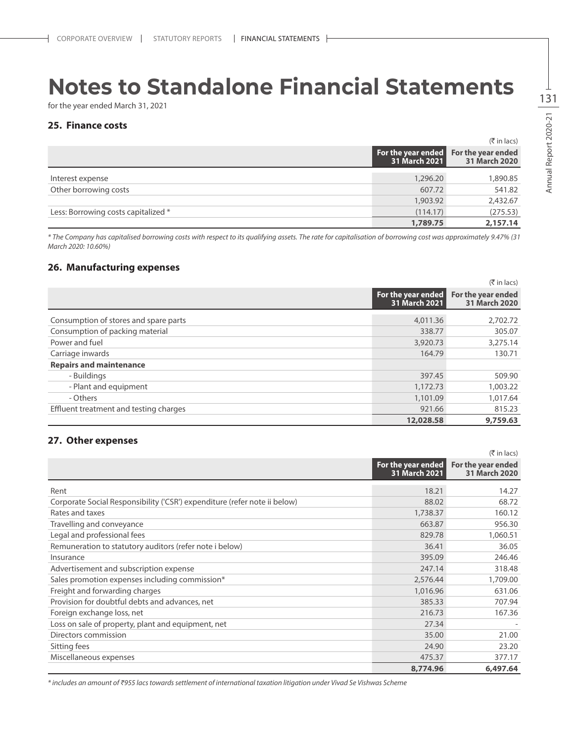# Notes to Standalone Financial Statements

for the year ended March 31, 2021

## 25. Finance costs

(₹ in lacs)

| | For the year ended 31 March 2021 | For the year ended 31 March 2020 |
|---|---|---|
| Interest expense | 1,296.20 | 1,890.85 |
| Other borrowing costs | 607.72 | 541.82 |
| | 1,903.92 | 2,432.67 |
| Less: Borrowing costs capitalized * | (114.17) | (275.53) |
| | **1,789.75** | **2,157.14** |

*\* The Company has capitalised borrowing costs with respect to its qualifying assets. The rate for capitalisation of borrowing cost was approximately 9.47% (31 March 2020: 10.60%)*

## 26. Manufacturing expenses

(₹ in lacs)

| | For the year ended 31 March 2021 | For the year ended 31 March 2020 |
|---|---|---|
| Consumption of stores and spare parts | 4,011.36 | 2,702.72 |
| Consumption of packing material | 338.77 | 305.07 |
| Power and fuel | 3,920.73 | 3,275.14 |
| Carriage inwards | 164.79 | 130.71 |
| **Repairs and maintenance** | | |
| - Buildings | 397.45 | 509.90 |
| - Plant and equipment | 1,172.73 | 1,003.22 |
| - Others | 1,101.09 | 1,017.64 |
| Effluent treatment and testing charges | 921.66 | 815.23 |
| | **12,028.58** | **9,759.63** |

## 27. Other expenses

(₹ in lacs)

| | For the year ended 31 March 2021 | For the year ended 31 March 2020 |
|---|---|---|
| Rent | 18.21 | 14.27 |
| Corporate Social Responsibility ('CSR') expenditure (refer note ii below) | 88.02 | 68.72 |
| Rates and taxes | 1,738.37 | 160.12 |
| Travelling and conveyance | 663.87 | 956.30 |
| Legal and professional fees | 829.78 | 1,060.51 |
| Remuneration to statutory auditors (refer note i below) | 36.41 | 36.05 |
| Insurance | 395.09 | 246.46 |
| Advertisement and subscription expense | 247.14 | 318.48 |
| Sales promotion expenses including commission* | 2,576.44 | 1,709.00 |
| Freight and forwarding charges | 1,016.96 | 631.06 |
| Provision for doubtful debts and advances, net | 385.33 | 707.94 |
| Foreign exchange loss, net | 216.73 | 167.36 |
| Loss on sale of property, plant and equipment, net | 27.34 | - |
| Directors commission | 35.00 | 21.00 |
| Sitting fees | 24.90 | 23.20 |
| Miscellaneous expenses | 475.37 | 377.17 |
| | **8,774.96** | **6,497.64** |

*\* includes an amount of ₹955 lacs towards settlement of international taxation litigation under Vivad Se Vishwas Scheme*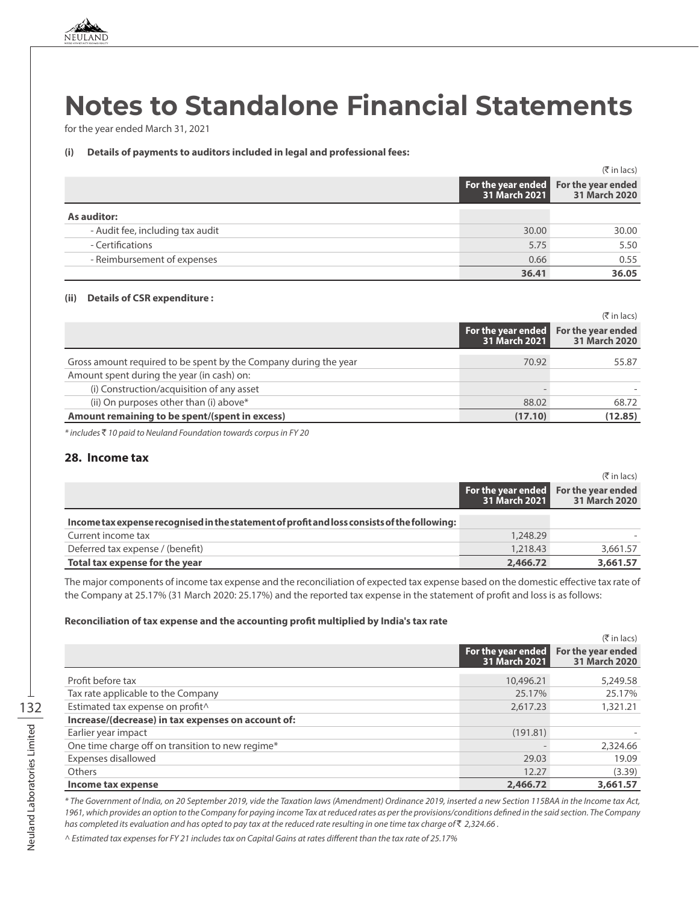# Notes to Standalone Financial Statements

for the year ended March 31, 2021

**(i) Details of payments to auditors included in legal and professional fees:**

(₹ in lacs)

| | For the year ended 31 March 2021 | For the year ended 31 March 2020 |
|---|---|---|
| **As auditor:** | | |
| - Audit fee, including tax audit | 30.00 | 30.00 |
| - Certifications | 5.75 | 5.50 |
| - Reimbursement of expenses | 0.66 | 0.55 |
| | **36.41** | **36.05** |

**(ii) Details of CSR expenditure :**

(₹ in lacs)

| | For the year ended 31 March 2021 | For the year ended 31 March 2020 |
|---|---|---|
| Gross amount required to be spent by the Company during the year | 70.92 | 55.87 |
| Amount spent during the year (in cash) on: | | |
| (i) Construction/acquisition of any asset | - | - |
| (ii) On purposes other than (i) above* | 88.02 | 68.72 |
| **Amount remaining to be spent/(spent in excess)** | **(17.10)** | **(12.85)** |

*\* includes ₹ 10 paid to Neuland Foundation towards corpus in FY 20*

## 28. Income tax

(₹ in lacs)

| | For the year ended 31 March 2021 | For the year ended 31 March 2020 |
|---|---|---|
| **Income tax expense recognised in the statement of profit and loss consists of the following:** | | |
| Current income tax | 1,248.29 | - |
| Deferred tax expense / (benefit) | 1,218.43 | 3,661.57 |
| **Total tax expense for the year** | **2,466.72** | **3,661.57** |

The major components of income tax expense and the reconciliation of expected tax expense based on the domestic effective tax rate of the Company at 25.17% (31 March 2020: 25.17%) and the reported tax expense in the statement of profit and loss is as follows:

**Reconciliation of tax expense and the accounting profit multiplied by India's tax rate**

(₹ in lacs)

| | For the year ended 31 March 2021 | For the year ended 31 March 2020 |
|---|---|---|
| Profit before tax | 10,496.21 | 5,249.58 |
| Tax rate applicable to the Company | 25.17% | 25.17% |
| Estimated tax expense on profit^ | 2,617.23 | 1,321.21 |
| **Increase/(decrease) in tax expenses on account of:** | | |
| Earlier year impact | (191.81) | - |
| One time charge off on transition to new regime* | - | 2,324.66 |
| Expenses disallowed | 29.03 | 19.09 |
| Others | 12.27 | (3.39) |
| **Income tax expense** | **2,466.72** | **3,661.57** |

*\* The Government of India, on 20 September 2019, vide the Taxation laws (Amendment) Ordinance 2019, inserted a new Section 115BAA in the Income tax Act, 1961, which provides an option to the Company for paying income Tax at reduced rates as per the provisions/conditions defined in the said section. The Company has completed its evaluation and has opted to pay tax at the reduced rate resulting in one time tax charge of ₹ 2,324.66 .*

*^ Estimated tax expenses for FY 21 includes tax on Capital Gains at rates different than the tax rate of 25.17%*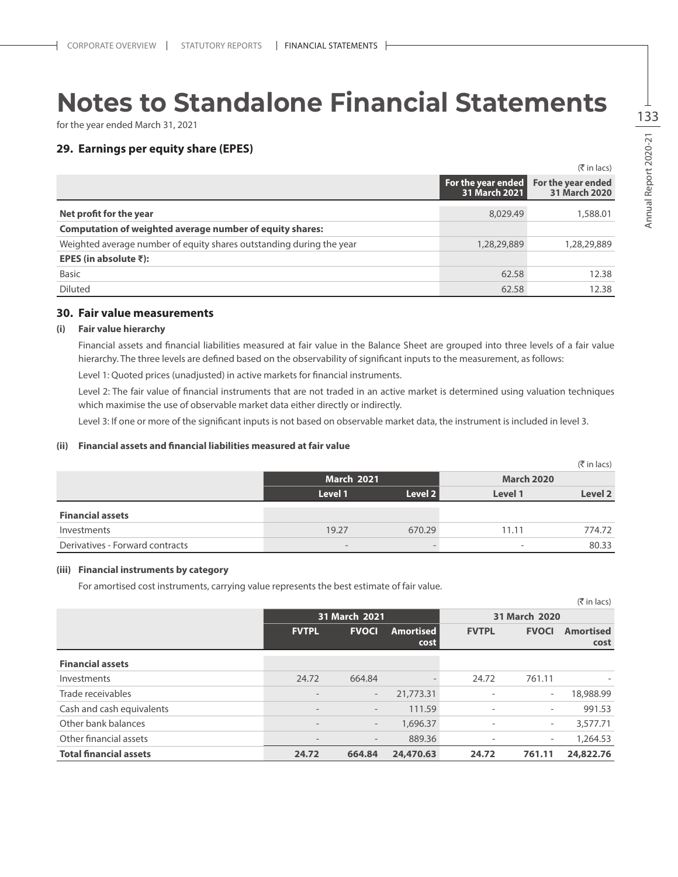# Notes to Standalone Financial Statements

for the year ended March 31, 2021

## 29. Earnings per equity share (EPES)

(₹ in lacs)

| | For the year ended 31 March 2021 | For the year ended 31 March 2020 |
|---|---|---|
| **Net profit for the year** | 8,029.49 | 1,588.01 |
| **Computation of weighted average number of equity shares:** | | |
| Weighted average number of equity shares outstanding during the year | 1,28,29,889 | 1,28,29,889 |
| **EPES (in absolute ₹):** | | |
| Basic | 62.58 | 12.38 |
| Diluted | 62.58 | 12.38 |

## 30. Fair value measurements

### (i) Fair value hierarchy

Financial assets and financial liabilities measured at fair value in the Balance Sheet are grouped into three levels of a fair value hierarchy. The three levels are defined based on the observability of significant inputs to the measurement, as follows:

Level 1: Quoted prices (unadjusted) in active markets for financial instruments.

Level 2: The fair value of financial instruments that are not traded in an active market is determined using valuation techniques which maximise the use of observable market data either directly or indirectly.

Level 3: If one or more of the significant inputs is not based on observable market data, the instrument is included in level 3.

### (ii) Financial assets and financial liabilities measured at fair value

(₹ in lacs)

| | March 2021 | | March 2020 | |
|---|---|---|---|---|
| | Level 1 | Level 2 | Level 1 | Level 2 |
| **Financial assets** | | | | |
| Investments | 19.27 | 670.29 | 11.11 | 774.72 |
| Derivatives - Forward contracts | - | - | - | 80.33 |

### (iii) Financial instruments by category

For amortised cost instruments, carrying value represents the best estimate of fair value.

(₹ in lacs)

| | 31 March 2021 | | | 31 March 2020 | | |
|---|---|---|---|---|---|---|
| | FVTPL | FVOCI | Amortised cost | FVTPL | FVOCI | Amortised cost |
| **Financial assets** | | | | | | |
| Investments | 24.72 | 664.84 | - | 24.72 | 761.11 | - |
| Trade receivables | - | - | 21,773.31 | - | - | 18,988.99 |
| Cash and cash equivalents | - | - | 111.59 | - | - | 991.53 |
| Other bank balances | - | - | 1,696.37 | - | - | 3,577.71 |
| Other financial assets | - | - | 889.36 | - | - | 1,264.53 |
| **Total financial assets** | **24.72** | **664.84** | **24,470.63** | **24.72** | **761.11** | **24,822.76** |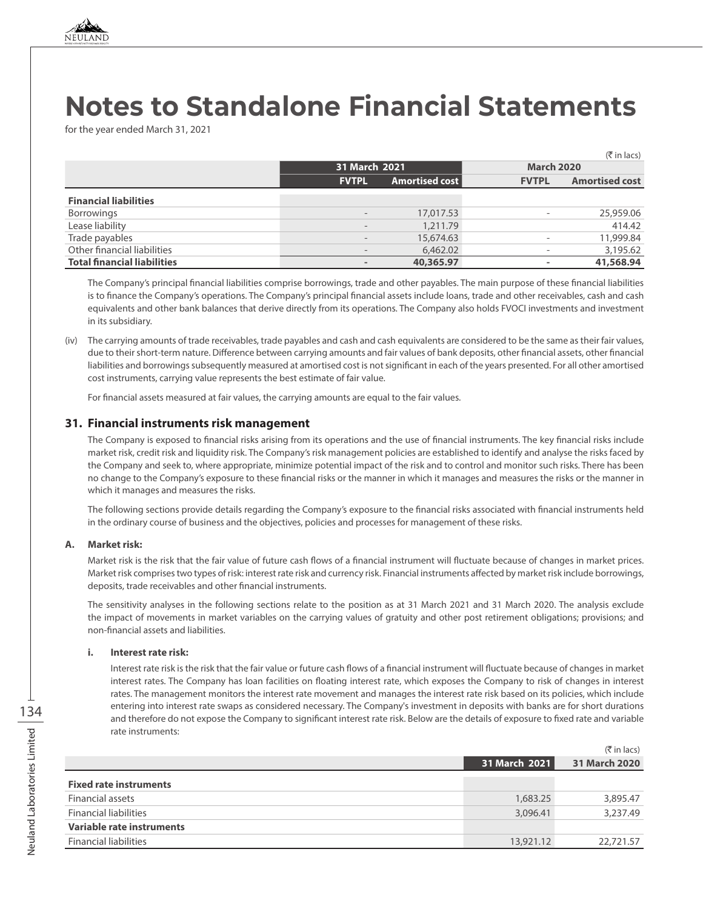# Notes to Standalone Financial Statements

for the year ended March 31, 2021

(₹ in lacs)

| | 31 March 2021 | | March 2020 | |
|---|---|---|---|---|
| | FVTPL | Amortised cost | FVTPL | Amortised cost |
| **Financial liabilities** | | | | |
| Borrowings | - | 17,017.53 | - | 25,959.06 |
| Lease liability | - | 1,211.79 | | 414.42 |
| Trade payables | - | 15,674.63 | - | 11,999.84 |
| Other financial liabilities | - | 6,462.02 | - | 3,195.62 |
| **Total financial liabilities** | **-** | **40,365.97** | **-** | **41,568.94** |

The Company's principal financial liabilities comprise borrowings, trade and other payables. The main purpose of these financial liabilities is to finance the Company's operations. The Company's principal financial assets include loans, trade and other receivables, cash and cash equivalents and other bank balances that derive directly from its operations. The Company also holds FVOCI investments and investment in its subsidiary.

(iv) The carrying amounts of trade receivables, trade payables and cash and cash equivalents are considered to be the same as their fair values, due to their short-term nature. Difference between carrying amounts and fair values of bank deposits, other financial assets, other financial liabilities and borrowings subsequently measured at amortised cost is not significant in each of the years presented. For all other amortised cost instruments, carrying value represents the best estimate of fair value.

For financial assets measured at fair values, the carrying amounts are equal to the fair values.

## 31. Financial instruments risk management

The Company is exposed to financial risks arising from its operations and the use of financial instruments. The key financial risks include market risk, credit risk and liquidity risk. The Company's risk management policies are established to identify and analyse the risks faced by the Company and seek to, where appropriate, minimize potential impact of the risk and to control and monitor such risks. There has been no change to the Company's exposure to these financial risks or the manner in which it manages and measures the risks or the manner in which it manages and measures the risks.

The following sections provide details regarding the Company's exposure to the financial risks associated with financial instruments held in the ordinary course of business and the objectives, policies and processes for management of these risks.

### A. Market risk:

Market risk is the risk that the fair value of future cash flows of a financial instrument will fluctuate because of changes in market prices. Market risk comprises two types of risk: interest rate risk and currency risk. Financial instruments affected by market risk include borrowings, deposits, trade receivables and other financial instruments.

The sensitivity analyses in the following sections relate to the position as at 31 March 2021 and 31 March 2020. The analysis exclude the impact of movements in market variables on the carrying values of gratuity and other post retirement obligations; provisions; and non-financial assets and liabilities.

#### i. Interest rate risk:

Interest rate risk is the risk that the fair value or future cash flows of a financial instrument will fluctuate because of changes in market interest rates. The Company has loan facilities on floating interest rate, which exposes the Company to risk of changes in interest rates. The management monitors the interest rate movement and manages the interest rate risk based on its policies, which include entering into interest rate swaps as considered necessary. The Company's investment in deposits with banks are for short durations and therefore do not expose the Company to significant interest rate risk. Below are the details of exposure to fixed rate and variable rate instruments:

(₹ in lacs)

| | 31 March 2021 | 31 March 2020 |
|---|---|---|
| **Fixed rate instruments** | | |
| Financial assets | 1,683.25 | 3,895.47 |
| Financial liabilities | 3,096.41 | 3,237.49 |
| **Variable rate instruments** | | |
| Financial liabilities | 13,921.12 | 22,721.57 |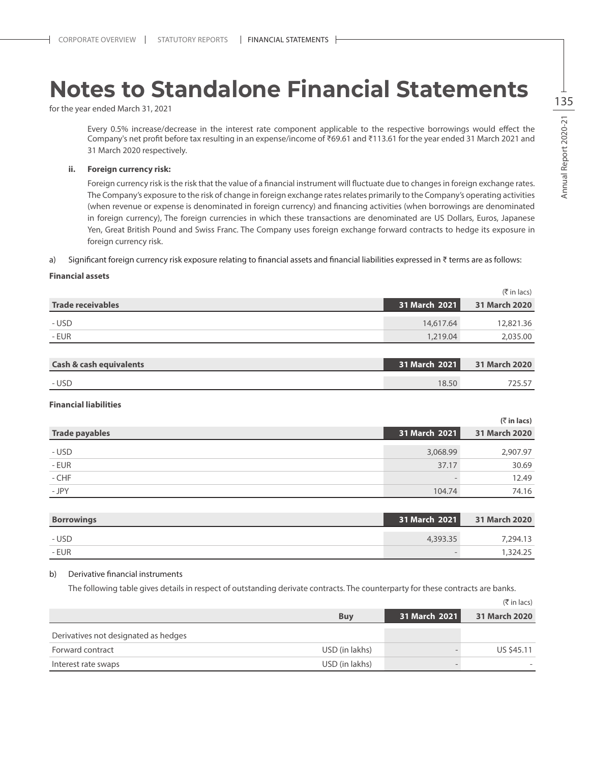# Notes to Standalone Financial Statements

for the year ended March 31, 2021

Every 0.5% increase/decrease in the interest rate component applicable to the respective borrowings would effect the Company's net profit before tax resulting in an expense/income of ₹69.61 and ₹113.61 for the year ended 31 March 2021 and 31 March 2020 respectively.

**ii. Foreign currency risk:**

Foreign currency risk is the risk that the value of a financial instrument will fluctuate due to changes in foreign exchange rates. The Company's exposure to the risk of change in foreign exchange rates relates primarily to the Company's operating activities (when revenue or expense is denominated in foreign currency) and financing activities (when borrowings are denominated in foreign currency), The foreign currencies in which these transactions are denominated are US Dollars, Euros, Japanese Yen, Great British Pound and Swiss Franc. The Company uses foreign exchange forward contracts to hedge its exposure in foreign currency risk.

a) Significant foreign currency risk exposure relating to financial assets and financial liabilities expressed in ₹ terms are as follows:

**Financial assets**

(₹ in lacs)

| Trade receivables | 31 March 2021 | 31 March 2020 |
|---|---|---|
| - USD | 14,617.64 | 12,821.36 |
| - EUR | 1,219.04 | 2,035.00 |

| Cash & cash equivalents | 31 March 2021 | 31 March 2020 |
|---|---|---|
| - USD | 18.50 | 725.57 |

**Financial liabilities**

**(₹ in lacs)**

| Trade payables | 31 March 2021 | 31 March 2020 |
|---|---|---|
| - USD | 3,068.99 | 2,907.97 |
| - EUR | 37.17 | 30.69 |
| - CHF | - | 12.49 |
| - JPY | 104.74 | 74.16 |

| Borrowings | 31 March 2021 | 31 March 2020 |
|---|---|---|
| - USD | 4,393.35 | 7,294.13 |
| - EUR | - | 1,324.25 |

b) Derivative financial instruments

The following table gives details in respect of outstanding derivate contracts. The counterparty for these contracts are banks.

(₹ in lacs)

| | Buy | 31 March 2021 | 31 March 2020 |
|---|---|---|---|
| Derivatives not designated as hedges | | | |
| Forward contract | USD (in lakhs) | - | US $45.11 |
| Interest rate swaps | USD (in lakhs) | - | - |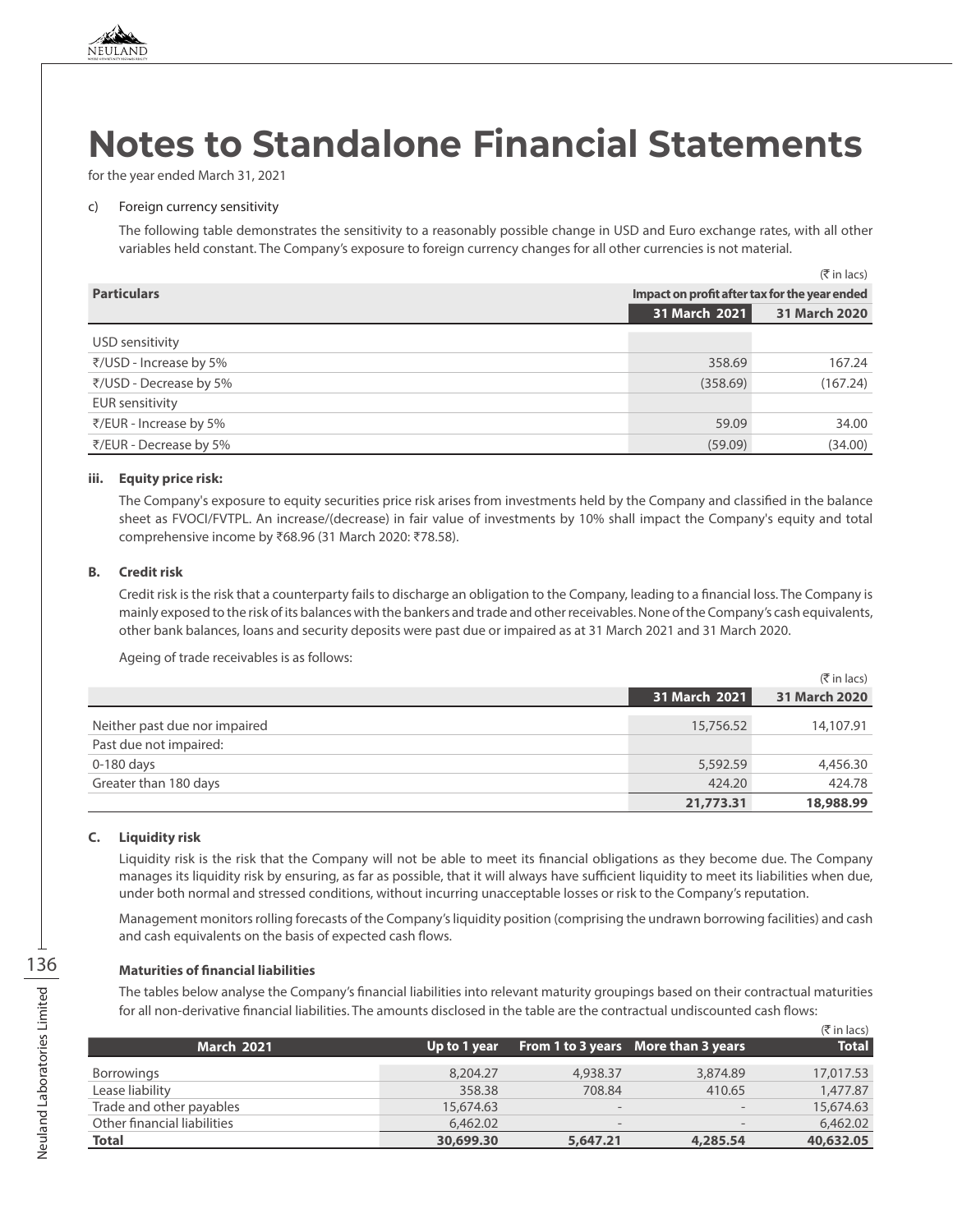# Notes to Standalone Financial Statements

for the year ended March 31, 2021

c) Foreign currency sensitivity

The following table demonstrates the sensitivity to a reasonably possible change in USD and Euro exchange rates, with all other variables held constant. The Company's exposure to foreign currency changes for all other currencies is not material.

(₹ in lacs)

| Particulars | Impact on profit after tax for the year ended | |
|---|---|---|
| | 31 March 2021 | 31 March 2020 |
| USD sensitivity | | |
| ₹/USD - Increase by 5% | 358.69 | 167.24 |
| ₹/USD - Decrease by 5% | (358.69) | (167.24) |
| EUR sensitivity | | |
| ₹/EUR - Increase by 5% | 59.09 | 34.00 |
| ₹/EUR - Decrease by 5% | (59.09) | (34.00) |

**iii. Equity price risk:**

The Company's exposure to equity securities price risk arises from investments held by the Company and classified in the balance sheet as FVOCI/FVTPL. An increase/(decrease) in fair value of investments by 10% shall impact the Company's equity and total comprehensive income by ₹68.96 (31 March 2020: ₹78.58).

**B. Credit risk**

Credit risk is the risk that a counterparty fails to discharge an obligation to the Company, leading to a financial loss. The Company is mainly exposed to the risk of its balances with the bankers and trade and other receivables. None of the Company's cash equivalents, other bank balances, loans and security deposits were past due or impaired as at 31 March 2021 and 31 March 2020.

Ageing of trade receivables is as follows:

(₹ in lacs)

| | 31 March 2021 | 31 March 2020 |
|---|---|---|
| Neither past due nor impaired | 15,756.52 | 14,107.91 |
| Past due not impaired: | | |
| 0-180 days | 5,592.59 | 4,456.30 |
| Greater than 180 days | 424.20 | 424.78 |
| | **21,773.31** | **18,988.99** |

**C. Liquidity risk**

Liquidity risk is the risk that the Company will not be able to meet its financial obligations as they become due. The Company manages its liquidity risk by ensuring, as far as possible, that it will always have sufficient liquidity to meet its liabilities when due, under both normal and stressed conditions, without incurring unacceptable losses or risk to the Company's reputation.

Management monitors rolling forecasts of the Company's liquidity position (comprising the undrawn borrowing facilities) and cash and cash equivalents on the basis of expected cash flows.

**Maturities of financial liabilities**

The tables below analyse the Company's financial liabilities into relevant maturity groupings based on their contractual maturities for all non-derivative financial liabilities. The amounts disclosed in the table are the contractual undiscounted cash flows:

(₹ in lacs)

| March 2021 | Up to 1 year | From 1 to 3 years | More than 3 years | Total |
|---|---|---|---|---|
| Borrowings | 8,204.27 | 4,938.37 | 3,874.89 | 17,017.53 |
| Lease liability | 358.38 | 708.84 | 410.65 | 1,477.87 |
| Trade and other payables | 15,674.63 | - | - | 15,674.63 |
| Other financial liabilities | 6,462.02 | - | - | 6,462.02 |
| **Total** | **30,699.30** | **5,647.21** | **4,285.54** | **40,632.05** |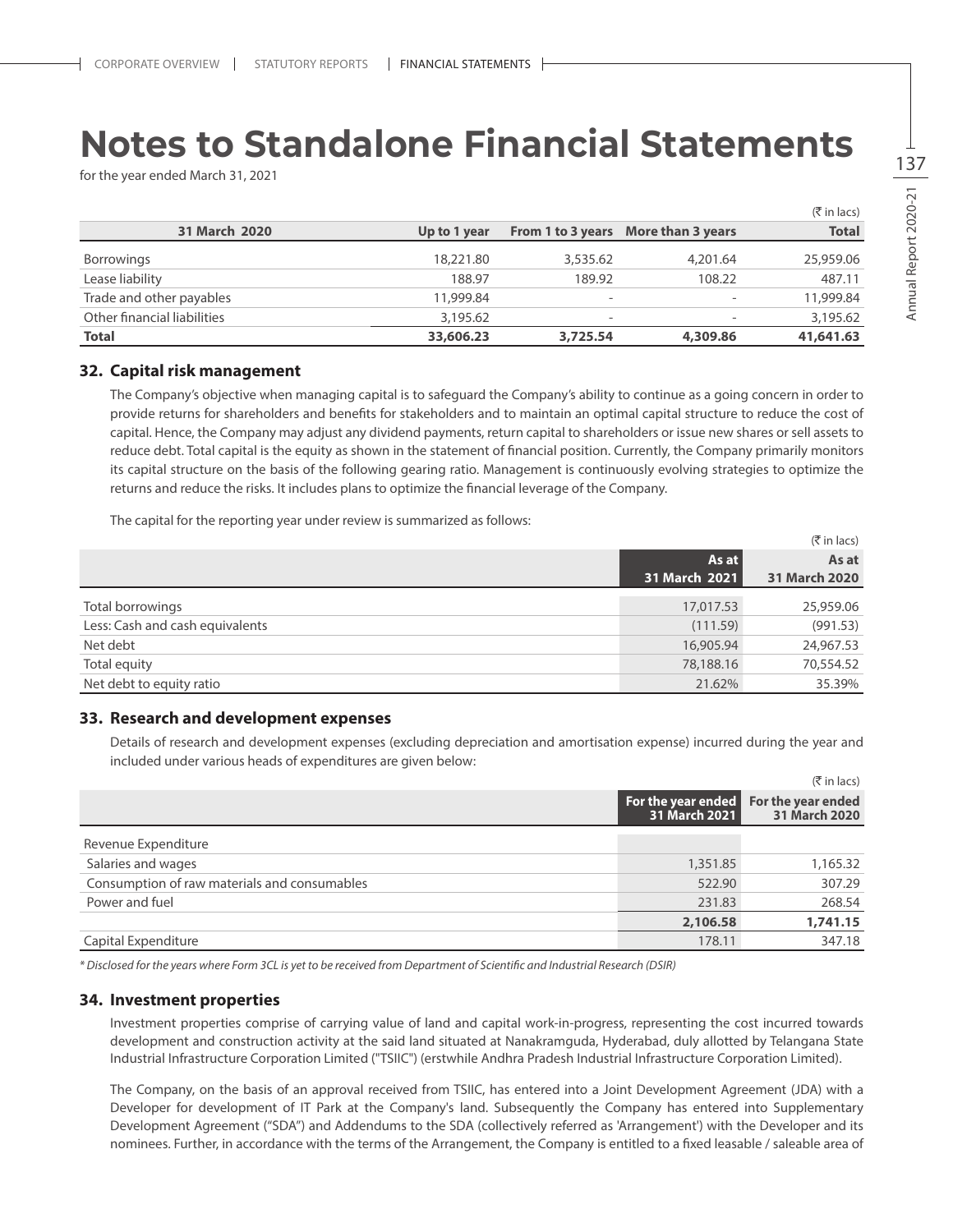# Notes to Standalone Financial Statements

for the year ended March 31, 2021

(₹ in lacs)

| 31 March 2020 | Up to 1 year | From 1 to 3 years | More than 3 years | Total |
|---|---|---|---|---|
| Borrowings | 18,221.80 | 3,535.62 | 4,201.64 | 25,959.06 |
| Lease liability | 188.97 | 189.92 | 108.22 | 487.11 |
| Trade and other payables | 11,999.84 | - | - | 11,999.84 |
| Other financial liabilities | 3,195.62 | - | - | 3,195.62 |
| **Total** | **33,606.23** | **3,725.54** | **4,309.86** | **41,641.63** |

## 32. Capital risk management

The Company's objective when managing capital is to safeguard the Company's ability to continue as a going concern in order to provide returns for shareholders and benefits for stakeholders and to maintain an optimal capital structure to reduce the cost of capital. Hence, the Company may adjust any dividend payments, return capital to shareholders or issue new shares or sell assets to reduce debt. Total capital is the equity as shown in the statement of financial position. Currently, the Company primarily monitors its capital structure on the basis of the following gearing ratio. Management is continuously evolving strategies to optimize the returns and reduce the risks. It includes plans to optimize the financial leverage of the Company.

The capital for the reporting year under review is summarized as follows:

(₹ in lacs)

| | As at 31 March 2021 | As at 31 March 2020 |
|---|---|---|
| Total borrowings | 17,017.53 | 25,959.06 |
| Less: Cash and cash equivalents | (111.59) | (991.53) |
| Net debt | 16,905.94 | 24,967.53 |
| Total equity | 78,188.16 | 70,554.52 |
| Net debt to equity ratio | 21.62% | 35.39% |

## 33. Research and development expenses

Details of research and development expenses (excluding depreciation and amortisation expense) incurred during the year and included under various heads of expenditures are given below:

(₹ in lacs)

| | For the year ended 31 March 2021 | For the year ended 31 March 2020 |
|---|---|---|
| Revenue Expenditure | | |
| Salaries and wages | 1,351.85 | 1,165.32 |
| Consumption of raw materials and consumables | 522.90 | 307.29 |
| Power and fuel | 231.83 | 268.54 |
| | **2,106.58** | **1,741.15** |
| Capital Expenditure | 178.11 | 347.18 |

*\* Disclosed for the years where Form 3CL is yet to be received from Department of Scientific and Industrial Research (DSIR)*

## 34. Investment properties

Investment properties comprise of carrying value of land and capital work-in-progress, representing the cost incurred towards development and construction activity at the said land situated at Nanakramguda, Hyderabad, duly allotted by Telangana State Industrial Infrastructure Corporation Limited ("TSIIC") (erstwhile Andhra Pradesh Industrial Infrastructure Corporation Limited).

The Company, on the basis of an approval received from TSIIC, has entered into a Joint Development Agreement (JDA) with a Developer for development of IT Park at the Company's land. Subsequently the Company has entered into Supplementary Development Agreement ("SDA") and Addendums to the SDA (collectively referred as 'Arrangement') with the Developer and its nominees. Further, in accordance with the terms of the Arrangement, the Company is entitled to a fixed leasable / saleable area of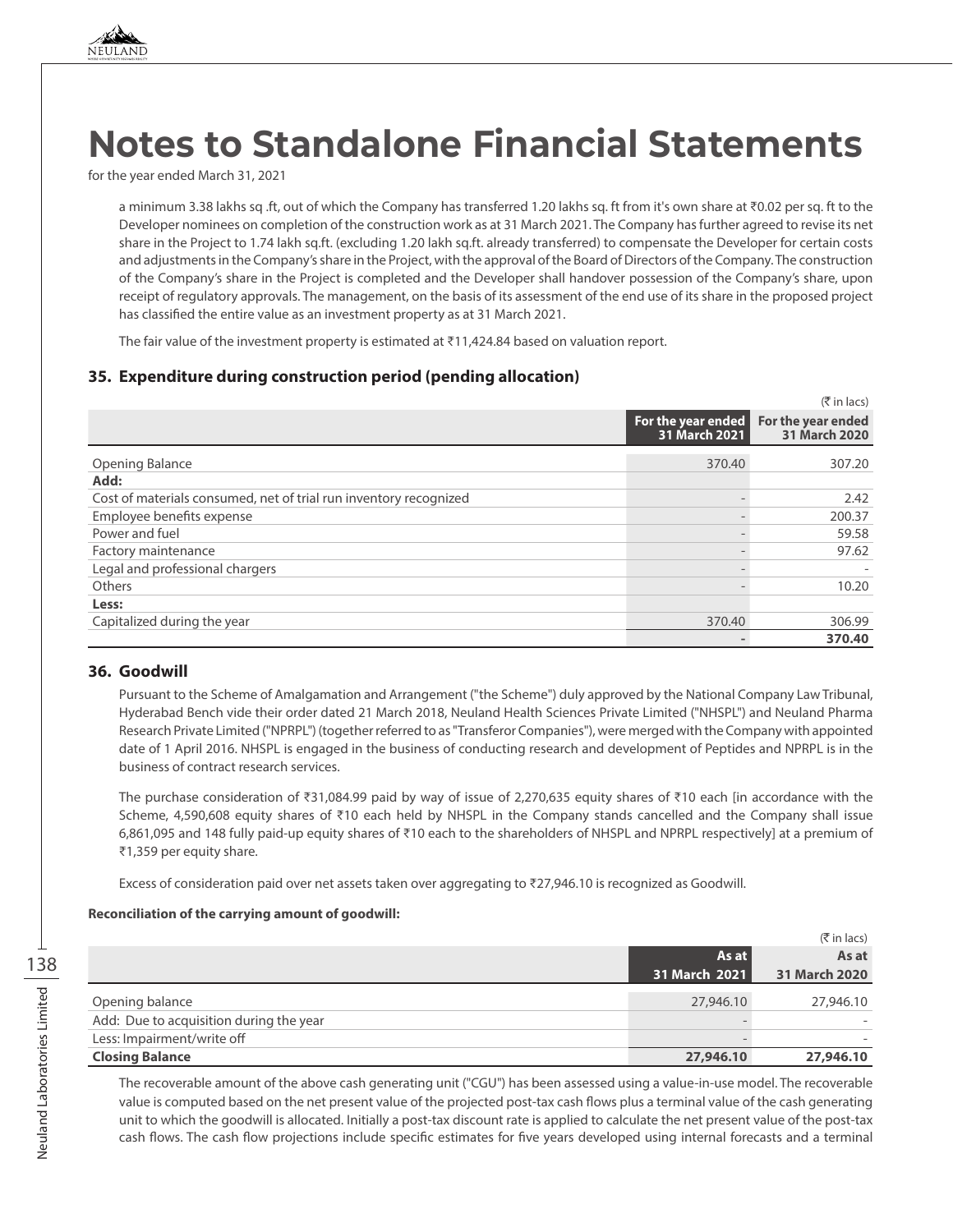# Notes to Standalone Financial Statements

for the year ended March 31, 2021

a minimum 3.38 lakhs sq .ft, out of which the Company has transferred 1.20 lakhs sq. ft from it's own share at ₹0.02 per sq. ft to the Developer nominees on completion of the construction work as at 31 March 2021. The Company has further agreed to revise its net share in the Project to 1.74 lakh sq.ft. (excluding 1.20 lakh sq.ft. already transferred) to compensate the Developer for certain costs and adjustments in the Company's share in the Project, with the approval of the Board of Directors of the Company. The construction of the Company's share in the Project is completed and the Developer shall handover possession of the Company's share, upon receipt of regulatory approvals. The management, on the basis of its assessment of the end use of its share in the proposed project has classified the entire value as an investment property as at 31 March 2021.

The fair value of the investment property is estimated at ₹11,424.84 based on valuation report.

## 35. Expenditure during construction period (pending allocation)

(₹ in lacs)

| | For the year ended 31 March 2021 | For the year ended 31 March 2020 |
|---|---|---|
| Opening Balance | 370.40 | 307.20 |
| **Add:** | | |
| Cost of materials consumed, net of trial run inventory recognized | - | 2.42 |
| Employee benefits expense | - | 200.37 |
| Power and fuel | - | 59.58 |
| Factory maintenance | - | 97.62 |
| Legal and professional chargers | - | - |
| Others | - | 10.20 |
| **Less:** | | |
| Capitalized during the year | 370.40 | 306.99 |
| | **-** | **370.40** |

## 36. Goodwill

Pursuant to the Scheme of Amalgamation and Arrangement ("the Scheme") duly approved by the National Company Law Tribunal, Hyderabad Bench vide their order dated 21 March 2018, Neuland Health Sciences Private Limited ("NHSPL") and Neuland Pharma Research Private Limited ("NPRPL") (together referred to as "Transferor Companies"), were merged with the Company with appointed date of 1 April 2016. NHSPL is engaged in the business of conducting research and development of Peptides and NPRPL is in the business of contract research services.

The purchase consideration of ₹31,084.99 paid by way of issue of 2,270,635 equity shares of ₹10 each [in accordance with the Scheme, 4,590,608 equity shares of ₹10 each held by NHSPL in the Company stands cancelled and the Company shall issue 6,861,095 and 148 fully paid-up equity shares of ₹10 each to the shareholders of NHSPL and NPRPL respectively] at a premium of ₹1,359 per equity share.

Excess of consideration paid over net assets taken over aggregating to ₹27,946.10 is recognized as Goodwill.

**Reconciliation of the carrying amount of goodwill:**

(₹ in lacs)

| | As at 31 March 2021 | As at 31 March 2020 |
|---|---|---|
| Opening balance | 27,946.10 | 27,946.10 |
| Add: Due to acquisition during the year | - | - |
| Less: Impairment/write off | - | - |
| **Closing Balance** | **27,946.10** | **27,946.10** |

The recoverable amount of the above cash generating unit ("CGU") has been assessed using a value-in-use model. The recoverable value is computed based on the net present value of the projected post-tax cash flows plus a terminal value of the cash generating unit to which the goodwill is allocated. Initially a post-tax discount rate is applied to calculate the net present value of the post-tax cash flows. The cash flow projections include specific estimates for five years developed using internal forecasts and a terminal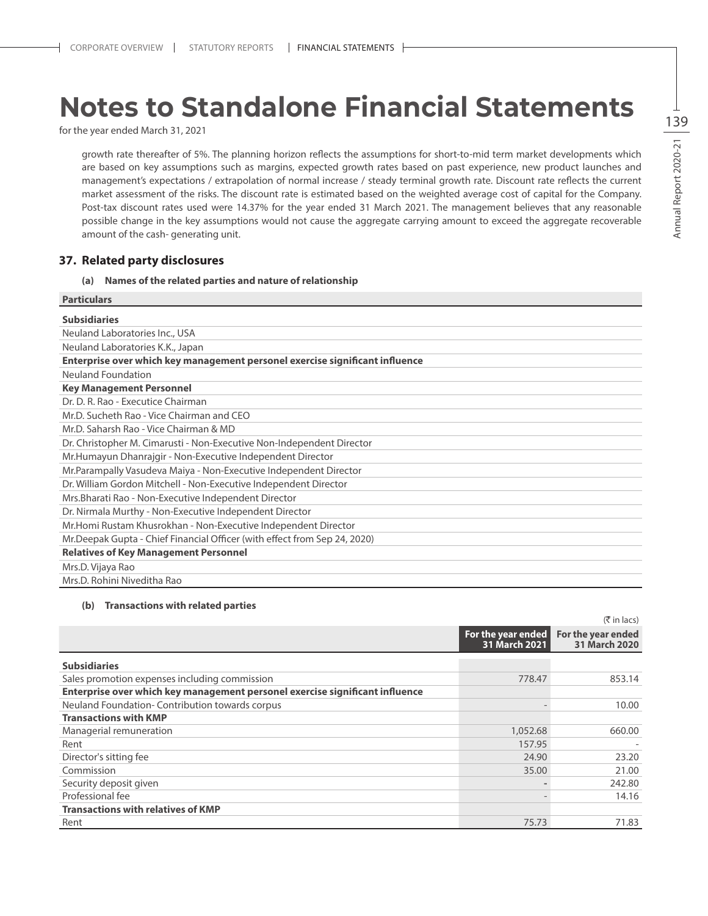# Notes to Standalone Financial Statements

for the year ended March 31, 2021

growth rate thereafter of 5%. The planning horizon reflects the assumptions for short-to-mid term market developments which are based on key assumptions such as margins, expected growth rates based on past experience, new product launches and management's expectations / extrapolation of normal increase / steady terminal growth rate. Discount rate reflects the current market assessment of the risks. The discount rate is estimated based on the weighted average cost of capital for the Company. Post-tax discount rates used were 14.37% for the year ended 31 March 2021. The management believes that any reasonable possible change in the key assumptions would not cause the aggregate carrying amount to exceed the aggregate recoverable amount of the cash- generating unit.

## 37. Related party disclosures

**(a) Names of the related parties and nature of relationship**

| Particulars |
|---|
| **Subsidiaries** |
| Neuland Laboratories Inc., USA |
| Neuland Laboratories K.K., Japan |
| **Enterprise over which key management personel exercise significant influence** |
| Neuland Foundation |
| **Key Management Personnel** |
| Dr. D. R. Rao - Executice Chairman |
| Mr.D. Sucheth Rao - Vice Chairman and CEO |
| Mr.D. Saharsh Rao - Vice Chairman & MD |
| Dr. Christopher M. Cimarusti - Non-Executive Non-Independent Director |
| Mr.Humayun Dhanrajgir - Non-Executive Independent Director |
| Mr.Parampally Vasudeva Maiya - Non-Executive Independent Director |
| Dr. William Gordon Mitchell - Non-Executive Independent Director |
| Mrs.Bharati Rao - Non-Executive Independent Director |
| Dr. Nirmala Murthy - Non-Executive Independent Director |
| Mr.Homi Rustam Khusrokhan - Non-Executive Independent Director |
| Mr.Deepak Gupta - Chief Financial Officer (with effect from Sep 24, 2020) |
| **Relatives of Key Management Personnel** |
| Mrs.D. Vijaya Rao |
| Mrs.D. Rohini Niveditha Rao |

**(b) Transactions with related parties**

(₹ in lacs)

| | For the year ended 31 March 2021 | For the year ended 31 March 2020 |
|---|---|---|
| **Subsidiaries** | | |
| Sales promotion expenses including commission | 778.47 | 853.14 |
| **Enterprise over which key management personel exercise significant influence** | | |
| Neuland Foundation- Contribution towards corpus | - | 10.00 |
| **Transactions with KMP** | | |
| Managerial remuneration | 1,052.68 | 660.00 |
| Rent | 157.95 | - |
| Director's sitting fee | 24.90 | 23.20 |
| Commission | 35.00 | 21.00 |
| Security deposit given | - | 242.80 |
| Professional fee | - | 14.16 |
| **Transactions with relatives of KMP** | | |
| Rent | 75.73 | 71.83 |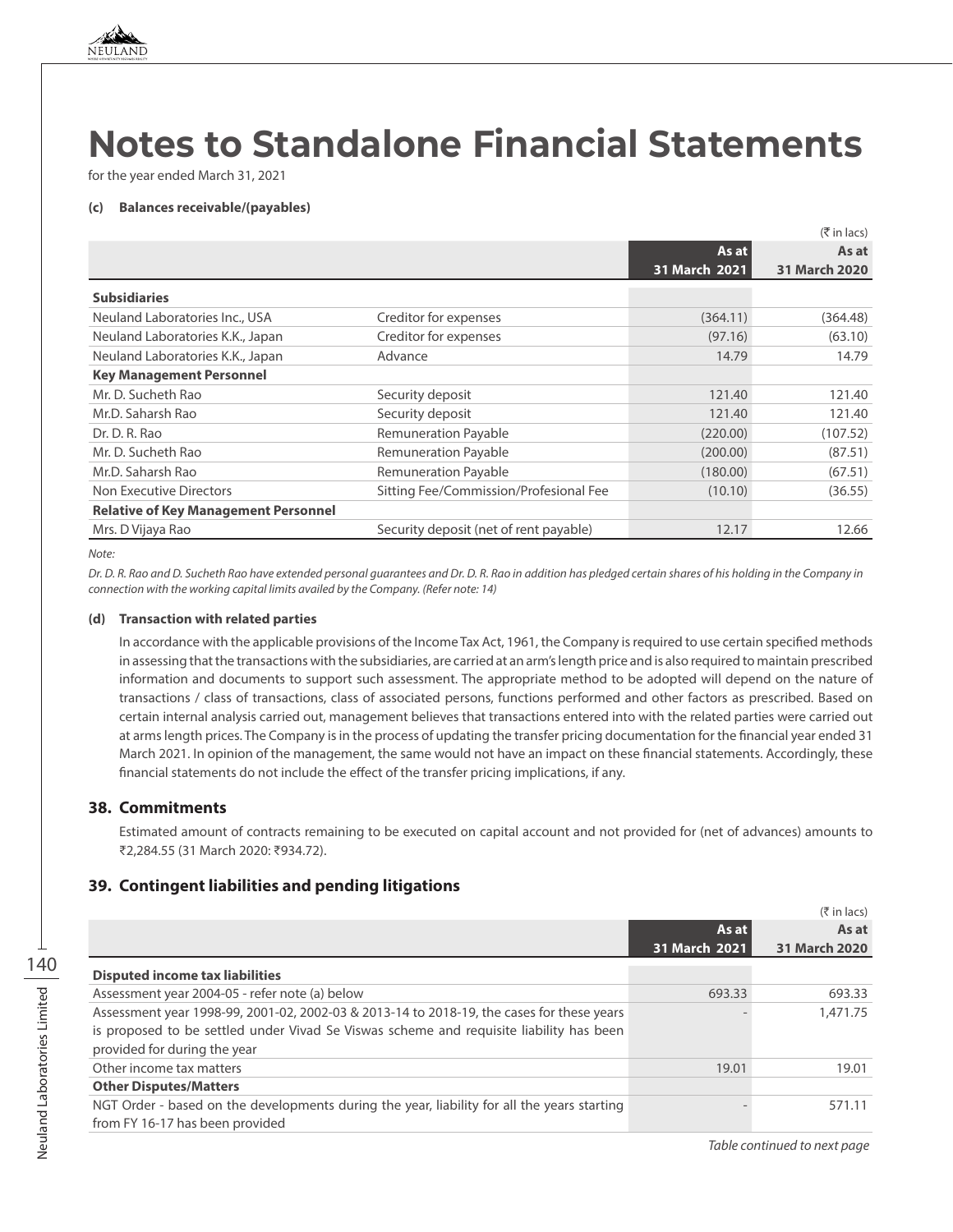# Notes to Standalone Financial Statements

for the year ended March 31, 2021

**(c) Balances receivable/(payables)**

(₹ in lacs)

| | | As at 31 March 2021 | As at 31 March 2020 |
|---|---|---|---|
| **Subsidiaries** | | | |
| Neuland Laboratories Inc., USA | Creditor for expenses | (364.11) | (364.48) |
| Neuland Laboratories K.K., Japan | Creditor for expenses | (97.16) | (63.10) |
| Neuland Laboratories K.K., Japan | Advance | 14.79 | 14.79 |
| **Key Management Personnel** | | | |
| Mr. D. Sucheth Rao | Security deposit | 121.40 | 121.40 |
| Mr.D. Saharsh Rao | Security deposit | 121.40 | 121.40 |
| Dr. D. R. Rao | Remuneration Payable | (220.00) | (107.52) |
| Mr. D. Sucheth Rao | Remuneration Payable | (200.00) | (87.51) |
| Mr.D. Saharsh Rao | Remuneration Payable | (180.00) | (67.51) |
| Non Executive Directors | Sitting Fee/Commission/Profesional Fee | (10.10) | (36.55) |
| **Relative of Key Management Personnel** | | | |
| Mrs. D Vijaya Rao | Security deposit (net of rent payable) | 12.17 | 12.66 |

*Note:*

*Dr. D. R. Rao and D. Sucheth Rao have extended personal guarantees and Dr. D. R. Rao in addition has pledged certain shares of his holding in the Company in connection with the working capital limits availed by the Company. (Refer note: 14)*

**(d) Transaction with related parties**

In accordance with the applicable provisions of the Income Tax Act, 1961, the Company is required to use certain specified methods in assessing that the transactions with the subsidiaries, are carried at an arm's length price and is also required to maintain prescribed information and documents to support such assessment. The appropriate method to be adopted will depend on the nature of transactions / class of transactions, class of associated persons, functions performed and other factors as prescribed. Based on certain internal analysis carried out, management believes that transactions entered into with the related parties were carried out at arms length prices. The Company is in the process of updating the transfer pricing documentation for the financial year ended 31 March 2021. In opinion of the management, the same would not have an impact on these financial statements. Accordingly, these financial statements do not include the effect of the transfer pricing implications, if any.

## 38. Commitments

Estimated amount of contracts remaining to be executed on capital account and not provided for (net of advances) amounts to ₹2,284.55 (31 March 2020: ₹934.72).

## 39. Contingent liabilities and pending litigations

(₹ in lacs)

| | As at 31 March 2021 | As at 31 March 2020 |
|---|---|---|
| **Disputed income tax liabilities** | | |
| Assessment year 2004-05 - refer note (a) below | 693.33 | 693.33 |
| Assessment year 1998-99, 2001-02, 2002-03 & 2013-14 to 2018-19, the cases for these years is proposed to be settled under Vivad Se Viswas scheme and requisite liability has been provided for during the year | - | 1,471.75 |
| Other income tax matters | 19.01 | 19.01 |
| **Other Disputes/Matters** | | |
| NGT Order - based on the developments during the year, liability for all the years starting from FY 16-17 has been provided | - | 571.11 |

*Table continued to next page*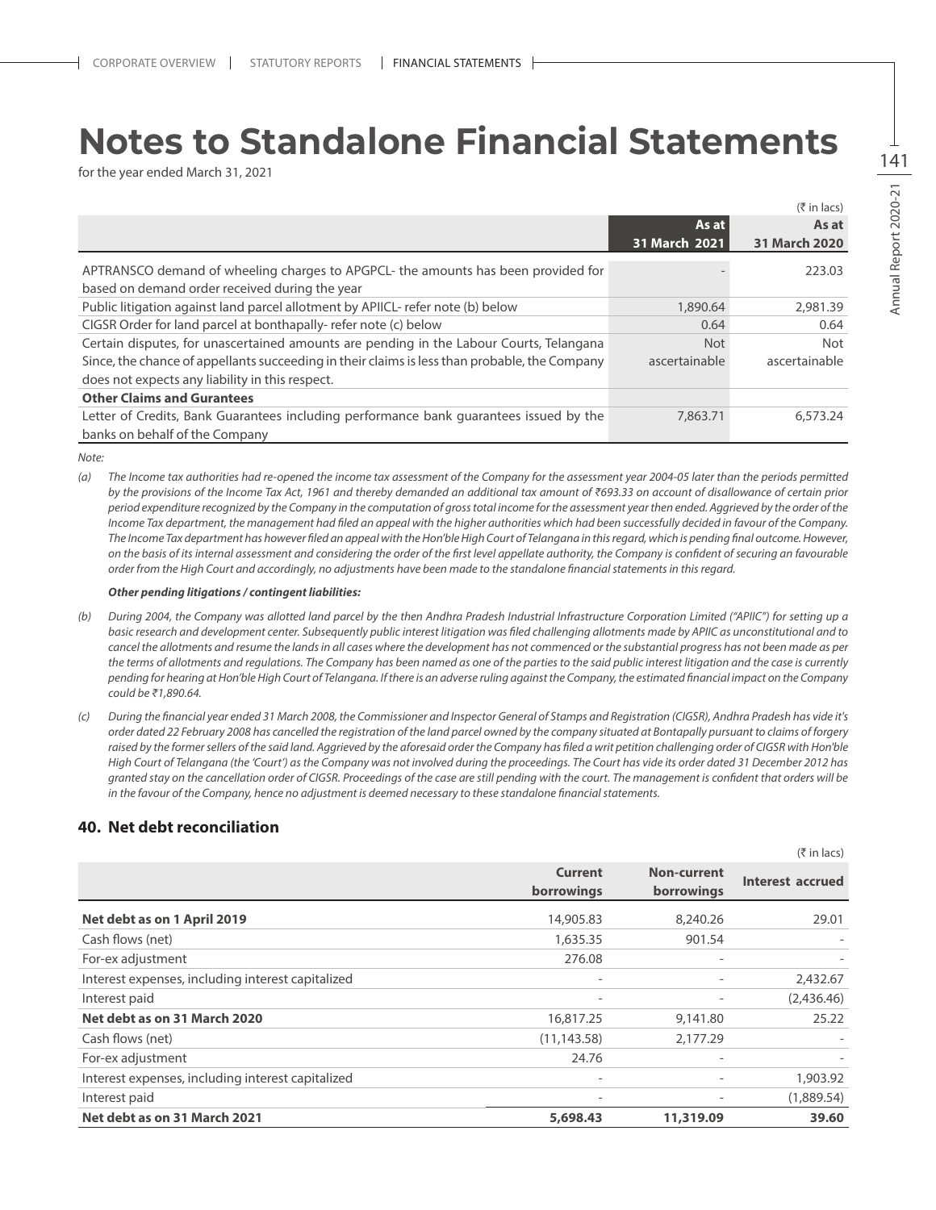# Notes to Standalone Financial Statements

for the year ended March 31, 2021

(₹ in lacs)

| | As at 31 March 2021 | As at 31 March 2020 |
|---|---|---|
| APTRANSCO demand of wheeling charges to APGPCL- the amounts has been provided for based on demand order received during the year | - | 223.03 |
| Public litigation against land parcel allotment by APIICL- refer note (b) below | 1,890.64 | 2,981.39 |
| CIGSR Order for land parcel at bonthapally- refer note (c) below | 0.64 | 0.64 |
| Certain disputes, for unascertained amounts are pending in the Labour Courts, Telangana Since, the chance of appellants succeeding in their claims is less than probable, the Company does not expects any liability in this respect. | Not ascertainable | Not ascertainable |
| **Other Claims and Gurantees** | | |
| Letter of Credits, Bank Guarantees including performance bank guarantees issued by the banks on behalf of the Company | 7,863.71 | 6,573.24 |

*Note:*

(a) *The Income tax authorities had re-opened the income tax assessment of the Company for the assessment year 2004-05 later than the periods permitted by the provisions of the Income Tax Act, 1961 and thereby demanded an additional tax amount of ₹693.33 on account of disallowance of certain prior period expenditure recognized by the Company in the computation of gross total income for the assessment year then ended. Aggrieved by the order of the Income Tax department, the management had filed an appeal with the higher authorities which had been successfully decided in favour of the Company. The Income Tax department has however filed an appeal with the Hon'ble High Court of Telangana in this regard, which is pending final outcome. However, on the basis of its internal assessment and considering the order of the first level appellate authority, the Company is confident of securing an favourable order from the High Court and accordingly, no adjustments have been made to the standalone financial statements in this regard.*

***Other pending litigations / contingent liabilities:***

(b) *During 2004, the Company was allotted land parcel by the then Andhra Pradesh Industrial Infrastructure Corporation Limited ("APIIC") for setting up a basic research and development center. Subsequently public interest litigation was filed challenging allotments made by APIIC as unconstitutional and to cancel the allotments and resume the lands in all cases where the development has not commenced or the substantial progress has not been made as per the terms of allotments and regulations. The Company has been named as one of the parties to the said public interest litigation and the case is currently pending for hearing at Hon'ble High Court of Telangana. If there is an adverse ruling against the Company, the estimated financial impact on the Company could be ₹1,890.64.*

(c) *During the financial year ended 31 March 2008, the Commissioner and Inspector General of Stamps and Registration (CIGSR), Andhra Pradesh has vide it's order dated 22 February 2008 has cancelled the registration of the land parcel owned by the company situated at Bontapally pursuant to claims of forgery raised by the former sellers of the said land. Aggrieved by the aforesaid order the Company has filed a writ petition challenging order of CIGSR with Hon'ble High Court of Telangana (the 'Court') as the Company was not involved during the proceedings. The Court has vide its order dated 31 December 2012 has granted stay on the cancellation order of CIGSR. Proceedings of the case are still pending with the court. The management is confident that orders will be in the favour of the Company, hence no adjustment is deemed necessary to these standalone financial statements.*

## 40. Net debt reconciliation

(₹ in lacs)

| | Current borrowings | Non-current borrowings | Interest accrued |
|---|---|---|---|
| **Net debt as on 1 April 2019** | 14,905.83 | 8,240.26 | 29.01 |
| Cash flows (net) | 1,635.35 | 901.54 | - |
| For-ex adjustment | 276.08 | - | - |
| Interest expenses, including interest capitalized | - | - | 2,432.67 |
| Interest paid | - | - | (2,436.46) |
| **Net debt as on 31 March 2020** | 16,817.25 | 9,141.80 | 25.22 |
| Cash flows (net) | (11,143.58) | 2,177.29 | - |
| For-ex adjustment | 24.76 | - | - |
| Interest expenses, including interest capitalized | - | - | 1,903.92 |
| Interest paid | - | - | (1,889.54) |
| **Net debt as on 31 March 2021** | **5,698.43** | **11,319.09** | **39.60** |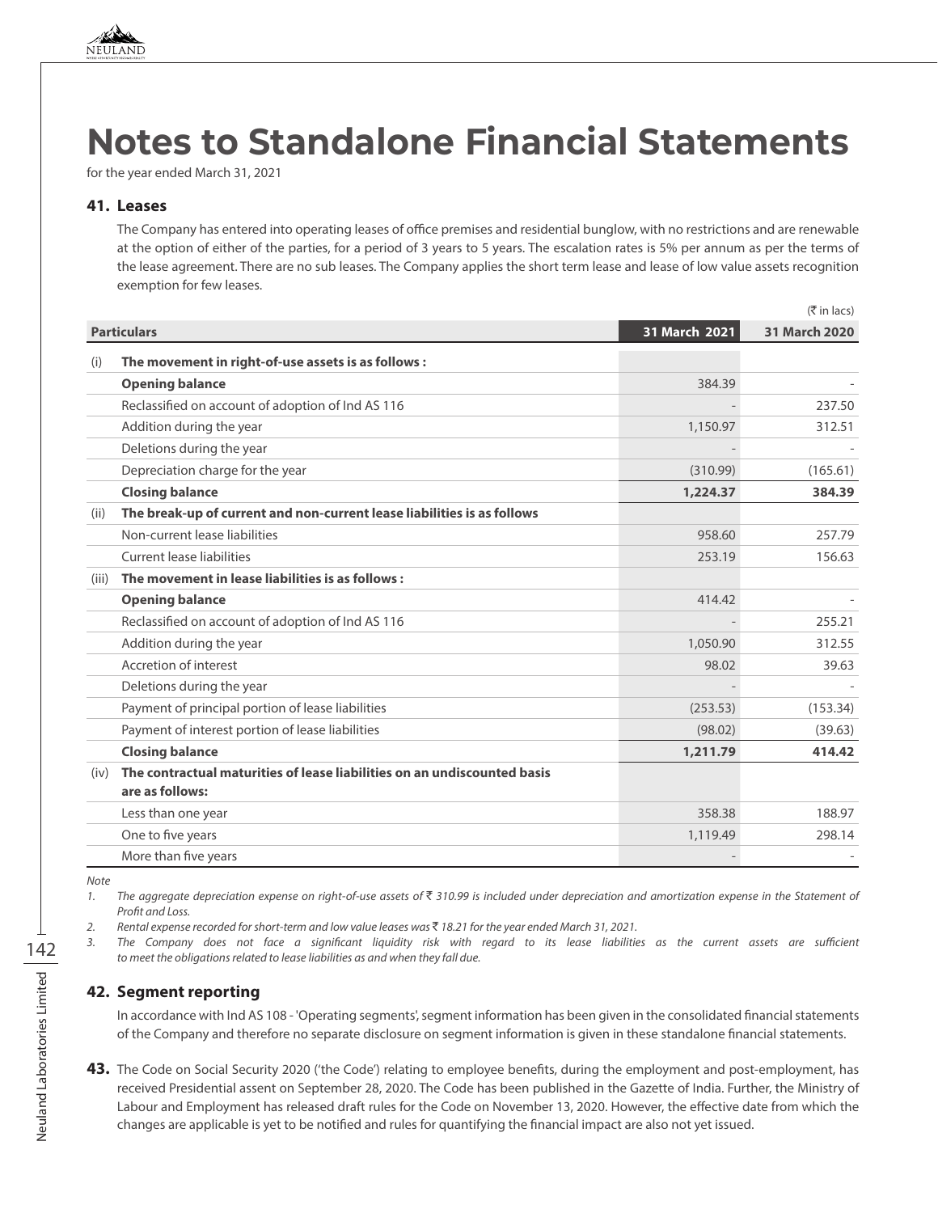# Notes to Standalone Financial Statements

for the year ended March 31, 2021

### 41. Leases

The Company has entered into operating leases of office premises and residential bunglow, with no restrictions and are renewable at the option of either of the parties, for a period of 3 years to 5 years. The escalation rates is 5% per annum as per the terms of the lease agreement. There are no sub leases. The Company applies the short term lease and lease of low value assets recognition exemption for few leases.

(₹ in lacs)

| | Particulars | 31 March 2021 | 31 March 2020 |
|---|---|---|---|
| (i) | **The movement in right-of-use assets is as follows :** | | |
| | **Opening balance** | 384.39 | - |
| | Reclassified on account of adoption of Ind AS 116 | - | 237.50 |
| | Addition during the year | 1,150.97 | 312.51 |
| | Deletions during the year | - | - |
| | Depreciation charge for the year | (310.99) | (165.61) |
| | **Closing balance** | **1,224.37** | **384.39** |
| (ii) | **The break-up of current and non-current lease liabilities is as follows** | | |
| | Non-current lease liabilities | 958.60 | 257.79 |
| | Current lease liabilities | 253.19 | 156.63 |
| (iii) | **The movement in lease liabilities is as follows :** | | |
| | **Opening balance** | 414.42 | - |
| | Reclassified on account of adoption of Ind AS 116 | - | 255.21 |
| | Addition during the year | 1,050.90 | 312.55 |
| | Accretion of interest | 98.02 | 39.63 |
| | Deletions during the year | - | - |
| | Payment of principal portion of lease liabilities | (253.53) | (153.34) |
| | Payment of interest portion of lease liabilities | (98.02) | (39.63) |
| | **Closing balance** | **1,211.79** | **414.42** |
| (iv) | **The contractual maturities of lease liabilities on an undiscounted basis are as follows:** | | |
| | Less than one year | 358.38 | 188.97 |
| | One to five years | 1,119.49 | 298.14 |
| | More than five years | - | - |

*Note*

1. *The aggregate depreciation expense on right-of-use assets of ₹ 310.99 is included under depreciation and amortization expense in the Statement of Profit and Loss.*
2. *Rental expense recorded for short-term and low value leases was ₹ 18.21 for the year ended March 31, 2021.*
3. *The Company does not face a significant liquidity risk with regard to its lease liabilities as the current assets are sufficient to meet the obligations related to lease liabilities as and when they fall due.*

### 42. Segment reporting

In accordance with Ind AS 108 - 'Operating segments', segment information has been given in the consolidated financial statements of the Company and therefore no separate disclosure on segment information is given in these standalone financial statements.

**43.** The Code on Social Security 2020 ('the Code') relating to employee benefits, during the employment and post-employment, has received Presidential assent on September 28, 2020. The Code has been published in the Gazette of India. Further, the Ministry of Labour and Employment has released draft rules for the Code on November 13, 2020. However, the effective date from which the changes are applicable is yet to be notified and rules for quantifying the financial impact are also not yet issued.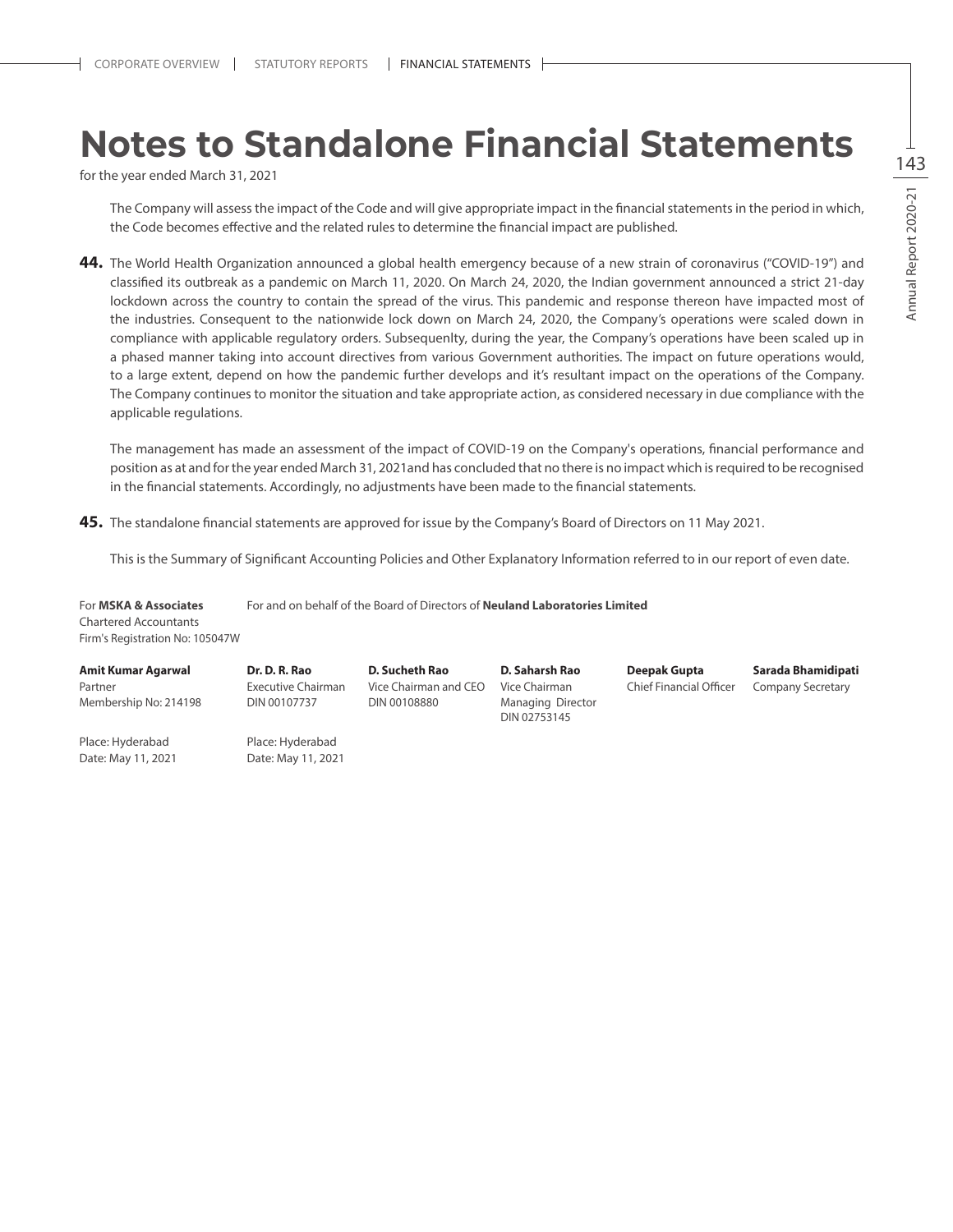# Notes to Standalone Financial Statements

for the year ended March 31, 2021

The Company will assess the impact of the Code and will give appropriate impact in the financial statements in the period in which, the Code becomes effective and the related rules to determine the financial impact are published.

**44.** The World Health Organization announced a global health emergency because of a new strain of coronavirus ("COVID-19") and classified its outbreak as a pandemic on March 11, 2020. On March 24, 2020, the Indian government announced a strict 21-day lockdown across the country to contain the spread of the virus. This pandemic and response thereon have impacted most of the industries. Consequent to the nationwide lock down on March 24, 2020, the Company's operations were scaled down in compliance with applicable regulatory orders. Subsequenlty, during the year, the Company's operations have been scaled up in a phased manner taking into account directives from various Government authorities. The impact on future operations would, to a large extent, depend on how the pandemic further develops and it's resultant impact on the operations of the Company. The Company continues to monitor the situation and take appropriate action, as considered necessary in due compliance with the applicable regulations.

The management has made an assessment of the impact of COVID-19 on the Company's operations, financial performance and position as at and for the year ended March 31, 2021and has concluded that no there is no impact which is required to be recognised in the financial statements. Accordingly, no adjustments have been made to the financial statements.

**45.** The standalone financial statements are approved for issue by the Company's Board of Directors on 11 May 2021.

This is the Summary of Significant Accounting Policies and Other Explanatory Information referred to in our report of even date.

For **MSKA & Associates**
Chartered Accountants
Firm's Registration No: 105047W

For and on behalf of the Board of Directors of **Neuland Laboratories Limited**

| | | | | | |
|---|---|---|---|---|---|
| **Amit Kumar Agarwal** | **Dr. D. R. Rao** | **D. Sucheth Rao** | **D. Saharsh Rao** | **Deepak Gupta** | **Sarada Bhamidipati** |
| Partner | Executive Chairman | Vice Chairman and CEO | Vice Chairman | Chief Financial Officer | Company Secretary |
| Membership No: 214198 | DIN 00107737 | DIN 00108880 | Managing Director DIN 02753145 | | |

Place: Hyderabad
Date: May 11, 2021

Place: Hyderabad
Date: May 11, 2021